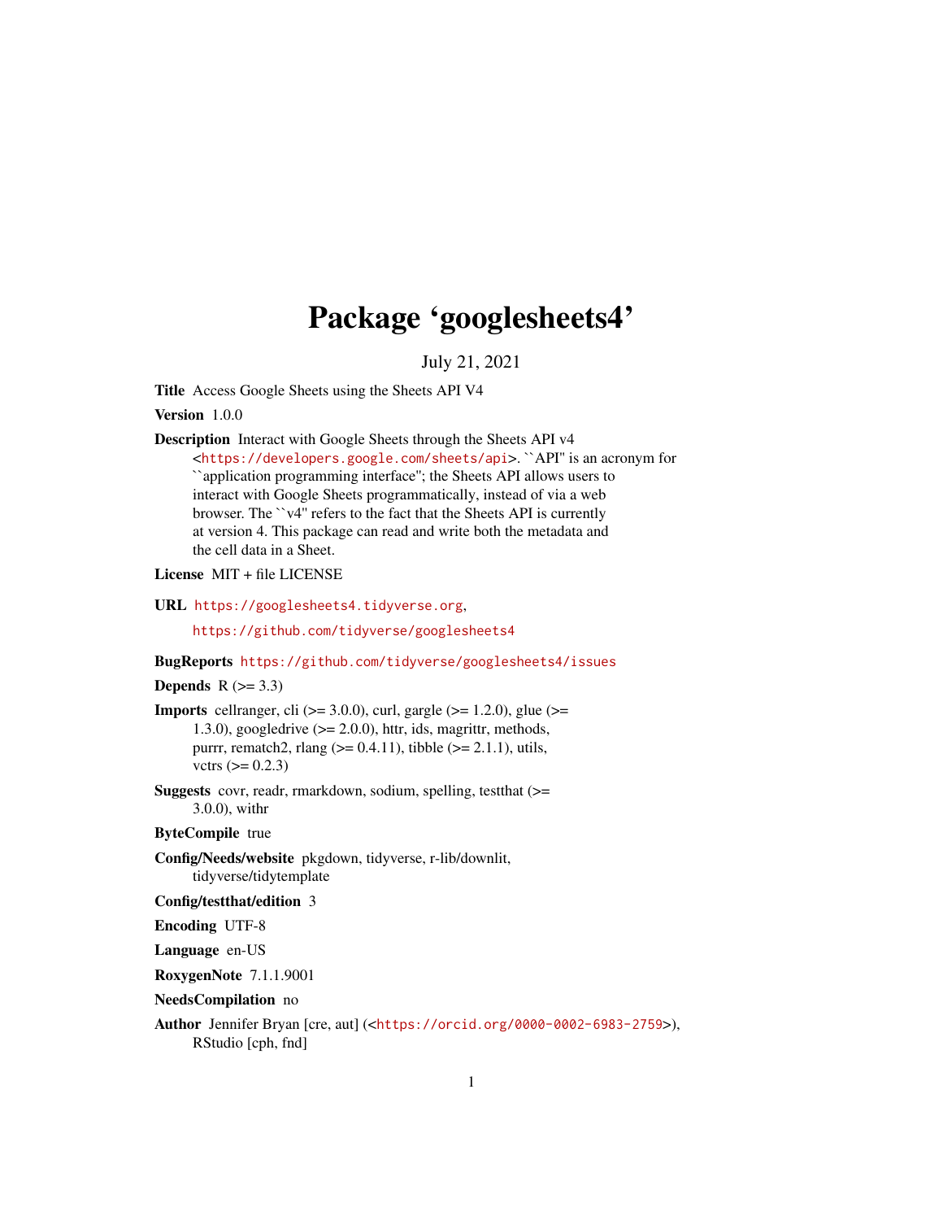# Package 'googlesheets4'

July 21, 2021

**Title** Access Google Sheets using the Sheets API V4

**Version** 1.0.0

**Description** Interact with Google Sheets through the Sheets API v4 <https://developers.google.com/sheets/api>. ``API'' is an acronym for ``application programming interface''; the Sheets API allows users to interact with Google Sheets programmatically, instead of via a web browser. The ``v4'' refers to the fact that the Sheets API is currently at version 4. This package can read and write both the metadata and the cell data in a Sheet.

**License** MIT + file LICENSE

**URL** https://googlesheets4.tidyverse.org, https://github.com/tidyverse/googlesheets4

**BugReports** https://github.com/tidyverse/googlesheets4/issues

**Depends** R (>= 3.3)

**Imports** cellranger, cli (>= 3.0.0), curl, gargle (>= 1.2.0), glue (>= 1.3.0), googledrive (>= 2.0.0), httr, ids, magrittr, methods, purrr, rematch2, rlang (>= 0.4.11), tibble (>= 2.1.1), utils, vctrs (>= 0.2.3)

**Suggests** covr, readr, rmarkdown, sodium, spelling, testthat (>= 3.0.0), withr

**ByteCompile** true

**Config/Needs/website** pkgdown, tidyverse, r-lib/downlit, tidyverse/tidytemplate

**Config/testthat/edition** 3

**Encoding** UTF-8

**Language** en-US

**RoxygenNote** 7.1.1.9001

**NeedsCompilation** no

**Author** Jennifer Bryan [cre, aut] (<https://orcid.org/0000-0002-6983-2759>), RStudio [cph, fnd]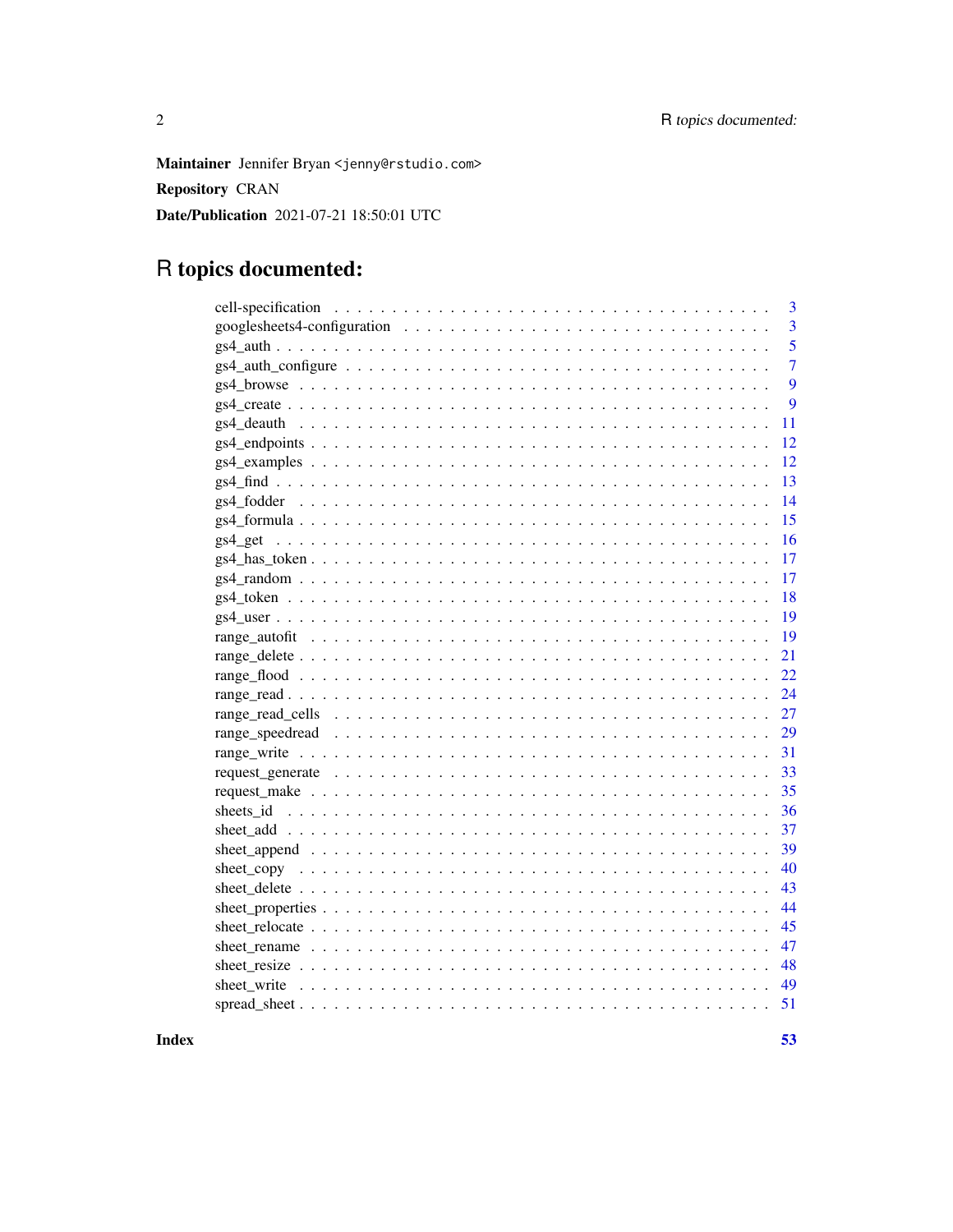**Maintainer** Jennifer Bryan <jenny@rstudio.com>

**Repository** CRAN

**Date/Publication** 2021-07-21 18:50:01 UTC

# R topics documented:

| | |
|---|---|
| cell-specification | 3 |
| googlesheets4-configuration | 3 |
| gs4_auth | 5 |
| gs4_auth_configure | 7 |
| gs4_browse | 9 |
| gs4_create | 9 |
| gs4_deauth | 11 |
| gs4_endpoints | 12 |
| gs4_examples | 12 |
| gs4_find | 13 |
| gs4_fodder | 14 |
| gs4_formula | 15 |
| gs4_get | 16 |
| gs4_has_token | 17 |
| gs4_random | 17 |
| gs4_token | 18 |
| gs4_user | 19 |
| range_autofit | 19 |
| range_delete | 21 |
| range_flood | 22 |
| range_read | 24 |
| range_read_cells | 27 |
| range_speedread | 29 |
| range_write | 31 |
| request_generate | 33 |
| request_make | 35 |
| sheets_id | 36 |
| sheet_add | 37 |
| sheet_append | 39 |
| sheet_copy | 40 |
| sheet_delete | 43 |
| sheet_properties | 44 |
| sheet_relocate | 45 |
| sheet_rename | 47 |
| sheet_resize | 48 |
| sheet_write | 49 |
| spread_sheet | 51 |
| **Index** | **53** |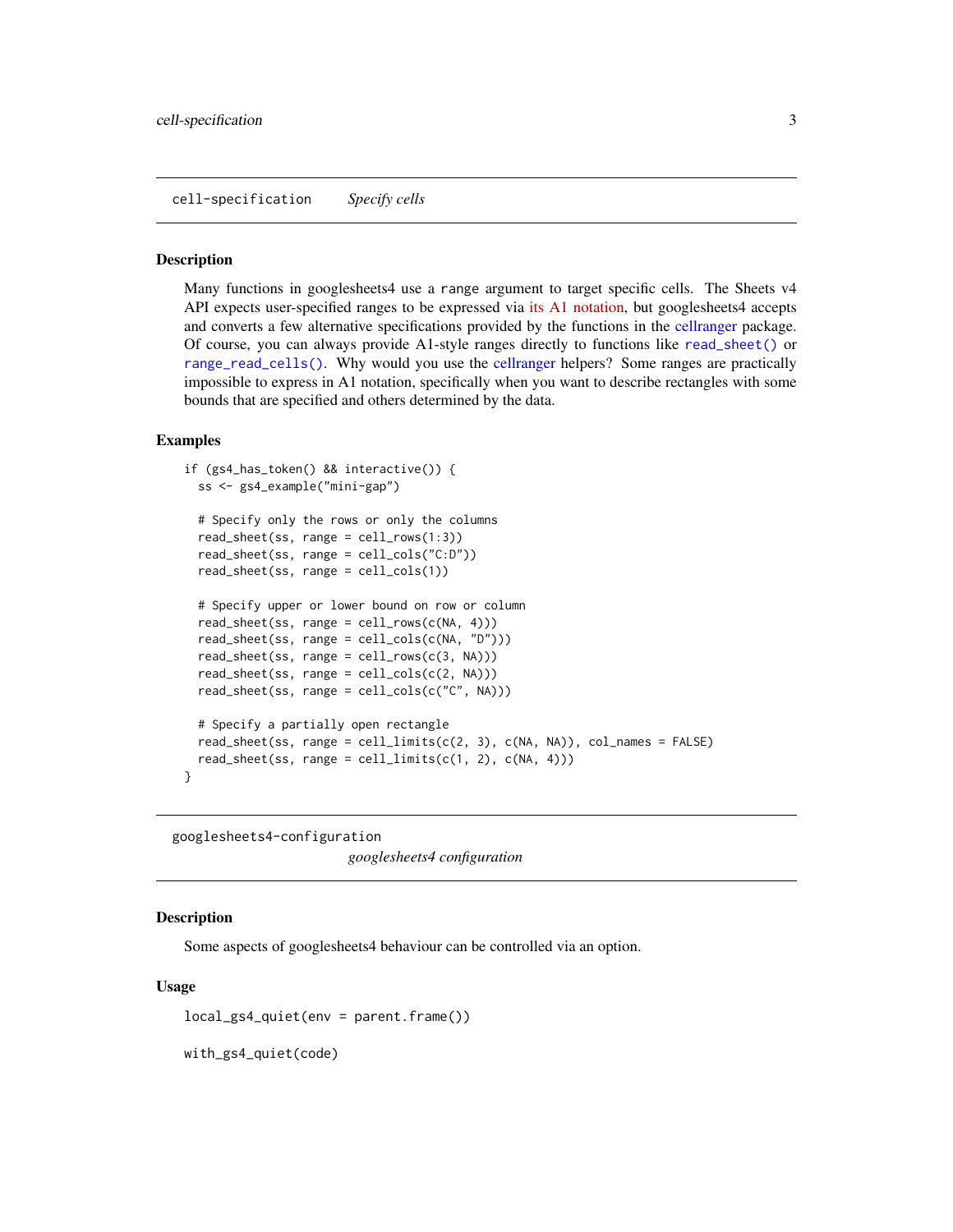## cell-specification *Specify cells*

### Description

Many functions in googlesheets4 use a `range` argument to target specific cells. The Sheets v4 API expects user-specified ranges to be expressed via its A1 notation, but googlesheets4 accepts and converts a few alternative specifications provided by the functions in the cellranger package. Of course, you can always provide A1-style ranges directly to functions like `read_sheet()` or `range_read_cells()`. Why would you use the cellranger helpers? Some ranges are practically impossible to express in A1 notation, specifically when you want to describe rectangles with some bounds that are specified and others determined by the data.

### Examples

```
if (gs4_has_token() && interactive()) {
  ss <- gs4_example("mini-gap")

  # Specify only the rows or only the columns
  read_sheet(ss, range = cell_rows(1:3))
  read_sheet(ss, range = cell_cols("C:D"))
  read_sheet(ss, range = cell_cols(1))

  # Specify upper or lower bound on row or column
  read_sheet(ss, range = cell_rows(c(NA, 4)))
  read_sheet(ss, range = cell_cols(c(NA, "D")))
  read_sheet(ss, range = cell_rows(c(3, NA)))
  read_sheet(ss, range = cell_cols(c(2, NA)))
  read_sheet(ss, range = cell_cols(c("C", NA)))

  # Specify a partially open rectangle
  read_sheet(ss, range = cell_limits(c(2, 3), c(NA, NA)), col_names = FALSE)
  read_sheet(ss, range = cell_limits(c(1, 2), c(NA, 4)))
}
```

## googlesheets4-configuration *googlesheets4 configuration*

### Description

Some aspects of googlesheets4 behaviour can be controlled via an option.

### Usage

```
local_gs4_quiet(env = parent.frame())

with_gs4_quiet(code)
```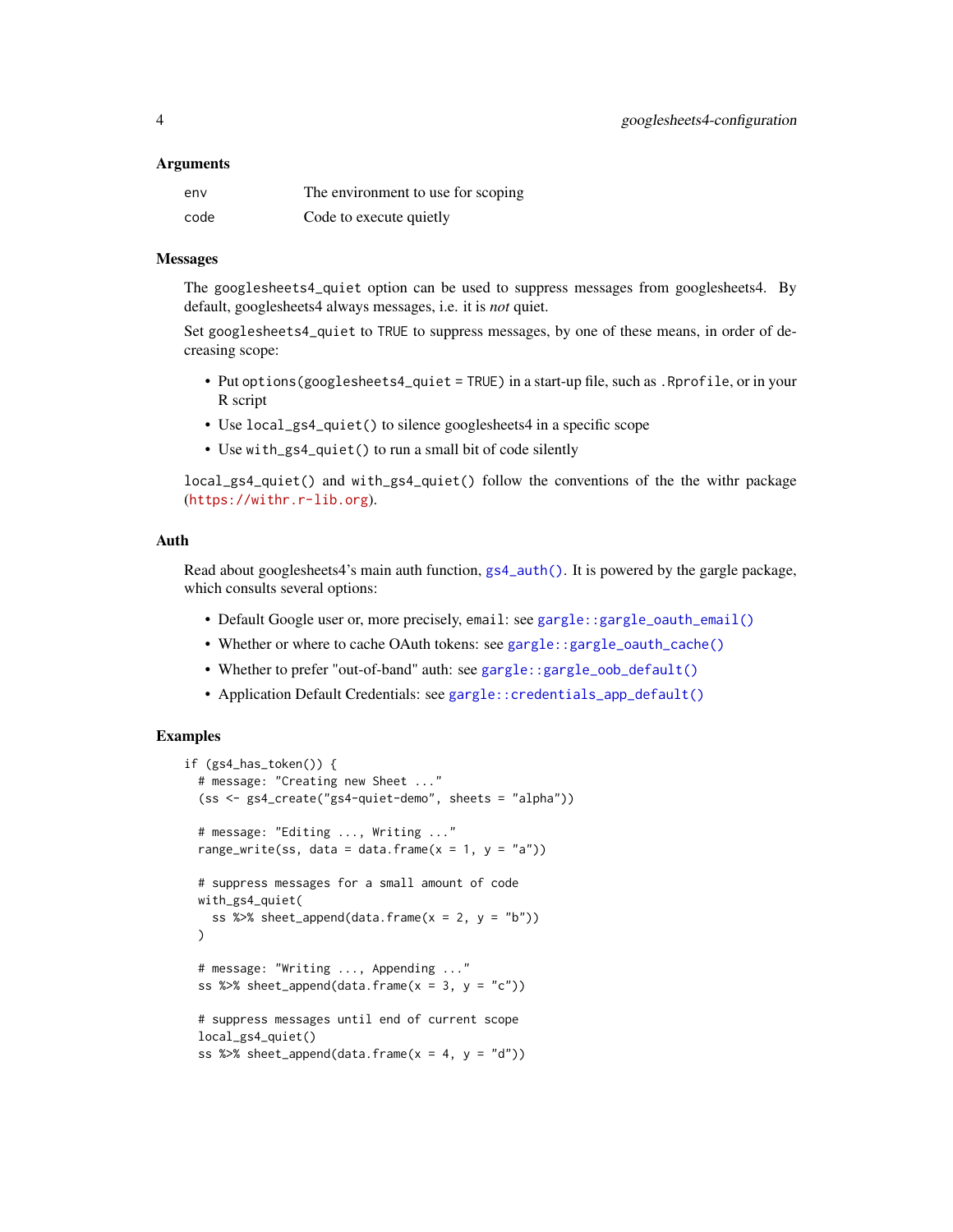### Arguments

| | |
|---|---|
| env | The environment to use for scoping |
| code | Code to execute quietly |

### Messages

The `googlesheets4_quiet` option can be used to suppress messages from googlesheets4. By default, googlesheets4 always messages, i.e. it is *not* quiet.

Set `googlesheets4_quiet` to `TRUE` to suppress messages, by one of these means, in order of decreasing scope:

- Put `options(googlesheets4_quiet = TRUE)` in a start-up file, such as `.Rprofile`, or in your R script
- Use `local_gs4_quiet()` to silence googlesheets4 in a specific scope
- Use `with_gs4_quiet()` to run a small bit of code silently

`local_gs4_quiet()` and `with_gs4_quiet()` follow the conventions of the the withr package (https://withr.r-lib.org).

### Auth

Read about googlesheets4's main auth function, `gs4_auth()`. It is powered by the gargle package, which consults several options:

- Default Google user or, more precisely, `email`: see `gargle::gargle_oauth_email()`
- Whether or where to cache OAuth tokens: see `gargle::gargle_oauth_cache()`
- Whether to prefer "out-of-band" auth: see `gargle::gargle_oob_default()`
- Application Default Credentials: see `gargle::credentials_app_default()`

### Examples

```
if (gs4_has_token()) {
  # message: "Creating new Sheet ..."
  (ss <- gs4_create("gs4-quiet-demo", sheets = "alpha"))

  # message: "Editing ..., Writing ..."
  range_write(ss, data = data.frame(x = 1, y = "a"))

  # suppress messages for a small amount of code
  with_gs4_quiet(
    ss %>% sheet_append(data.frame(x = 2, y = "b"))
  )

  # message: "Writing ..., Appending ..."
  ss %>% sheet_append(data.frame(x = 3, y = "c"))

  # suppress messages until end of current scope
  local_gs4_quiet()
  ss %>% sheet_append(data.frame(x = 4, y = "d"))
```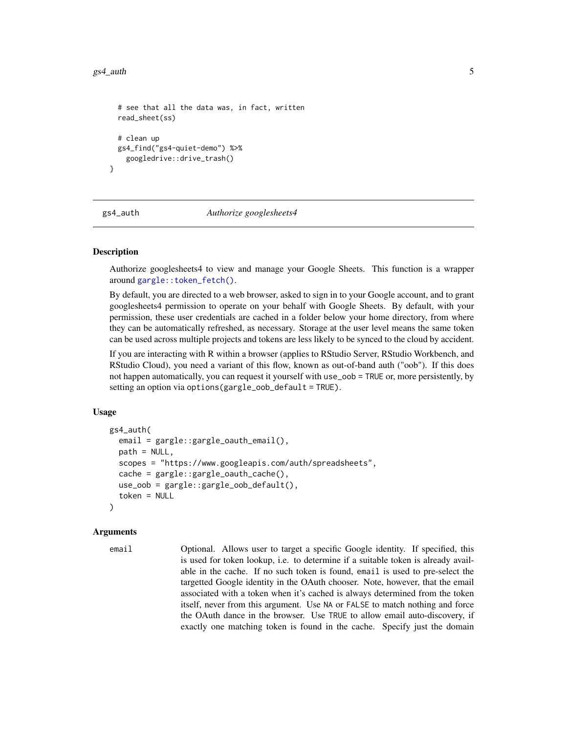```
  # see that all the data was, in fact, written
  read_sheet(ss)

  # clean up
  gs4_find("gs4-quiet-demo") %>%
    googledrive::drive_trash()
}
```

---

## gs4_auth — *Authorize googlesheets4*

### Description

Authorize googlesheets4 to view and manage your Google Sheets. This function is a wrapper around `gargle::token_fetch()`.

By default, you are directed to a web browser, asked to sign in to your Google account, and to grant googlesheets4 permission to operate on your behalf with Google Sheets. By default, with your permission, these user credentials are cached in a folder below your home directory, from where they can be automatically refreshed, as necessary. Storage at the user level means the same token can be used across multiple projects and tokens are less likely to be synced to the cloud by accident.

If you are interacting with R within a browser (applies to RStudio Server, RStudio Workbench, and RStudio Cloud), you need a variant of this flow, known as out-of-band auth ("oob"). If this does not happen automatically, you can request it yourself with `use_oob = TRUE` or, more persistently, by setting an option via `options(gargle_oob_default = TRUE)`.

### Usage

```
gs4_auth(
  email = gargle::gargle_oauth_email(),
  path = NULL,
  scopes = "https://www.googleapis.com/auth/spreadsheets",
  cache = gargle::gargle_oauth_cache(),
  use_oob = gargle::gargle_oob_default(),
  token = NULL
)
```

### Arguments

`email` Optional. Allows user to target a specific Google identity. If specified, this is used for token lookup, i.e. to determine if a suitable token is already available in the cache. If no such token is found, `email` is used to pre-select the targetted Google identity in the OAuth chooser. Note, however, that the email associated with a token when it's cached is always determined from the token itself, never from this argument. Use `NA` or `FALSE` to match nothing and force the OAuth dance in the browser. Use `TRUE` to allow email auto-discovery, if exactly one matching token is found in the cache. Specify just the domain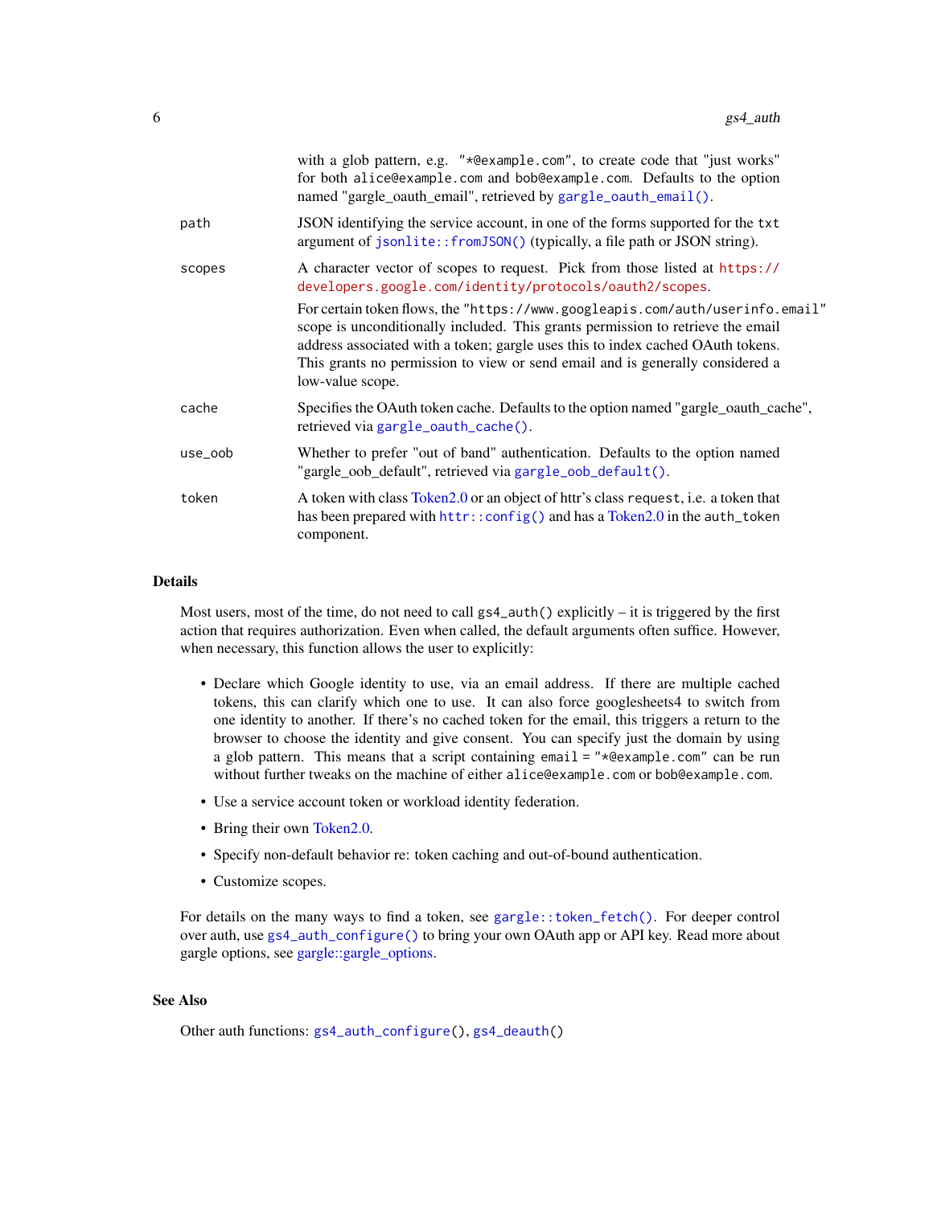with a glob pattern, e.g. "*@example.com", to create code that "just works" for both alice@example.com and bob@example.com. Defaults to the option named "gargle_oauth_email", retrieved by gargle_oauth_email().

path
: JSON identifying the service account, in one of the forms supported for the txt argument of jsonlite::fromJSON() (typically, a file path or JSON string).

scopes
: A character vector of scopes to request. Pick from those listed at https://developers.google.com/identity/protocols/oauth2/scopes.

  For certain token flows, the "https://www.googleapis.com/auth/userinfo.email" scope is unconditionally included. This grants permission to retrieve the email address associated with a token; gargle uses this to index cached OAuth tokens. This grants no permission to view or send email and is generally considered a low-value scope.

cache
: Specifies the OAuth token cache. Defaults to the option named "gargle_oauth_cache", retrieved via gargle_oauth_cache().

use_oob
: Whether to prefer "out of band" authentication. Defaults to the option named "gargle_oob_default", retrieved via gargle_oob_default().

token
: A token with class Token2.0 or an object of httr's class request, i.e. a token that has been prepared with httr::config() and has a Token2.0 in the auth_token component.

## Details

Most users, most of the time, do not need to call gs4_auth() explicitly – it is triggered by the first action that requires authorization. Even when called, the default arguments often suffice. However, when necessary, this function allows the user to explicitly:

- Declare which Google identity to use, via an email address. If there are multiple cached tokens, this can clarify which one to use. It can also force googlesheets4 to switch from one identity to another. If there's no cached token for the email, this triggers a return to the browser to choose the identity and give consent. You can specify just the domain by using a glob pattern. This means that a script containing email = "*@example.com" can be run without further tweaks on the machine of either alice@example.com or bob@example.com.
- Use a service account token or workload identity federation.
- Bring their own Token2.0.
- Specify non-default behavior re: token caching and out-of-bound authentication.
- Customize scopes.

For details on the many ways to find a token, see gargle::token_fetch(). For deeper control over auth, use gs4_auth_configure() to bring your own OAuth app or API key. Read more about gargle options, see gargle::gargle_options.

## See Also

Other auth functions: gs4_auth_configure(), gs4_deauth()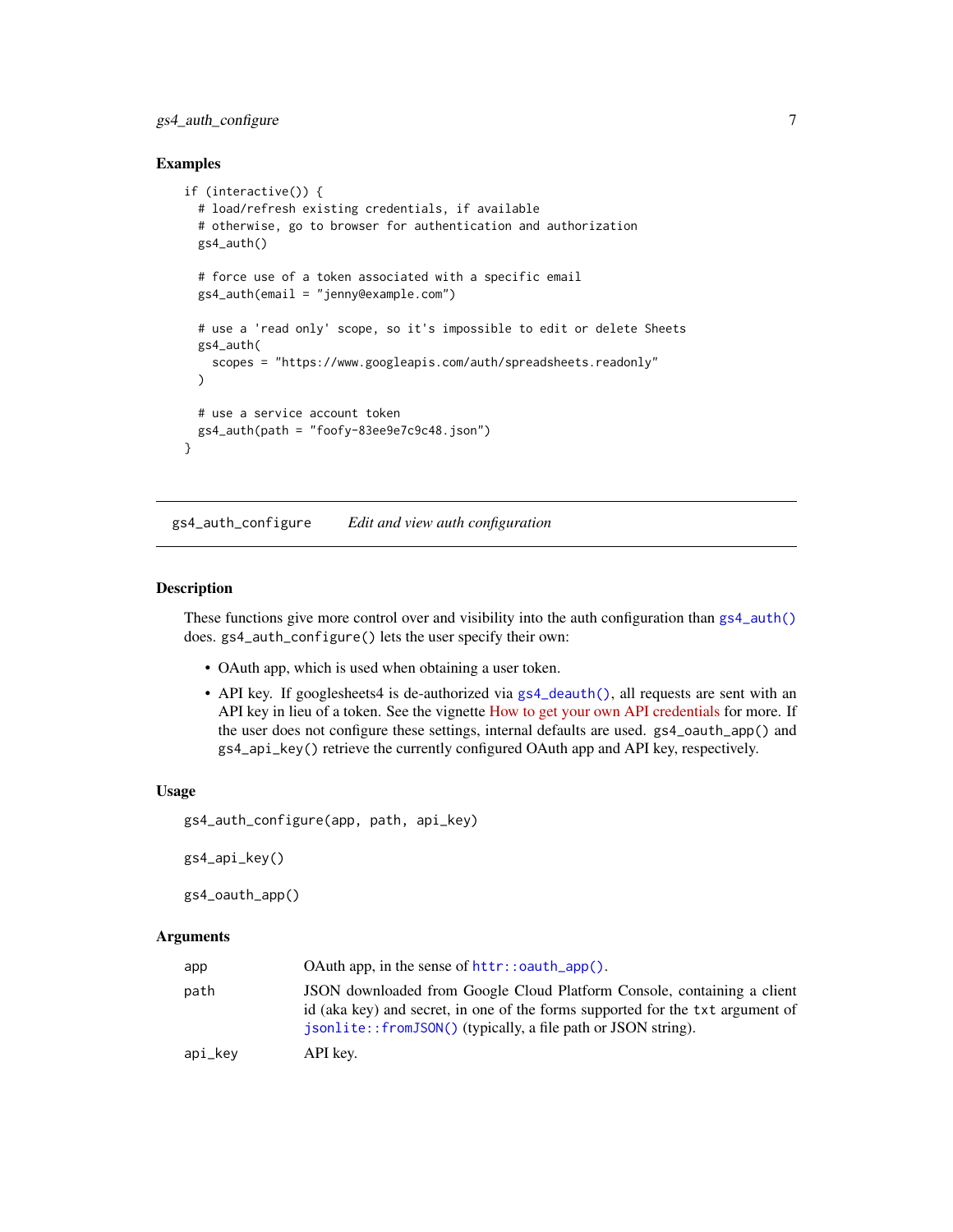### Examples

```
if (interactive()) {
  # load/refresh existing credentials, if available
  # otherwise, go to browser for authentication and authorization
  gs4_auth()

  # force use of a token associated with a specific email
  gs4_auth(email = "jenny@example.com")

  # use a 'read only' scope, so it's impossible to edit or delete Sheets
  gs4_auth(
    scopes = "https://www.googleapis.com/auth/spreadsheets.readonly"
  )

  # use a service account token
  gs4_auth(path = "foofy-83ee9e7c9c48.json")
}
```

---

## gs4_auth_configure *Edit and view auth configuration*

### Description

These functions give more control over and visibility into the auth configuration than `gs4_auth()` does. `gs4_auth_configure()` lets the user specify their own:

- OAuth app, which is used when obtaining a user token.
- API key. If googlesheets4 is de-authorized via `gs4_deauth()`, all requests are sent with an API key in lieu of a token. See the vignette How to get your own API credentials for more. If the user does not configure these settings, internal defaults are used. `gs4_oauth_app()` and `gs4_api_key()` retrieve the currently configured OAuth app and API key, respectively.

### Usage

```
gs4_auth_configure(app, path, api_key)

gs4_api_key()

gs4_oauth_app()
```

### Arguments

| | |
|---|---|
| `app` | OAuth app, in the sense of `httr::oauth_app()`. |
| `path` | JSON downloaded from Google Cloud Platform Console, containing a client id (aka key) and secret, in one of the forms supported for the `txt` argument of `jsonlite::fromJSON()` (typically, a file path or JSON string). |
| `api_key` | API key. |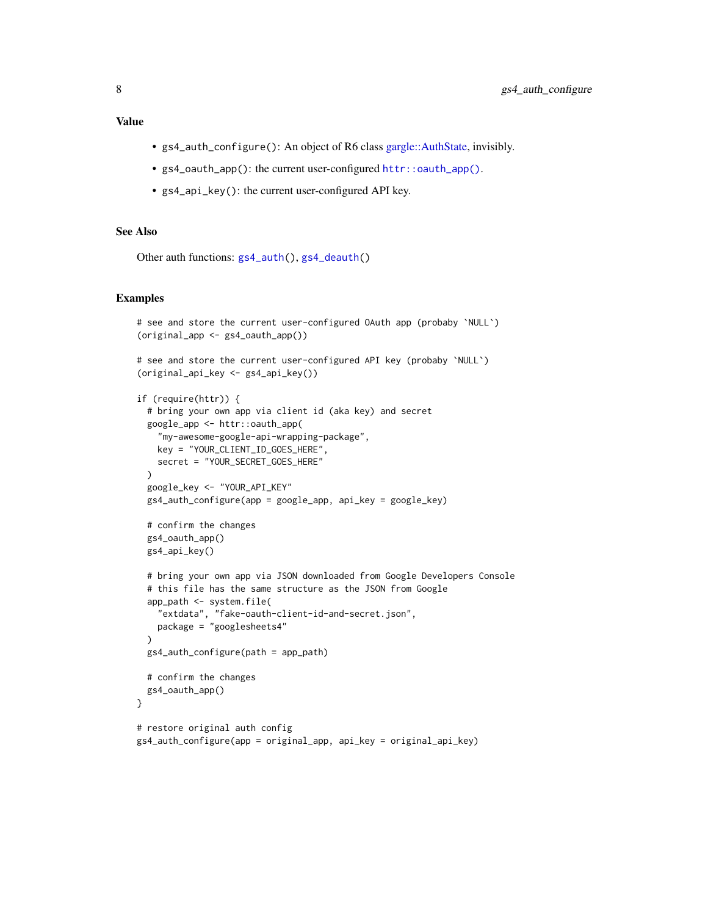## Value

- `gs4_auth_configure()`: An object of R6 class gargle::AuthState, invisibly.
- `gs4_oauth_app()`: the current user-configured `httr::oauth_app()`.
- `gs4_api_key()`: the current user-configured API key.

## See Also

Other auth functions: `gs4_auth()`, `gs4_deauth()`

## Examples

```
# see and store the current user-configured OAuth app (probaby `NULL`)
(original_app <- gs4_oauth_app())

# see and store the current user-configured API key (probaby `NULL`)
(original_api_key <- gs4_api_key())

if (require(httr)) {
  # bring your own app via client id (aka key) and secret
  google_app <- httr::oauth_app(
    "my-awesome-google-api-wrapping-package",
    key = "YOUR_CLIENT_ID_GOES_HERE",
    secret = "YOUR_SECRET_GOES_HERE"
  )
  google_key <- "YOUR_API_KEY"
  gs4_auth_configure(app = google_app, api_key = google_key)

  # confirm the changes
  gs4_oauth_app()
  gs4_api_key()

  # bring your own app via JSON downloaded from Google Developers Console
  # this file has the same structure as the JSON from Google
  app_path <- system.file(
    "extdata", "fake-oauth-client-id-and-secret.json",
    package = "googlesheets4"
  )
  gs4_auth_configure(path = app_path)

  # confirm the changes
  gs4_oauth_app()
}

# restore original auth config
gs4_auth_configure(app = original_app, api_key = original_api_key)
```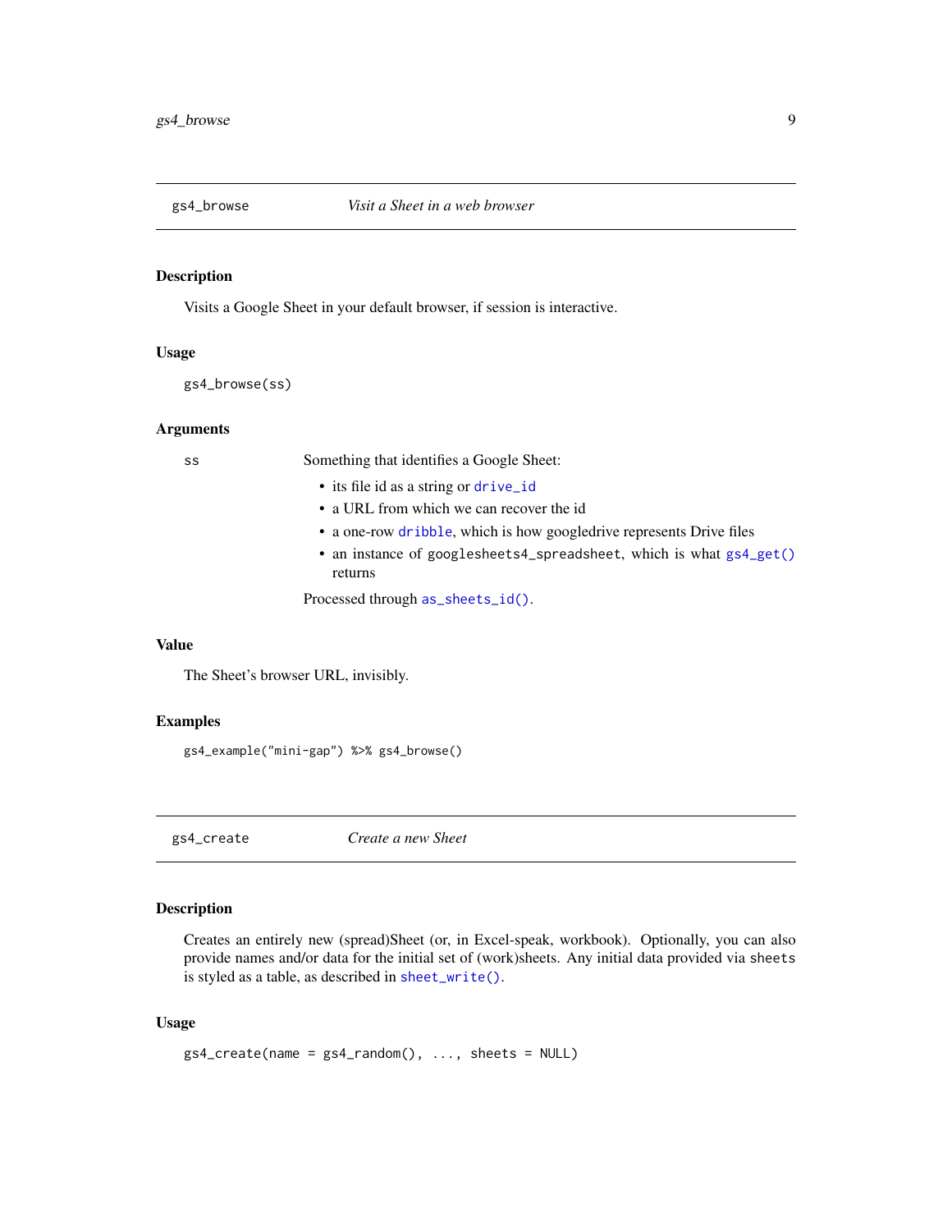## gs4_browse — *Visit a Sheet in a web browser*

### Description

Visits a Google Sheet in your default browser, if session is interactive.

### Usage

```
gs4_browse(ss)
```

### Arguments

`ss` — Something that identifies a Google Sheet:

- its file id as a string or `drive_id`
- a URL from which we can recover the id
- a one-row `dribble`, which is how googledrive represents Drive files
- an instance of `googlesheets4_spreadsheet`, which is what `gs4_get()` returns

Processed through `as_sheets_id()`.

### Value

The Sheet's browser URL, invisibly.

### Examples

```
gs4_example("mini-gap") %>% gs4_browse()
```

## gs4_create — *Create a new Sheet*

### Description

Creates an entirely new (spread)Sheet (or, in Excel-speak, workbook). Optionally, you can also provide names and/or data for the initial set of (work)sheets. Any initial data provided via `sheets` is styled as a table, as described in `sheet_write()`.

### Usage

```
gs4_create(name = gs4_random(), ..., sheets = NULL)
```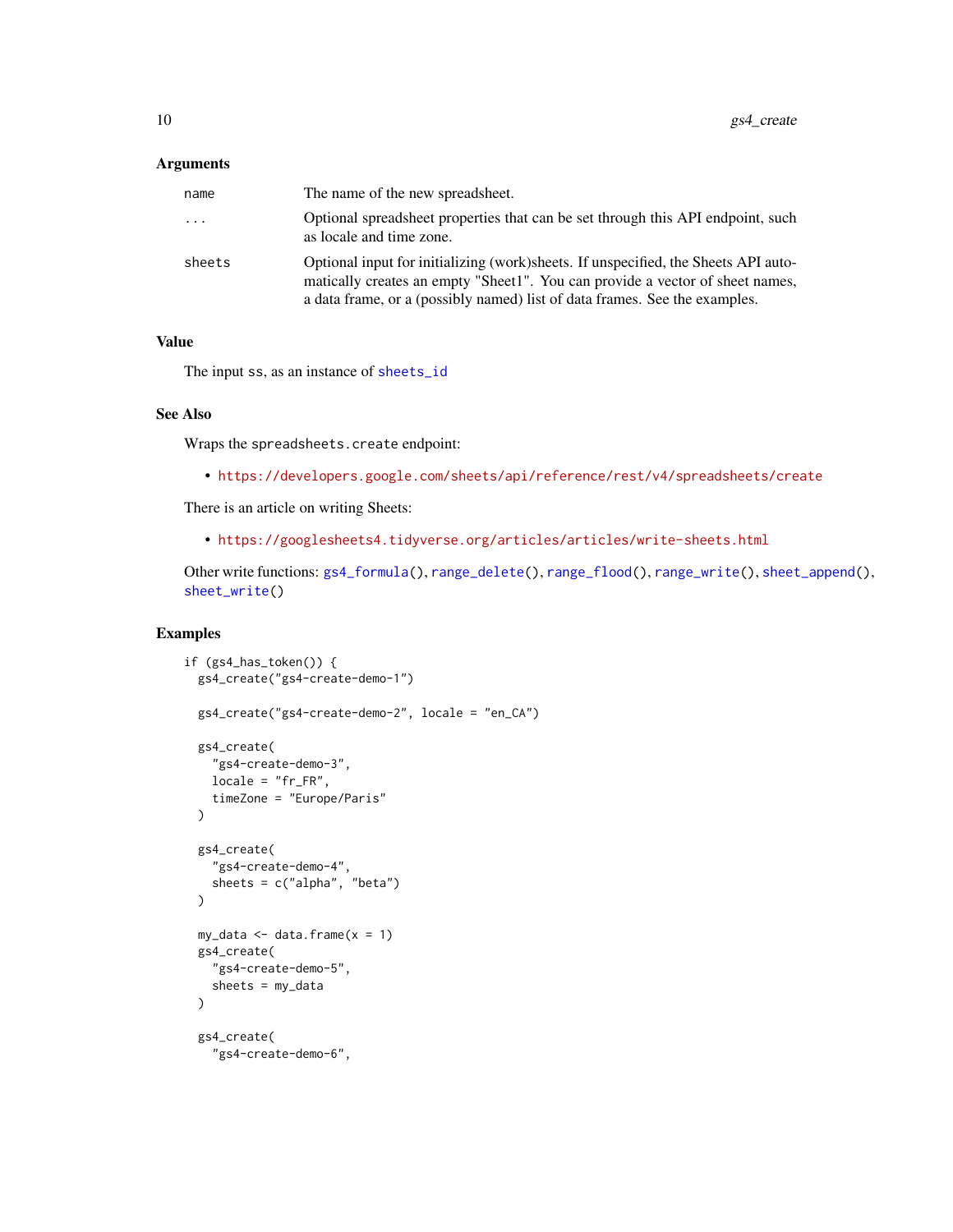## Arguments

| | |
|---|---|
| `name` | The name of the new spreadsheet. |
| `...` | Optional spreadsheet properties that can be set through this API endpoint, such as locale and time zone. |
| `sheets` | Optional input for initializing (work)sheets. If unspecified, the Sheets API automatically creates an empty "Sheet1". You can provide a vector of sheet names, a data frame, or a (possibly named) list of data frames. See the examples. |

## Value

The input `ss`, as an instance of `sheets_id`

## See Also

Wraps the `spreadsheets.create` endpoint:

- https://developers.google.com/sheets/api/reference/rest/v4/spreadsheets/create

There is an article on writing Sheets:

- https://googlesheets4.tidyverse.org/articles/articles/write-sheets.html

Other write functions: `gs4_formula()`, `range_delete()`, `range_flood()`, `range_write()`, `sheet_append()`, `sheet_write()`

## Examples

```
if (gs4_has_token()) {
  gs4_create("gs4-create-demo-1")

  gs4_create("gs4-create-demo-2", locale = "en_CA")

  gs4_create(
    "gs4-create-demo-3",
    locale = "fr_FR",
    timeZone = "Europe/Paris"
  )

  gs4_create(
    "gs4-create-demo-4",
    sheets = c("alpha", "beta")
  )

  my_data <- data.frame(x = 1)
  gs4_create(
    "gs4-create-demo-5",
    sheets = my_data
  )

  gs4_create(
    "gs4-create-demo-6",
```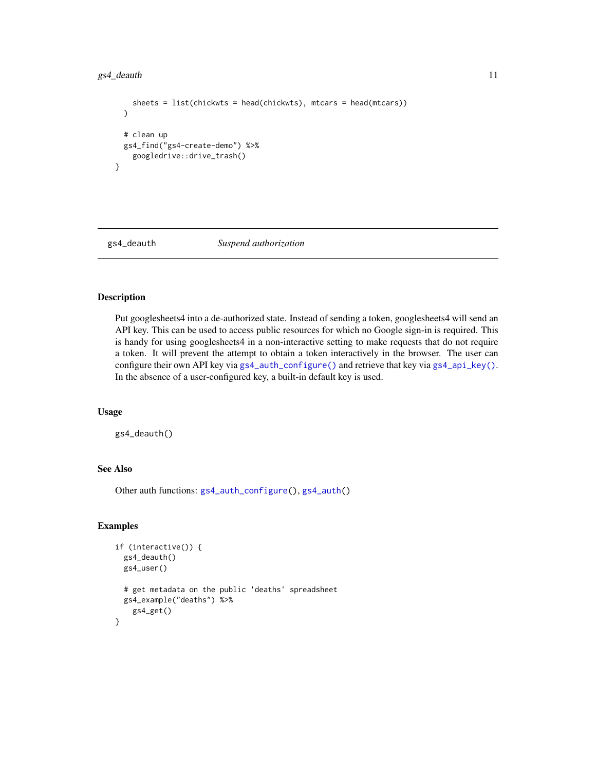```
    sheets = list(chickwts = head(chickwts), mtcars = head(mtcars))
  )

  # clean up
  gs4_find("gs4-create-demo") %>%
    googledrive::drive_trash()
}
```

## gs4_deauth — *Suspend authorization*

### Description

Put googlesheets4 into a de-authorized state. Instead of sending a token, googlesheets4 will send an API key. This can be used to access public resources for which no Google sign-in is required. This is handy for using googlesheets4 in a non-interactive setting to make requests that do not require a token. It will prevent the attempt to obtain a token interactively in the browser. The user can configure their own API key via `gs4_auth_configure()` and retrieve that key via `gs4_api_key()`. In the absence of a user-configured key, a built-in default key is used.

### Usage

```
gs4_deauth()
```

### See Also

Other auth functions: `gs4_auth_configure()`, `gs4_auth()`

### Examples

```
if (interactive()) {
  gs4_deauth()
  gs4_user()

  # get metadata on the public 'deaths' spreadsheet
  gs4_example("deaths") %>%
    gs4_get()
}
```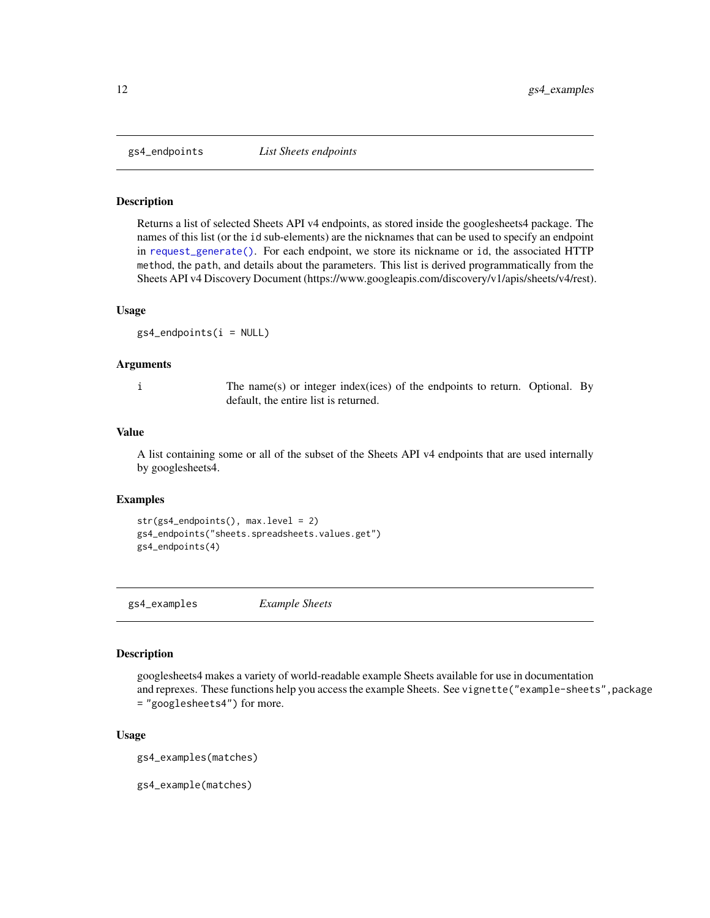## gs4_endpoints *List Sheets endpoints*

### Description

Returns a list of selected Sheets API v4 endpoints, as stored inside the googlesheets4 package. The names of this list (or the `id` sub-elements) are the nicknames that can be used to specify an endpoint in `request_generate()`. For each endpoint, we store its nickname or `id`, the associated HTTP `method`, the `path`, and details about the parameters. This list is derived programmatically from the Sheets API v4 Discovery Document (https://www.googleapis.com/discovery/v1/apis/sheets/v4/rest).

### Usage

```
gs4_endpoints(i = NULL)
```

### Arguments

| | |
|---|---|
| i | The name(s) or integer index(ices) of the endpoints to return. Optional. By default, the entire list is returned. |

### Value

A list containing some or all of the subset of the Sheets API v4 endpoints that are used internally by googlesheets4.

### Examples

```
str(gs4_endpoints(), max.level = 2)
gs4_endpoints("sheets.spreadsheets.values.get")
gs4_endpoints(4)
```

## gs4_examples *Example Sheets*

### Description

googlesheets4 makes a variety of world-readable example Sheets available for use in documentation and reprexes. These functions help you access the example Sheets. See `vignette("example-sheets",package = "googlesheets4")` for more.

### Usage

```
gs4_examples(matches)

gs4_example(matches)
```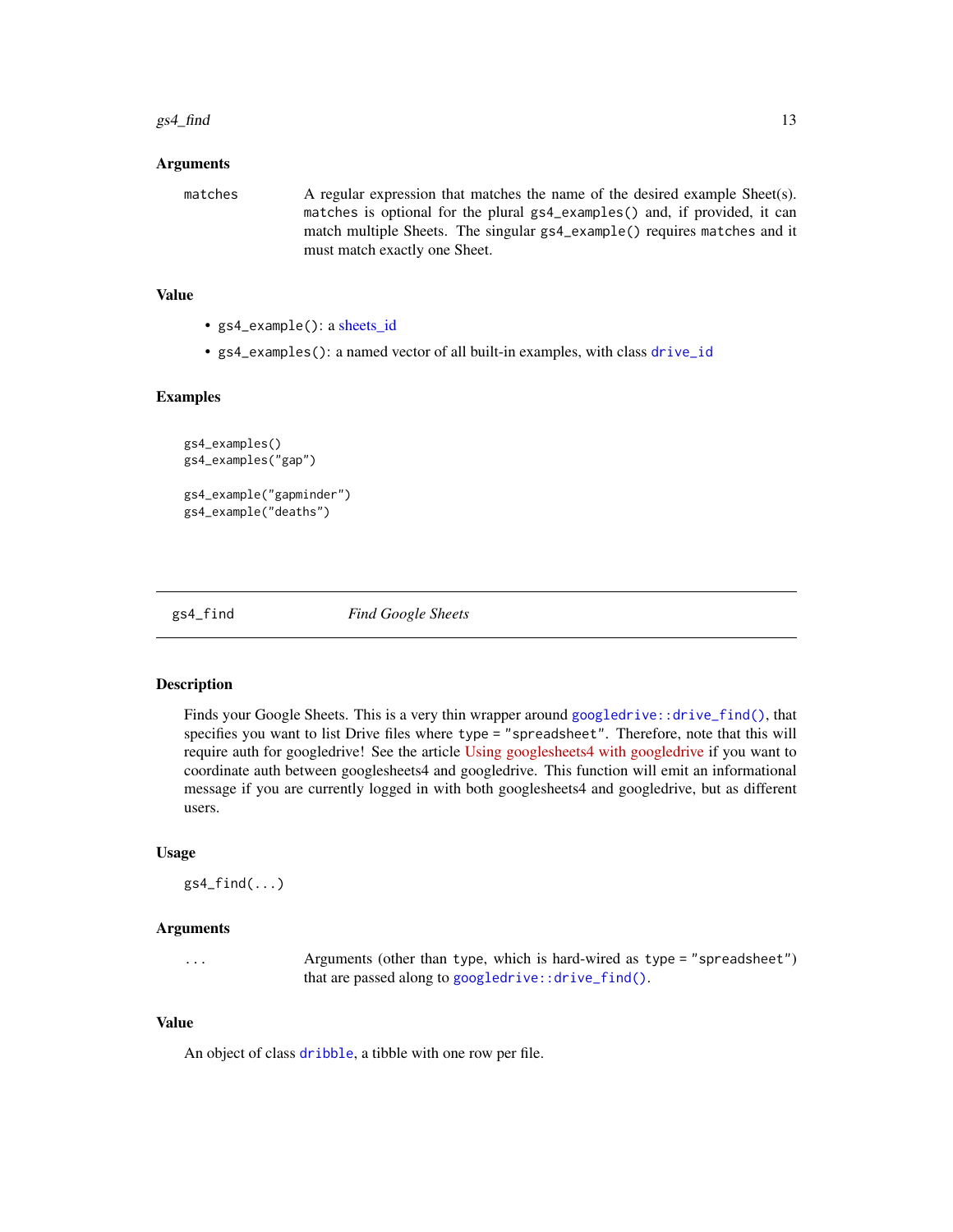### Arguments

`matches` A regular expression that matches the name of the desired example Sheet(s). `matches` is optional for the plural `gs4_examples()` and, if provided, it can match multiple Sheets. The singular `gs4_example()` requires `matches` and it must match exactly one Sheet.

### Value

- `gs4_example()`: a sheets_id
- `gs4_examples()`: a named vector of all built-in examples, with class `drive_id`

### Examples

```
gs4_examples()
gs4_examples("gap")

gs4_example("gapminder")
gs4_example("deaths")
```

---

## gs4_find *Find Google Sheets*

### Description

Finds your Google Sheets. This is a very thin wrapper around `googledrive::drive_find()`, that specifies you want to list Drive files where `type = "spreadsheet"`. Therefore, note that this will require auth for googledrive! See the article Using googlesheets4 with googledrive if you want to coordinate auth between googlesheets4 and googledrive. This function will emit an informational message if you are currently logged in with both googlesheets4 and googledrive, but as different users.

### Usage

```
gs4_find(...)
```

### Arguments

`...` Arguments (other than `type`, which is hard-wired as `type = "spreadsheet"`) that are passed along to `googledrive::drive_find()`.

### Value

An object of class `dribble`, a tibble with one row per file.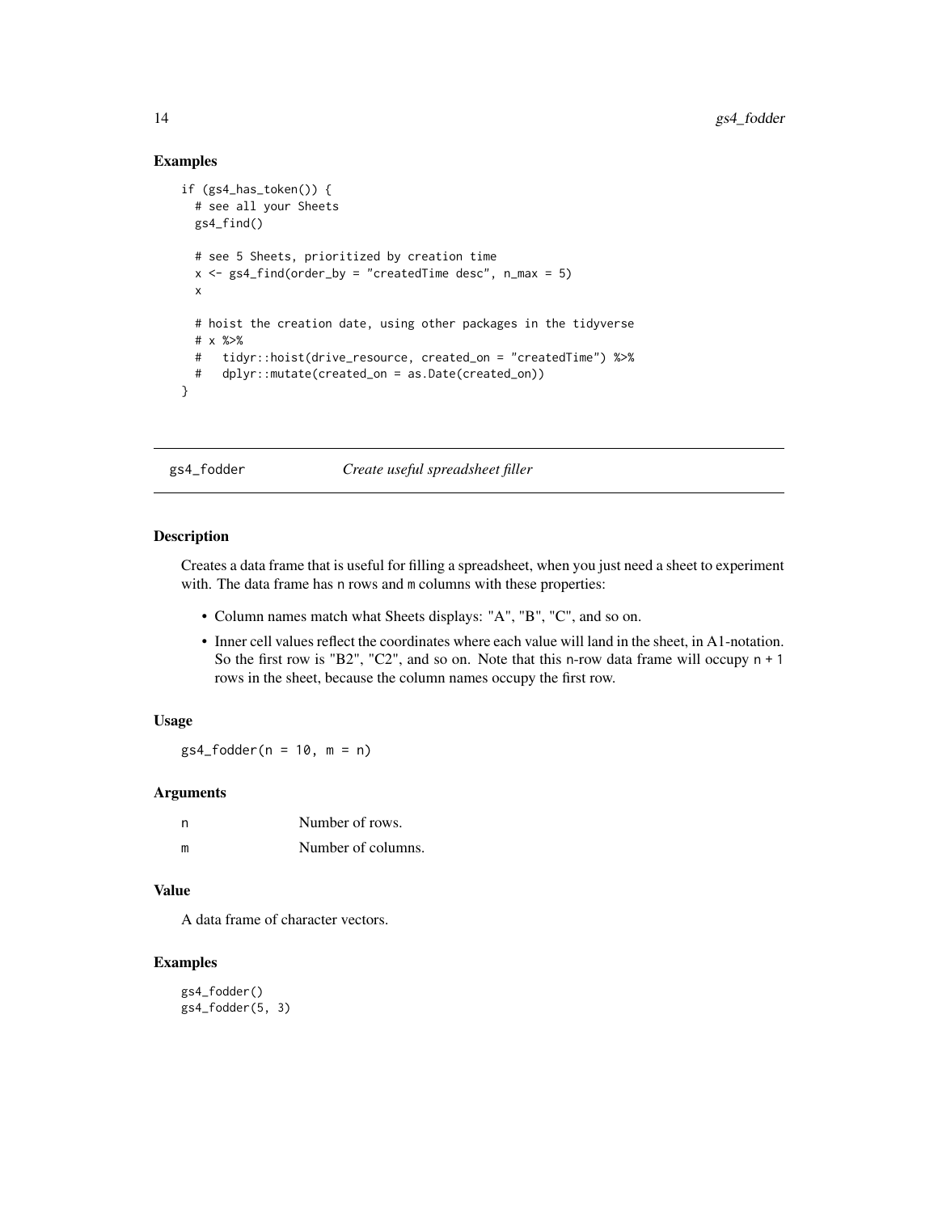### Examples

```
if (gs4_has_token()) {
  # see all your Sheets
  gs4_find()

  # see 5 Sheets, prioritized by creation time
  x <- gs4_find(order_by = "createdTime desc", n_max = 5)
  x

  # hoist the creation date, using other packages in the tidyverse
  # x %>%
  #   tidyr::hoist(drive_resource, created_on = "createdTime") %>%
  #   dplyr::mutate(created_on = as.Date(created_on))
}
```

---

## gs4_fodder — *Create useful spreadsheet filler*

### Description

Creates a data frame that is useful for filling a spreadsheet, when you just need a sheet to experiment with. The data frame has n rows and m columns with these properties:

- Column names match what Sheets displays: "A", "B", "C", and so on.
- Inner cell values reflect the coordinates where each value will land in the sheet, in A1-notation. So the first row is "B2", "C2", and so on. Note that this n-row data frame will occupy n + 1 rows in the sheet, because the column names occupy the first row.

### Usage

```
gs4_fodder(n = 10, m = n)
```

### Arguments

| | |
|---|---|
| n | Number of rows. |
| m | Number of columns. |

### Value

A data frame of character vectors.

### Examples

```
gs4_fodder()
gs4_fodder(5, 3)
```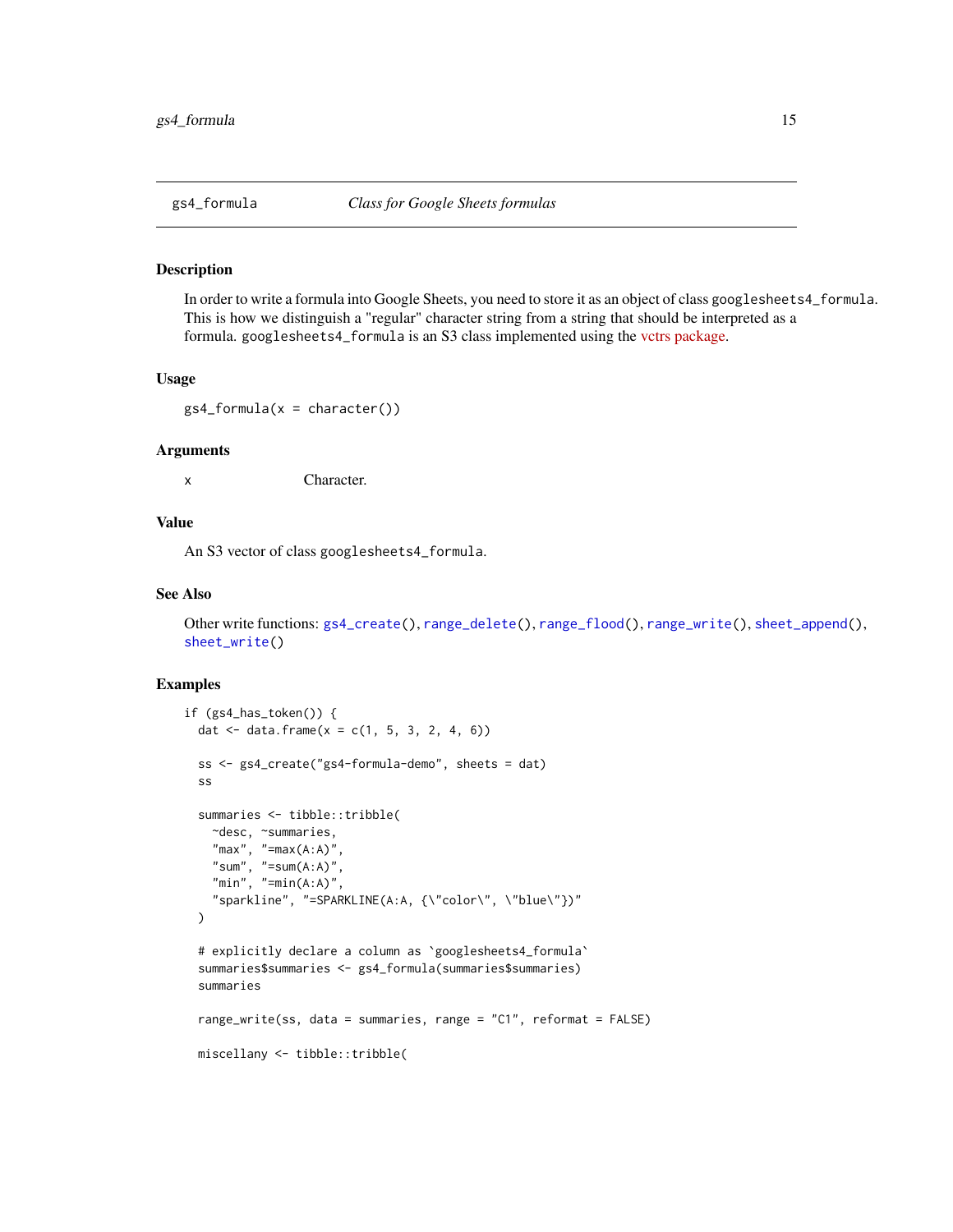## gs4_formula — *Class for Google Sheets formulas*

### Description

In order to write a formula into Google Sheets, you need to store it as an object of class `googlesheets4_formula`. This is how we distinguish a "regular" character string from a string that should be interpreted as a formula. `googlesheets4_formula` is an S3 class implemented using the vctrs package.

### Usage

```
gs4_formula(x = character())
```

### Arguments

| | |
|---|---|
| x | Character. |

### Value

An S3 vector of class `googlesheets4_formula`.

### See Also

Other write functions: `gs4_create()`, `range_delete()`, `range_flood()`, `range_write()`, `sheet_append()`, `sheet_write()`

### Examples

```
if (gs4_has_token()) {
  dat <- data.frame(x = c(1, 5, 3, 2, 4, 6))

  ss <- gs4_create("gs4-formula-demo", sheets = dat)
  ss

  summaries <- tibble::tribble(
    ~desc, ~summaries,
    "max", "=max(A:A)",
    "sum", "=sum(A:A)",
    "min", "=min(A:A)",
    "sparkline", "=SPARKLINE(A:A, {\"color\", \"blue\"})"
  )

  # explicitly declare a column as `googlesheets4_formula`
  summaries$summaries <- gs4_formula(summaries$summaries)
  summaries

  range_write(ss, data = summaries, range = "C1", reformat = FALSE)

  miscellany <- tibble::tribble(
```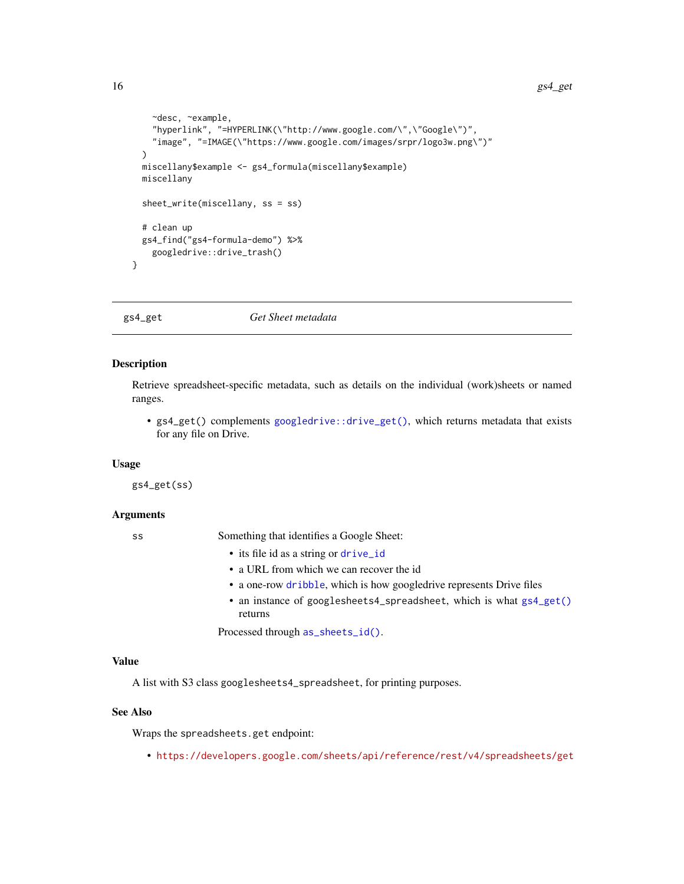```
    ~desc, ~example,
    "hyperlink", "=HYPERLINK(\"http://www.google.com/\",\"Google\")",
    "image", "=IMAGE(\"https://www.google.com/images/srpr/logo3w.png\")"
  )
  miscellany$example <- gs4_formula(miscellany$example)
  miscellany

  sheet_write(miscellany, ss = ss)

  # clean up
  gs4_find("gs4-formula-demo") %>%
    googledrive::drive_trash()
}
```

---

## gs4_get — *Get Sheet metadata*

### Description

Retrieve spreadsheet-specific metadata, such as details on the individual (work)sheets or named ranges.

- `gs4_get()` complements `googledrive::drive_get()`, which returns metadata that exists for any file on Drive.

### Usage

```
gs4_get(ss)
```

### Arguments

`ss` — Something that identifies a Google Sheet:

- its file id as a string or `drive_id`
- a URL from which we can recover the id
- a one-row `dribble`, which is how googledrive represents Drive files
- an instance of `googlesheets4_spreadsheet`, which is what `gs4_get()` returns

Processed through `as_sheets_id()`.

### Value

A list with S3 class `googlesheets4_spreadsheet`, for printing purposes.

### See Also

Wraps the `spreadsheets.get` endpoint:

- https://developers.google.com/sheets/api/reference/rest/v4/spreadsheets/get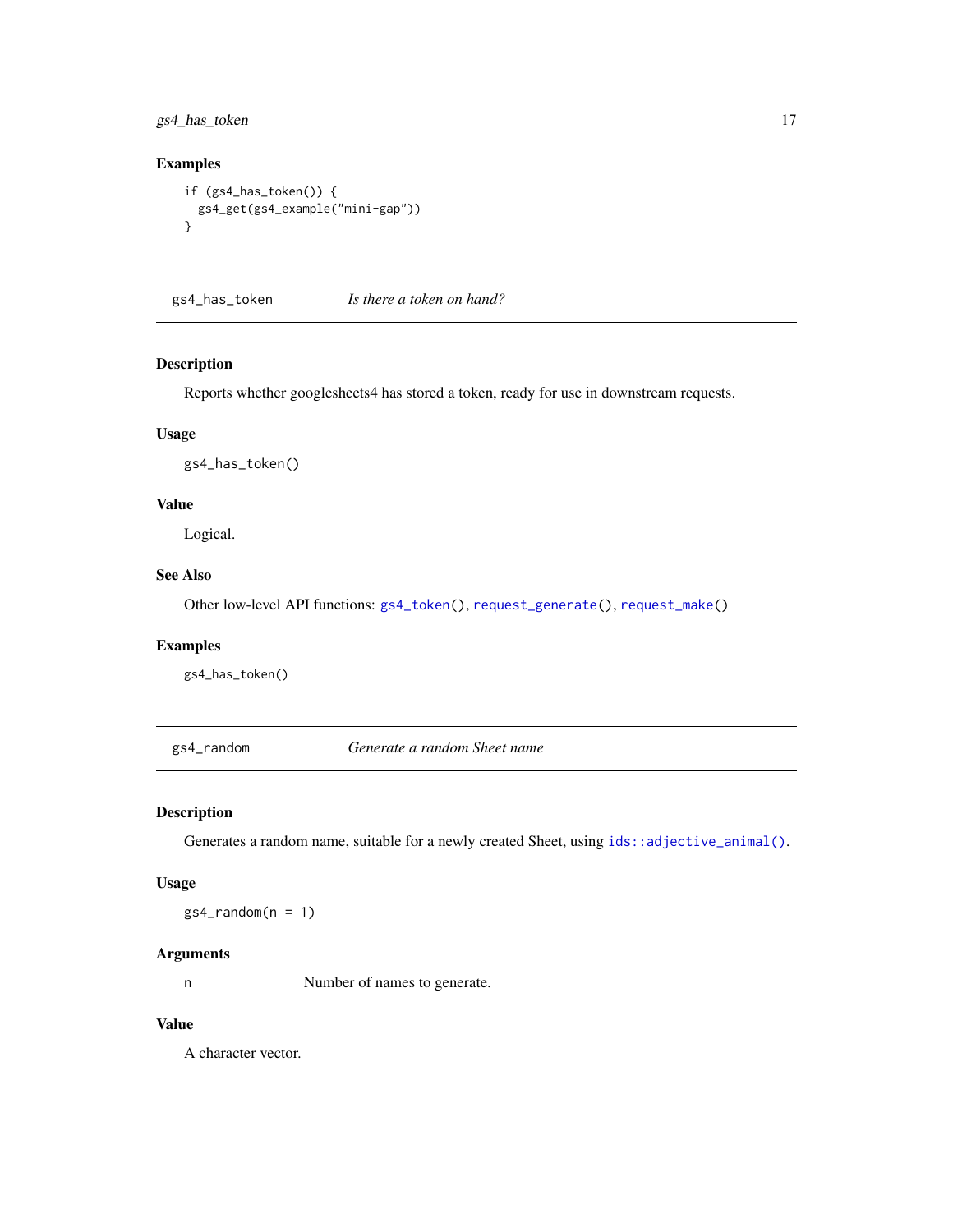### Examples

```
if (gs4_has_token()) {
  gs4_get(gs4_example("mini-gap"))
}
```

---

## gs4_has_token    *Is there a token on hand?*

### Description

Reports whether googlesheets4 has stored a token, ready for use in downstream requests.

### Usage

```
gs4_has_token()
```

### Value

Logical.

### See Also

Other low-level API functions: `gs4_token()`, `request_generate()`, `request_make()`

### Examples

```
gs4_has_token()
```

---

## gs4_random    *Generate a random Sheet name*

### Description

Generates a random name, suitable for a newly created Sheet, using `ids::adjective_animal()`.

### Usage

```
gs4_random(n = 1)
```

### Arguments

| | |
|---|---|
| n | Number of names to generate. |

### Value

A character vector.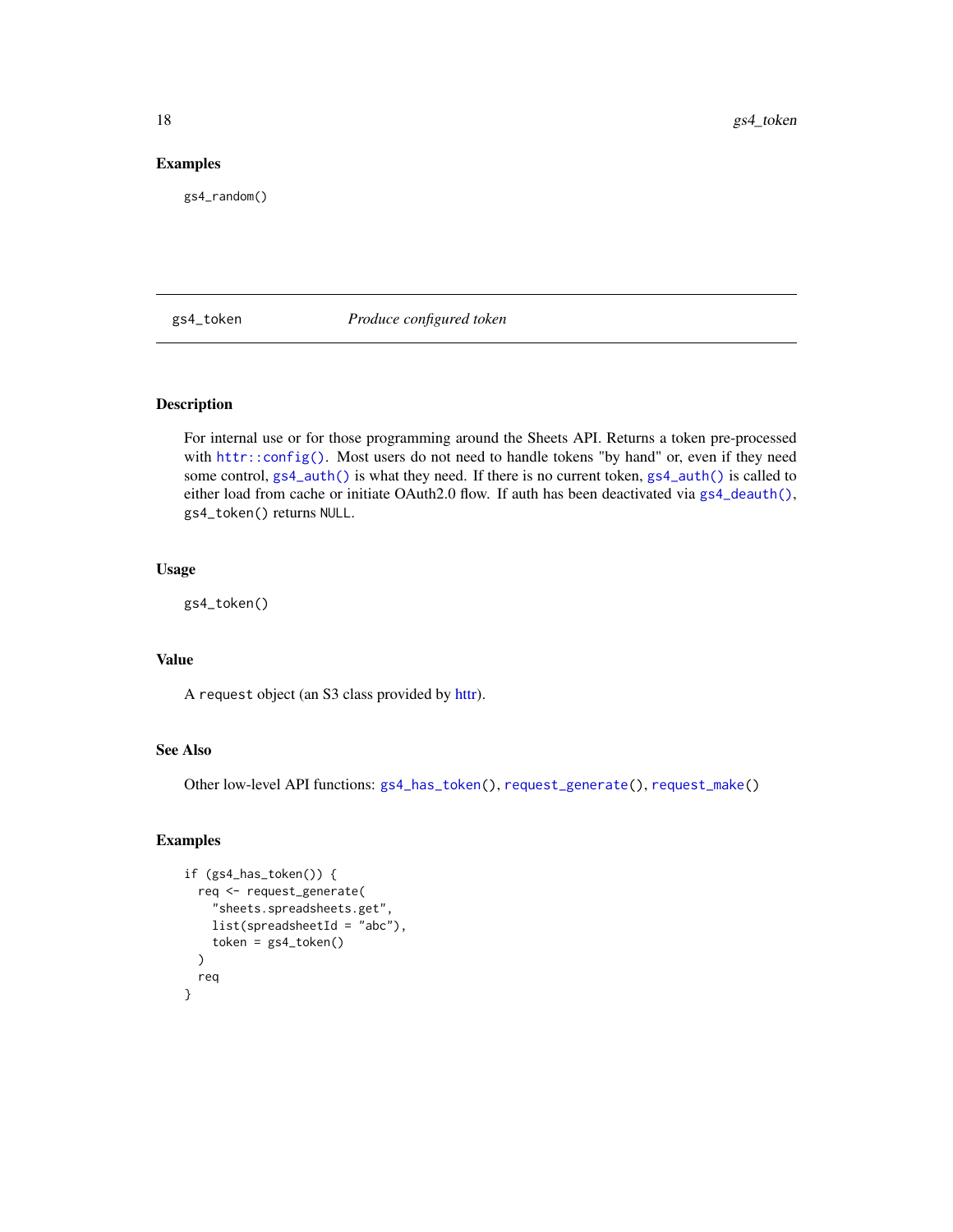### Examples

```
gs4_random()
```

---

## gs4_token — *Produce configured token*

### Description

For internal use or for those programming around the Sheets API. Returns a token pre-processed with `httr::config()`. Most users do not need to handle tokens "by hand" or, even if they need some control, `gs4_auth()` is what they need. If there is no current token, `gs4_auth()` is called to either load from cache or initiate OAuth2.0 flow. If auth has been deactivated via `gs4_deauth()`, `gs4_token()` returns `NULL`.

### Usage

```
gs4_token()
```

### Value

A `request` object (an S3 class provided by httr).

### See Also

Other low-level API functions: `gs4_has_token()`, `request_generate()`, `request_make()`

### Examples

```
if (gs4_has_token()) {
  req <- request_generate(
    "sheets.spreadsheets.get",
    list(spreadsheetId = "abc"),
    token = gs4_token()
  )
  req
}
```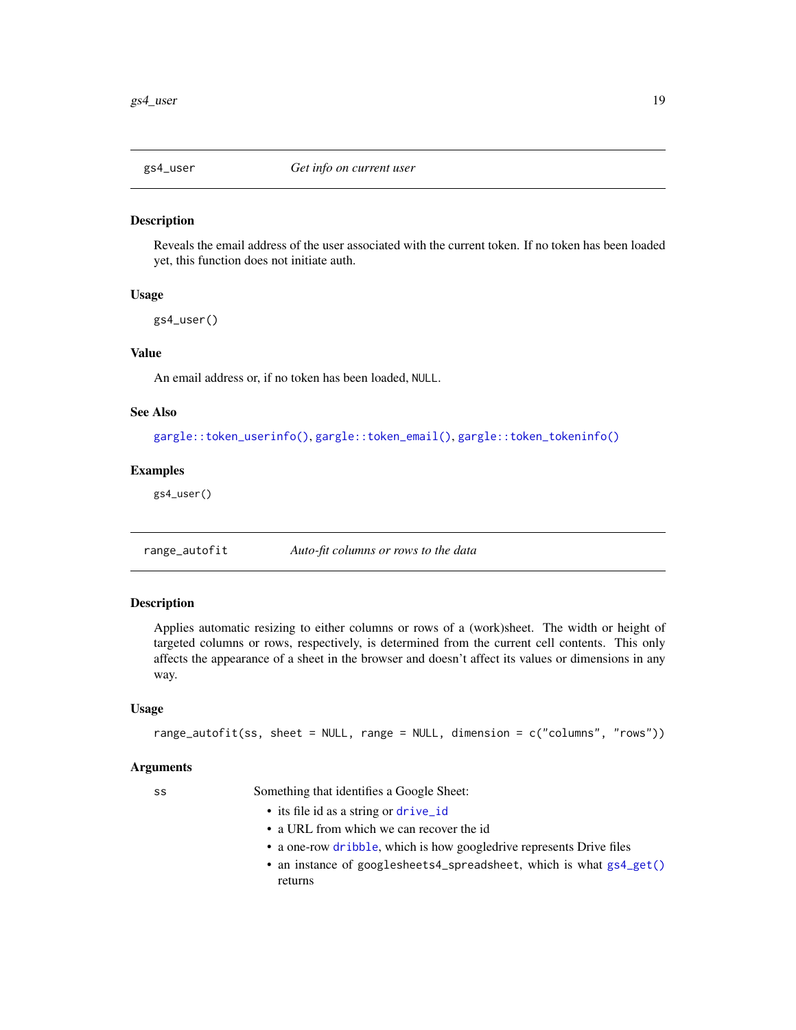## gs4_user — *Get info on current user*

### Description

Reveals the email address of the user associated with the current token. If no token has been loaded yet, this function does not initiate auth.

### Usage

```
gs4_user()
```

### Value

An email address or, if no token has been loaded, `NULL`.

### See Also

`gargle::token_userinfo()`, `gargle::token_email()`, `gargle::token_tokeninfo()`

### Examples

```
gs4_user()
```

## range_autofit — *Auto-fit columns or rows to the data*

### Description

Applies automatic resizing to either columns or rows of a (work)sheet. The width or height of targeted columns or rows, respectively, is determined from the current cell contents. This only affects the appearance of a sheet in the browser and doesn't affect its values or dimensions in any way.

### Usage

```
range_autofit(ss, sheet = NULL, range = NULL, dimension = c("columns", "rows"))
```

### Arguments

`ss` Something that identifies a Google Sheet:

- its file id as a string or `drive_id`
- a URL from which we can recover the id
- a one-row `dribble`, which is how googledrive represents Drive files
- an instance of `googlesheets4_spreadsheet`, which is what `gs4_get()` returns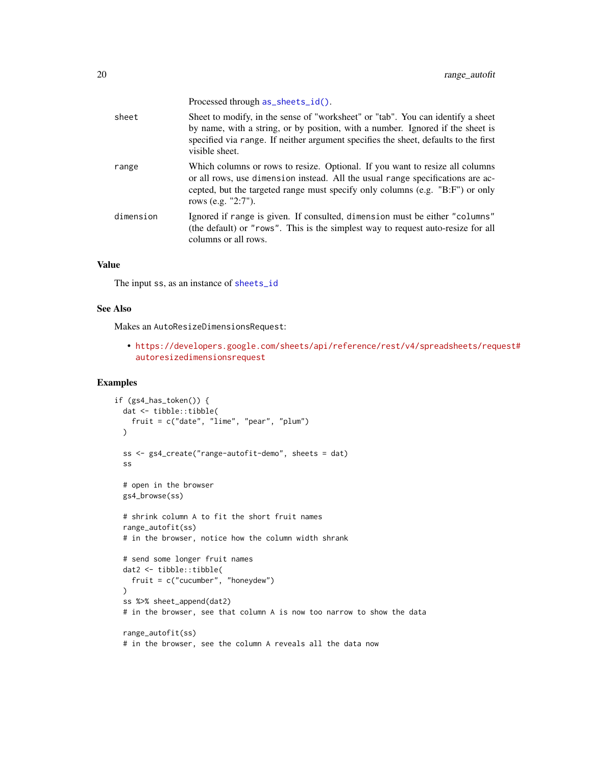| | |
|---|---|
| | Processed through `as_sheets_id()`. |
| `sheet` | Sheet to modify, in the sense of "worksheet" or "tab". You can identify a sheet by name, with a string, or by position, with a number. Ignored if the sheet is specified via `range`. If neither argument specifies the sheet, defaults to the first visible sheet. |
| `range` | Which columns or rows to resize. Optional. If you want to resize all columns or all rows, use `dimension` instead. All the usual `range` specifications are accepted, but the targeted range must specify only columns (e.g. "B:F") or only rows (e.g. "2:7"). |
| `dimension` | Ignored if `range` is given. If consulted, `dimension` must be either `"columns"` (the default) or `"rows"`. This is the simplest way to request auto-resize for all columns or all rows. |

## Value

The input `ss`, as an instance of `sheets_id`

## See Also

Makes an `AutoResizeDimensionsRequest`:

- https://developers.google.com/sheets/api/reference/rest/v4/spreadsheets/request#autoresizedimensionsrequest

## Examples

```
if (gs4_has_token()) {
  dat <- tibble::tibble(
    fruit = c("date", "lime", "pear", "plum")
  )

  ss <- gs4_create("range-autofit-demo", sheets = dat)
  ss

  # open in the browser
  gs4_browse(ss)

  # shrink column A to fit the short fruit names
  range_autofit(ss)
  # in the browser, notice how the column width shrank

  # send some longer fruit names
  dat2 <- tibble::tibble(
    fruit = c("cucumber", "honeydew")
  )
  ss %>% sheet_append(dat2)
  # in the browser, see that column A is now too narrow to show the data

  range_autofit(ss)
  # in the browser, see the column A reveals all the data now
```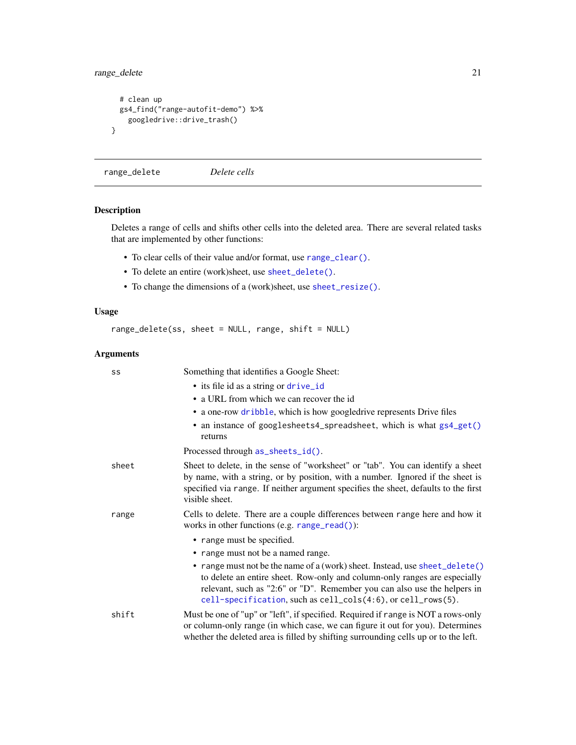```
  # clean up
  gs4_find("range-autofit-demo") %>%
    googledrive::drive_trash()
}
```

## range_delete — *Delete cells*

### Description

Deletes a range of cells and shifts other cells into the deleted area. There are several related tasks that are implemented by other functions:

- To clear cells of their value and/or format, use `range_clear()`.
- To delete an entire (work)sheet, use `sheet_delete()`.
- To change the dimensions of a (work)sheet, use `sheet_resize()`.

### Usage

```
range_delete(ss, sheet = NULL, range, shift = NULL)
```

### Arguments

`ss`
: Something that identifies a Google Sheet:
  - its file id as a string or `drive_id`
  - a URL from which we can recover the id
  - a one-row `dribble`, which is how googledrive represents Drive files
  - an instance of `googlesheets4_spreadsheet`, which is what `gs4_get()` returns

  Processed through `as_sheets_id()`.

`sheet`
: Sheet to delete, in the sense of "worksheet" or "tab". You can identify a sheet by name, with a string, or by position, with a number. Ignored if the sheet is specified via `range`. If neither argument specifies the sheet, defaults to the first visible sheet.

`range`
: Cells to delete. There are a couple differences between `range` here and how it works in other functions (e.g. `range_read()`):
  - `range` must be specified.
  - `range` must not be a named range.
  - `range` must not be the name of a (work) sheet. Instead, use `sheet_delete()` to delete an entire sheet. Row-only and column-only ranges are especially relevant, such as "2:6" or "D". Remember you can also use the helpers in `cell-specification`, such as `cell_cols(4:6)`, or `cell_rows(5)`.

`shift`
: Must be one of "up" or "left", if specified. Required if `range` is NOT a rows-only or column-only range (in which case, we can figure it out for you). Determines whether the deleted area is filled by shifting surrounding cells up or to the left.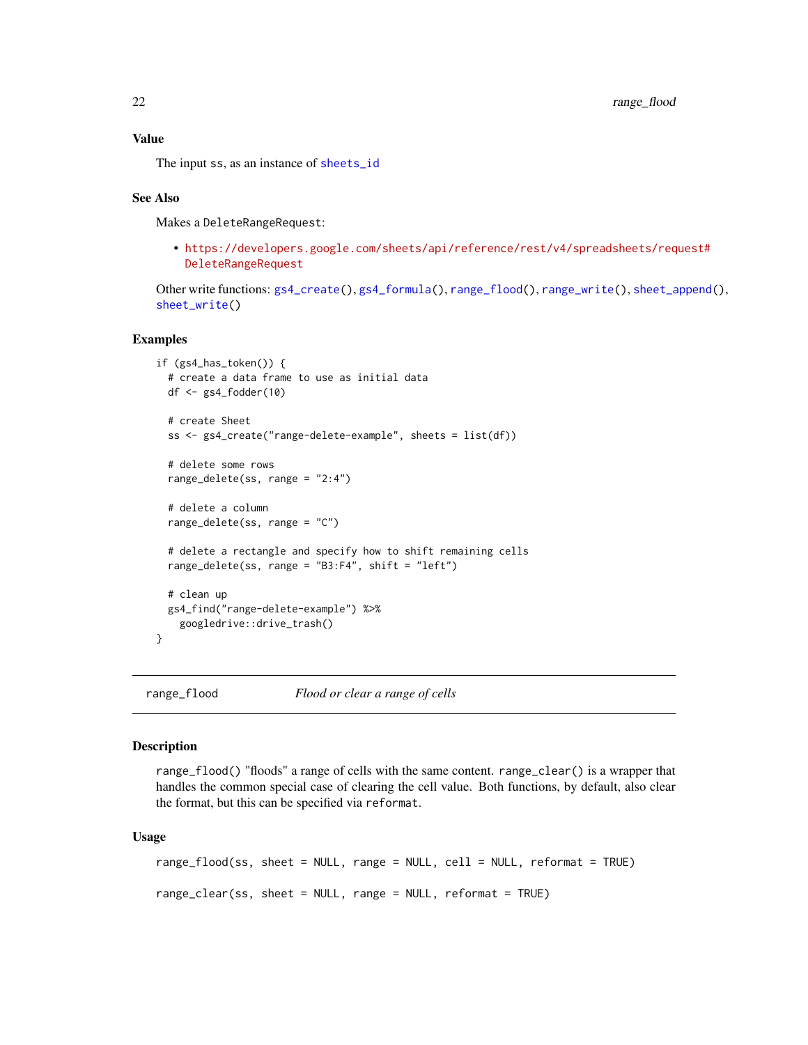## Value

The input ss, as an instance of sheets_id

## See Also

Makes a DeleteRangeRequest:

- https://developers.google.com/sheets/api/reference/rest/v4/spreadsheets/request#DeleteRangeRequest

Other write functions: gs4_create(), gs4_formula(), range_flood(), range_write(), sheet_append(), sheet_write()

## Examples

```
if (gs4_has_token()) {
  # create a data frame to use as initial data
  df <- gs4_fodder(10)

  # create Sheet
  ss <- gs4_create("range-delete-example", sheets = list(df))

  # delete some rows
  range_delete(ss, range = "2:4")

  # delete a column
  range_delete(ss, range = "C")

  # delete a rectangle and specify how to shift remaining cells
  range_delete(ss, range = "B3:F4", shift = "left")

  # clean up
  gs4_find("range-delete-example") %>%
    googledrive::drive_trash()
}
```

---

# range_flood — *Flood or clear a range of cells*

## Description

range_flood() "floods" a range of cells with the same content. range_clear() is a wrapper that handles the common special case of clearing the cell value. Both functions, by default, also clear the format, but this can be specified via reformat.

## Usage

```
range_flood(ss, sheet = NULL, range = NULL, cell = NULL, reformat = TRUE)

range_clear(ss, sheet = NULL, range = NULL, reformat = TRUE)
```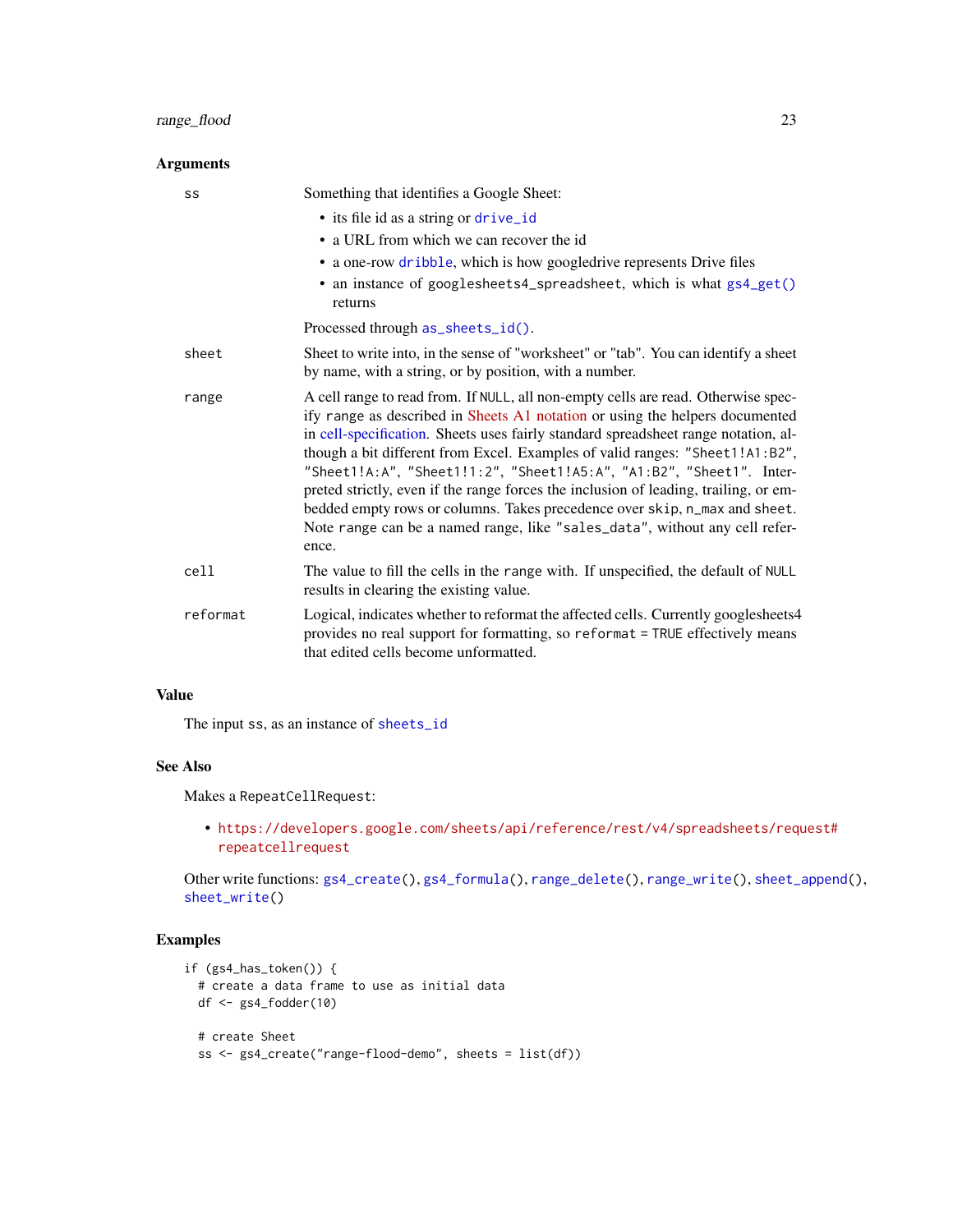### Arguments

| | |
|---|---|
| `ss` | Something that identifies a Google Sheet:<br>• its file id as a string or `drive_id`<br>• a URL from which we can recover the id<br>• a one-row `dribble`, which is how googledrive represents Drive files<br>• an instance of `googlesheets4_spreadsheet`, which is what `gs4_get()` returns<br><br>Processed through `as_sheets_id()`. |
| `sheet` | Sheet to write into, in the sense of "worksheet" or "tab". You can identify a sheet by name, with a string, or by position, with a number. |
| `range` | A cell range to read from. If `NULL`, all non-empty cells are read. Otherwise specify `range` as described in Sheets A1 notation or using the helpers documented in cell-specification. Sheets uses fairly standard spreadsheet range notation, although a bit different from Excel. Examples of valid ranges: `"Sheet1!A1:B2"`, `"Sheet1!A:A"`, `"Sheet1!1:2"`, `"Sheet1!A5:A"`, `"A1:B2"`, `"Sheet1"`. Interpreted strictly, even if the range forces the inclusion of leading, trailing, or embedded empty rows or columns. Takes precedence over `skip`, `n_max` and `sheet`. Note `range` can be a named range, like `"sales_data"`, without any cell reference. |
| `cell` | The value to fill the cells in the `range` with. If unspecified, the default of `NULL` results in clearing the existing value. |
| `reformat` | Logical, indicates whether to reformat the affected cells. Currently googlesheets4 provides no real support for formatting, so `reformat = TRUE` effectively means that edited cells become unformatted. |

### Value

The input `ss`, as an instance of `sheets_id`

### See Also

Makes a `RepeatCellRequest`:

- https://developers.google.com/sheets/api/reference/rest/v4/spreadsheets/request#repeatcellrequest

Other write functions: `gs4_create()`, `gs4_formula()`, `range_delete()`, `range_write()`, `sheet_append()`, `sheet_write()`

### Examples

```
if (gs4_has_token()) {
  # create a data frame to use as initial data
  df <- gs4_fodder(10)

  # create Sheet
  ss <- gs4_create("range-flood-demo", sheets = list(df))
```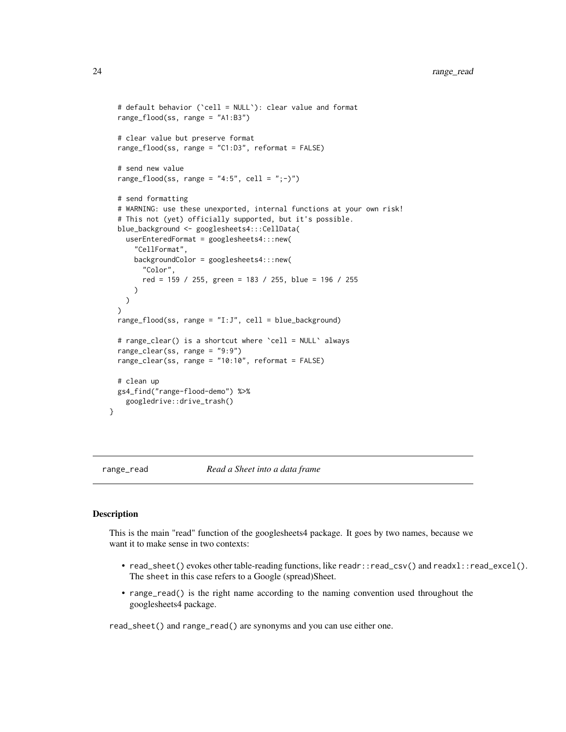```
  # default behavior (`cell = NULL`): clear value and format
  range_flood(ss, range = "A1:B3")

  # clear value but preserve format
  range_flood(ss, range = "C1:D3", reformat = FALSE)

  # send new value
  range_flood(ss, range = "4:5", cell = ";-)")

  # send formatting
  # WARNING: use these unexported, internal functions at your own risk!
  # This not (yet) officially supported, but it's possible.
  blue_background <- googlesheets4:::CellData(
    userEnteredFormat = googlesheets4:::new(
      "CellFormat",
      backgroundColor = googlesheets4:::new(
        "Color",
        red = 159 / 255, green = 183 / 255, blue = 196 / 255
      )
    )
  )
  range_flood(ss, range = "I:J", cell = blue_background)

  # range_clear() is a shortcut where `cell = NULL` always
  range_clear(ss, range = "9:9")
  range_clear(ss, range = "10:10", reformat = FALSE)

  # clean up
  gs4_find("range-flood-demo") %>%
    googledrive::drive_trash()
}
```

## range_read    *Read a Sheet into a data frame*

### Description

This is the main "read" function of the googlesheets4 package. It goes by two names, because we want it to make sense in two contexts:

- `read_sheet()` evokes other table-reading functions, like `readr::read_csv()` and `readxl::read_excel()`. The `sheet` in this case refers to a Google (spread)Sheet.
- `range_read()` is the right name according to the naming convention used throughout the googlesheets4 package.

`read_sheet()` and `range_read()` are synonyms and you can use either one.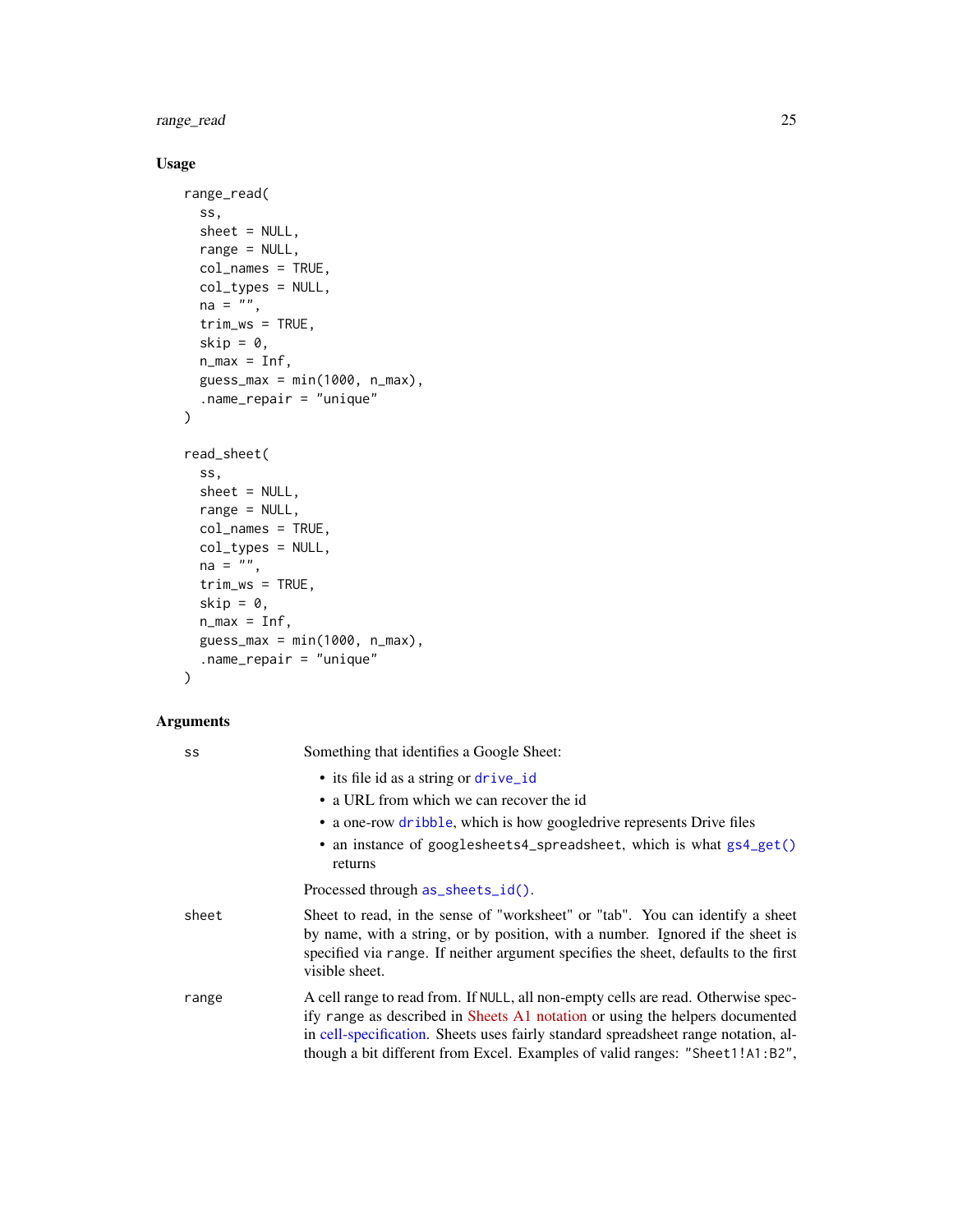### Usage

```
range_read(
  ss,
  sheet = NULL,
  range = NULL,
  col_names = TRUE,
  col_types = NULL,
  na = "",
  trim_ws = TRUE,
  skip = 0,
  n_max = Inf,
  guess_max = min(1000, n_max),
  .name_repair = "unique"
)

read_sheet(
  ss,
  sheet = NULL,
  range = NULL,
  col_names = TRUE,
  col_types = NULL,
  na = "",
  trim_ws = TRUE,
  skip = 0,
  n_max = Inf,
  guess_max = min(1000, n_max),
  .name_repair = "unique"
)
```

### Arguments

`ss` Something that identifies a Google Sheet:

- its file id as a string or `drive_id`
- a URL from which we can recover the id
- a one-row `dribble`, which is how googledrive represents Drive files
- an instance of `googlesheets4_spreadsheet`, which is what `gs4_get()` returns

Processed through `as_sheets_id()`.

`sheet` Sheet to read, in the sense of "worksheet" or "tab". You can identify a sheet by name, with a string, or by position, with a number. Ignored if the sheet is specified via `range`. If neither argument specifies the sheet, defaults to the first visible sheet.

`range` A cell range to read from. If `NULL`, all non-empty cells are read. Otherwise specify `range` as described in Sheets A1 notation or using the helpers documented in cell-specification. Sheets uses fairly standard spreadsheet range notation, although a bit different from Excel. Examples of valid ranges: `"Sheet1!A1:B2"`,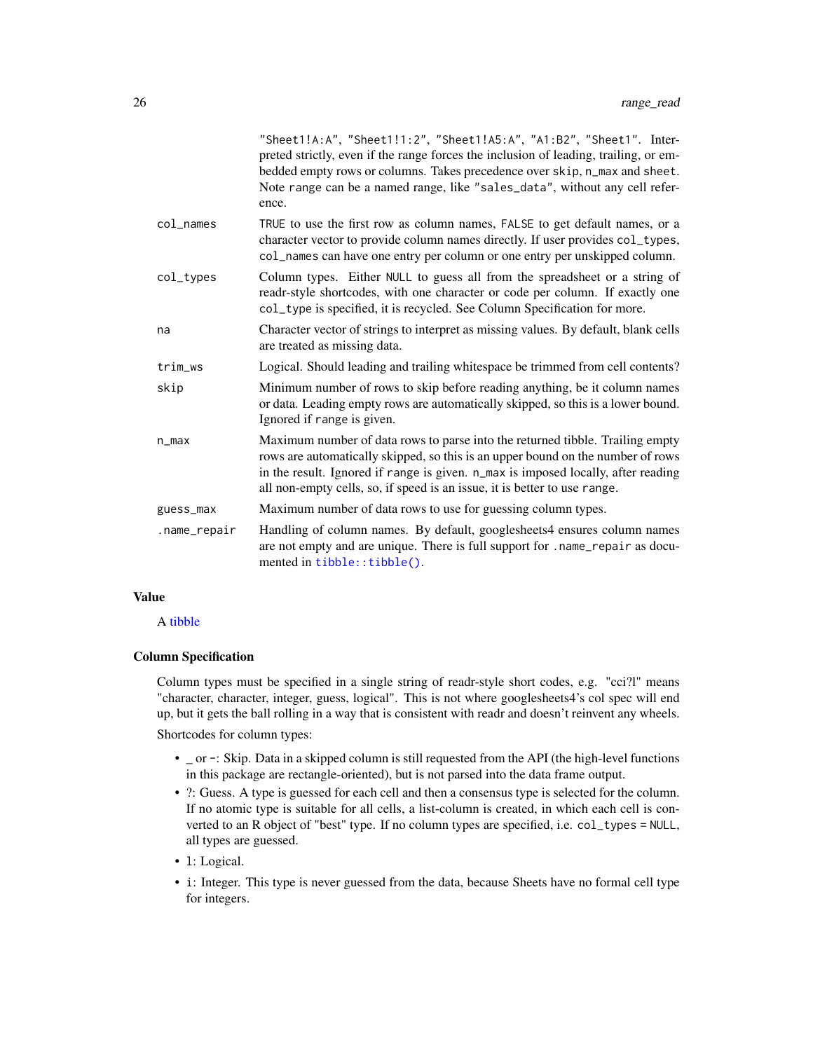| | |
|---|---|
| | "Sheet1!A:A", "Sheet1!1:2", "Sheet1!A5:A", "A1:B2", "Sheet1". Interpreted strictly, even if the range forces the inclusion of leading, trailing, or embedded empty rows or columns. Takes precedence over skip, n_max and sheet. Note range can be a named range, like "sales_data", without any cell reference. |
| col_names | TRUE to use the first row as column names, FALSE to get default names, or a character vector to provide column names directly. If user provides col_types, col_names can have one entry per column or one entry per unskipped column. |
| col_types | Column types. Either NULL to guess all from the spreadsheet or a string of readr-style shortcodes, with one character or code per column. If exactly one col_type is specified, it is recycled. See Column Specification for more. |
| na | Character vector of strings to interpret as missing values. By default, blank cells are treated as missing data. |
| trim_ws | Logical. Should leading and trailing whitespace be trimmed from cell contents? |
| skip | Minimum number of rows to skip before reading anything, be it column names or data. Leading empty rows are automatically skipped, so this is a lower bound. Ignored if range is given. |
| n_max | Maximum number of data rows to parse into the returned tibble. Trailing empty rows are automatically skipped, so this is an upper bound on the number of rows in the result. Ignored if range is given. n_max is imposed locally, after reading all non-empty cells, so, if speed is an issue, it is better to use range. |
| guess_max | Maximum number of data rows to use for guessing column types. |
| .name_repair | Handling of column names. By default, googlesheets4 ensures column names are not empty and are unique. There is full support for .name_repair as documented in tibble::tibble(). |

## Value

A tibble

## Column Specification

Column types must be specified in a single string of readr-style short codes, e.g. "cci?l" means "character, character, integer, guess, logical". This is not where googlesheets4's col spec will end up, but it gets the ball rolling in a way that is consistent with readr and doesn't reinvent any wheels.

Shortcodes for column types:

- _ or -: Skip. Data in a skipped column is still requested from the API (the high-level functions in this package are rectangle-oriented), but is not parsed into the data frame output.
- ?: Guess. A type is guessed for each cell and then a consensus type is selected for the column. If no atomic type is suitable for all cells, a list-column is created, in which each cell is converted to an R object of "best" type. If no column types are specified, i.e. col_types = NULL, all types are guessed.
- l: Logical.
- i: Integer. This type is never guessed from the data, because Sheets have no formal cell type for integers.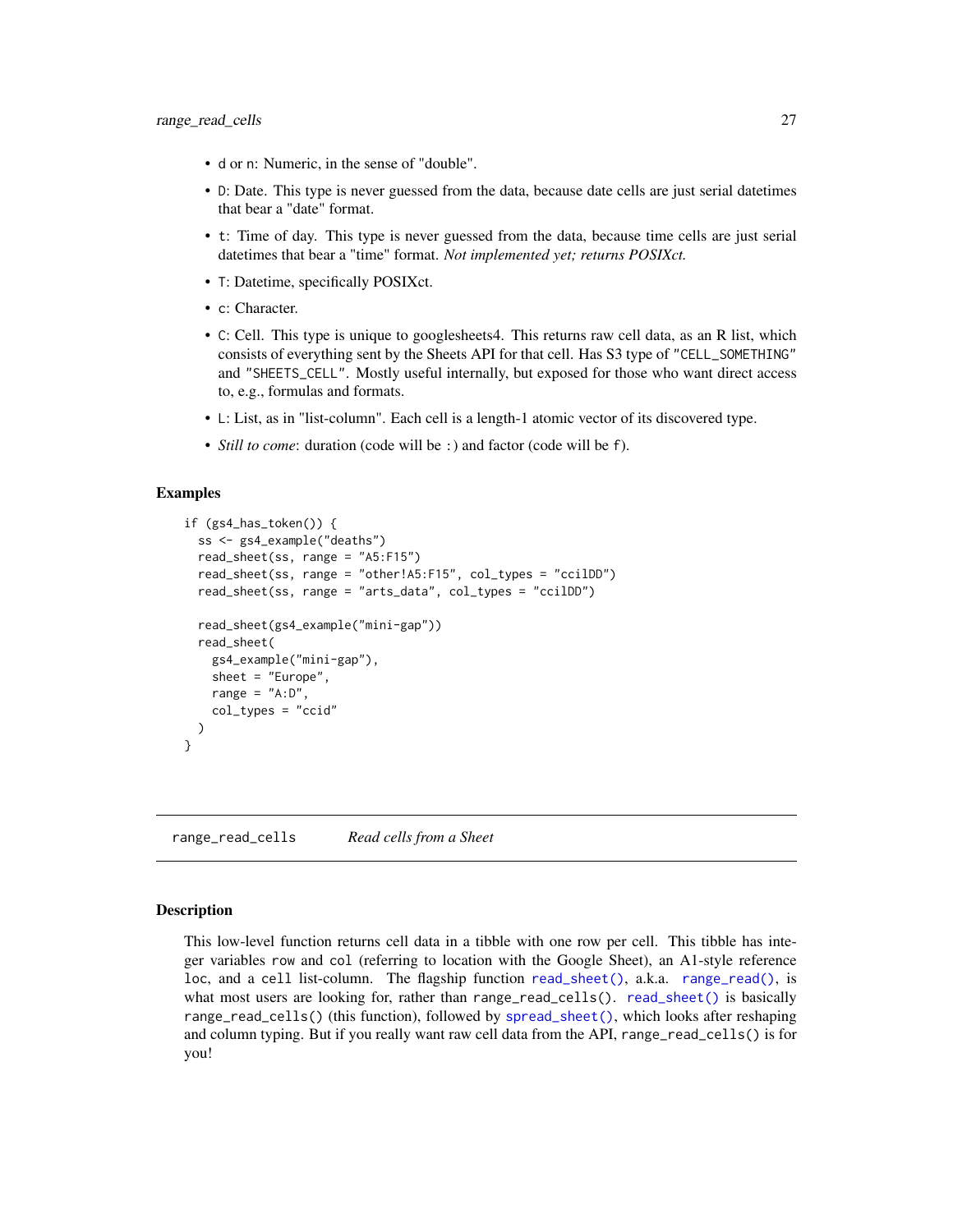- `d` or `n`: Numeric, in the sense of "double".
- `D`: Date. This type is never guessed from the data, because date cells are just serial datetimes that bear a "date" format.
- `t`: Time of day. This type is never guessed from the data, because time cells are just serial datetimes that bear a "time" format. *Not implemented yet; returns POSIXct.*
- `T`: Datetime, specifically POSIXct.
- `c`: Character.
- `C`: Cell. This type is unique to googlesheets4. This returns raw cell data, as an R list, which consists of everything sent by the Sheets API for that cell. Has S3 type of `"CELL_SOMETHING"` and `"SHEETS_CELL"`. Mostly useful internally, but exposed for those who want direct access to, e.g., formulas and formats.
- `L`: List, as in "list-column". Each cell is a length-1 atomic vector of its discovered type.
- *Still to come*: duration (code will be `:`) and factor (code will be `f`).

### Examples

```
if (gs4_has_token()) {
  ss <- gs4_example("deaths")
  read_sheet(ss, range = "A5:F15")
  read_sheet(ss, range = "other!A5:F15", col_types = "ccilDD")
  read_sheet(ss, range = "arts_data", col_types = "ccilDD")

  read_sheet(gs4_example("mini-gap"))
  read_sheet(
    gs4_example("mini-gap"),
    sheet = "Europe",
    range = "A:D",
    col_types = "ccid"
  )
}
```

## range_read_cells    *Read cells from a Sheet*

### Description

This low-level function returns cell data in a tibble with one row per cell. This tibble has integer variables `row` and `col` (referring to location with the Google Sheet), an A1-style reference `loc`, and a `cell` list-column. The flagship function `read_sheet()`, a.k.a. `range_read()`, is what most users are looking for, rather than `range_read_cells()`. `read_sheet()` is basically `range_read_cells()` (this function), followed by `spread_sheet()`, which looks after reshaping and column typing. But if you really want raw cell data from the API, `range_read_cells()` is for you!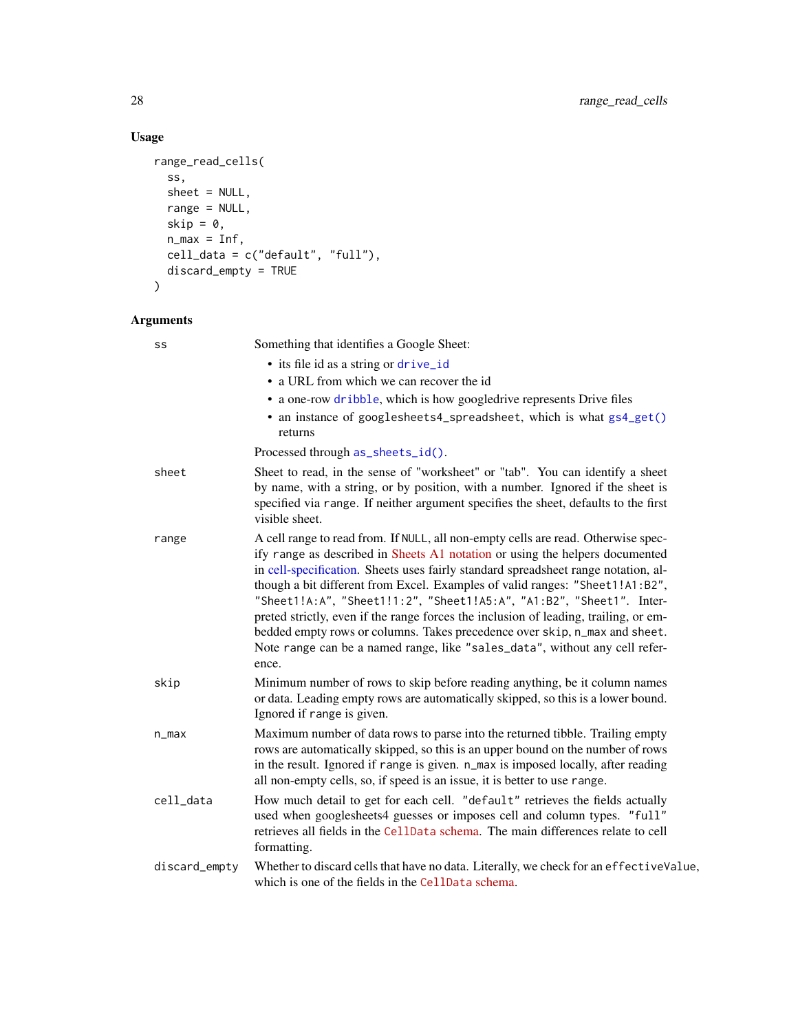## Usage

```
range_read_cells(
  ss,
  sheet = NULL,
  range = NULL,
  skip = 0,
  n_max = Inf,
  cell_data = c("default", "full"),
  discard_empty = TRUE
)
```

## Arguments

| | |
|---|---|
| ss | Something that identifies a Google Sheet:<br>• its file id as a string or `drive_id`<br>• a URL from which we can recover the id<br>• a one-row `dribble`, which is how googledrive represents Drive files<br>• an instance of `googlesheets4_spreadsheet`, which is what `gs4_get()` returns<br><br>Processed through `as_sheets_id()`. |
| sheet | Sheet to read, in the sense of "worksheet" or "tab". You can identify a sheet by name, with a string, or by position, with a number. Ignored if the sheet is specified via `range`. If neither argument specifies the sheet, defaults to the first visible sheet. |
| range | A cell range to read from. If `NULL`, all non-empty cells are read. Otherwise specify `range` as described in Sheets A1 notation or using the helpers documented in cell-specification. Sheets uses fairly standard spreadsheet range notation, although a bit different from Excel. Examples of valid ranges: `"Sheet1!A1:B2"`, `"Sheet1!A:A"`, `"Sheet1!1:2"`, `"Sheet1!A5:A"`, `"A1:B2"`, `"Sheet1"`. Interpreted strictly, even if the range forces the inclusion of leading, trailing, or embedded empty rows or columns. Takes precedence over `skip`, `n_max` and `sheet`. Note `range` can be a named range, like `"sales_data"`, without any cell reference. |
| skip | Minimum number of rows to skip before reading anything, be it column names or data. Leading empty rows are automatically skipped, so this is a lower bound. Ignored if `range` is given. |
| n_max | Maximum number of data rows to parse into the returned tibble. Trailing empty rows are automatically skipped, so this is an upper bound on the number of rows in the result. Ignored if `range` is given. `n_max` is imposed locally, after reading all non-empty cells, so, if speed is an issue, it is better to use `range`. |
| cell_data | How much detail to get for each cell. `"default"` retrieves the fields actually used when googlesheets4 guesses or imposes cell and column types. `"full"` retrieves all fields in the `CellData` schema. The main differences relate to cell formatting. |
| discard_empty | Whether to discard cells that have no data. Literally, we check for an `effectiveValue`, which is one of the fields in the `CellData` schema. |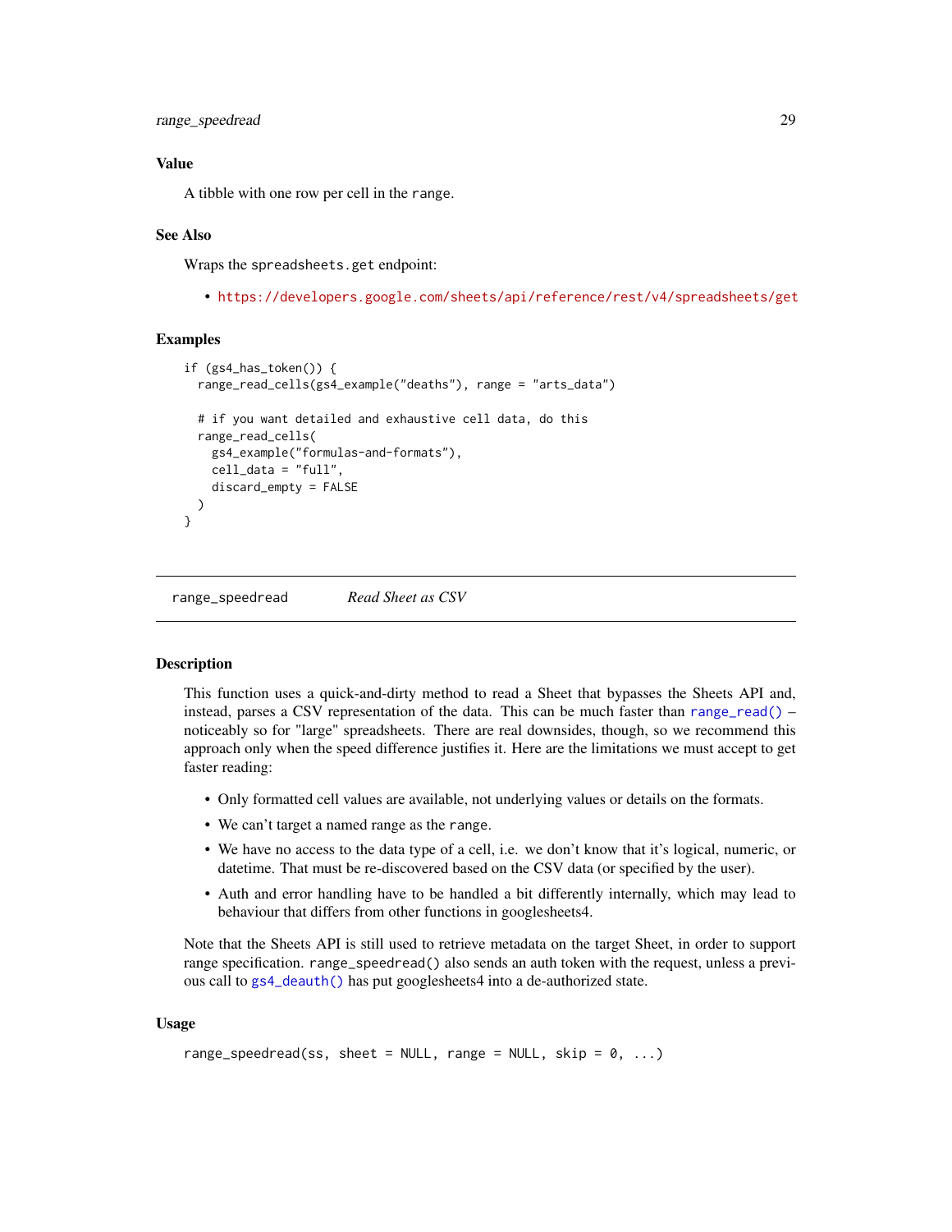### Value

A tibble with one row per cell in the range.

### See Also

Wraps the spreadsheets.get endpoint:

- https://developers.google.com/sheets/api/reference/rest/v4/spreadsheets/get

### Examples

```
if (gs4_has_token()) {
  range_read_cells(gs4_example("deaths"), range = "arts_data")

  # if you want detailed and exhaustive cell data, do this
  range_read_cells(
    gs4_example("formulas-and-formats"),
    cell_data = "full",
    discard_empty = FALSE
  )
}
```

---

## range_speedread *Read Sheet as CSV*

### Description

This function uses a quick-and-dirty method to read a Sheet that bypasses the Sheets API and, instead, parses a CSV representation of the data. This can be much faster than range_read() – noticeably so for "large" spreadsheets. There are real downsides, though, so we recommend this approach only when the speed difference justifies it. Here are the limitations we must accept to get faster reading:

- Only formatted cell values are available, not underlying values or details on the formats.
- We can't target a named range as the range.
- We have no access to the data type of a cell, i.e. we don't know that it's logical, numeric, or datetime. That must be re-discovered based on the CSV data (or specified by the user).
- Auth and error handling have to be handled a bit differently internally, which may lead to behaviour that differs from other functions in googlesheets4.

Note that the Sheets API is still used to retrieve metadata on the target Sheet, in order to support range specification. range_speedread() also sends an auth token with the request, unless a previous call to gs4_deauth() has put googlesheets4 into a de-authorized state.

### Usage

```
range_speedread(ss, sheet = NULL, range = NULL, skip = 0, ...)
```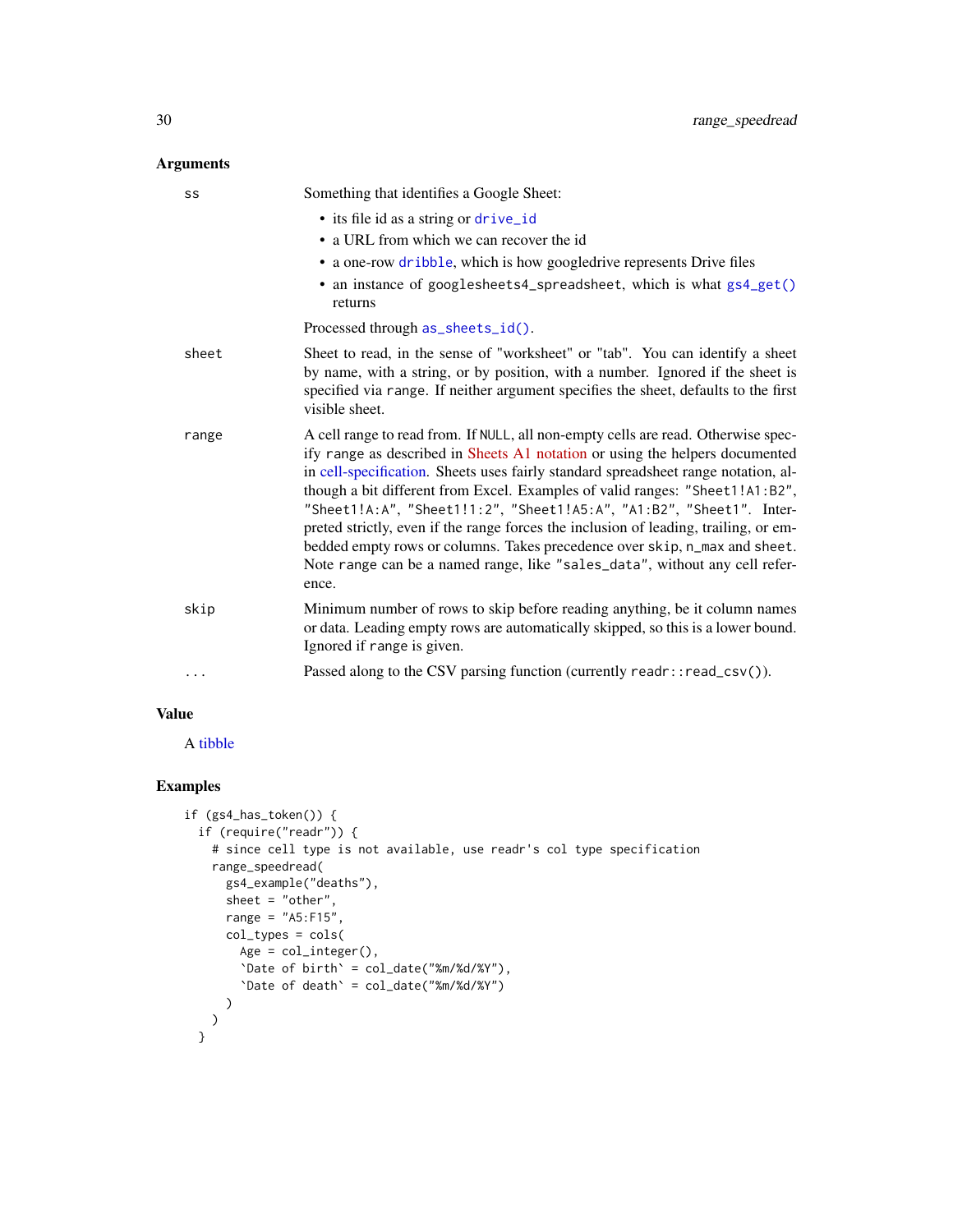## Arguments

**ss** Something that identifies a Google Sheet:

- its file id as a string or `drive_id`
- a URL from which we can recover the id
- a one-row `dribble`, which is how googledrive represents Drive files
- an instance of `googlesheets4_spreadsheet`, which is what `gs4_get()` returns

Processed through `as_sheets_id()`.

**sheet** Sheet to read, in the sense of "worksheet" or "tab". You can identify a sheet by name, with a string, or by position, with a number. Ignored if the sheet is specified via `range`. If neither argument specifies the sheet, defaults to the first visible sheet.

**range** A cell range to read from. If `NULL`, all non-empty cells are read. Otherwise specify `range` as described in Sheets A1 notation or using the helpers documented in cell-specification. Sheets uses fairly standard spreadsheet range notation, although a bit different from Excel. Examples of valid ranges: `"Sheet1!A1:B2"`, `"Sheet1!A:A"`, `"Sheet1!1:2"`, `"Sheet1!A5:A"`, `"A1:B2"`, `"Sheet1"`. Interpreted strictly, even if the range forces the inclusion of leading, trailing, or embedded empty rows or columns. Takes precedence over `skip`, `n_max` and `sheet`. Note `range` can be a named range, like `"sales_data"`, without any cell reference.

**skip** Minimum number of rows to skip before reading anything, be it column names or data. Leading empty rows are automatically skipped, so this is a lower bound. Ignored if `range` is given.

**...** Passed along to the CSV parsing function (currently `readr::read_csv()`).

## Value

A tibble

## Examples

```
if (gs4_has_token()) {
  if (require("readr")) {
    # since cell type is not available, use readr's col type specification
    range_speedread(
      gs4_example("deaths"),
      sheet = "other",
      range = "A5:F15",
      col_types = cols(
        Age = col_integer(),
        `Date of birth` = col_date("%m/%d/%Y"),
        `Date of death` = col_date("%m/%d/%Y")
      )
    )
  }
```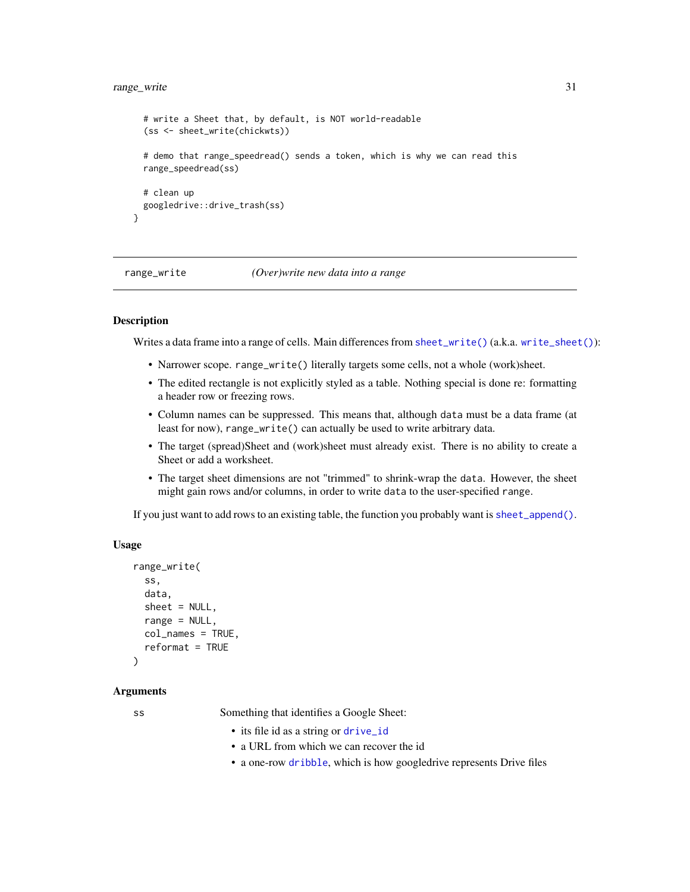```
  # write a Sheet that, by default, is NOT world-readable
  (ss <- sheet_write(chickwts))

  # demo that range_speedread() sends a token, which is why we can read this
  range_speedread(ss)

  # clean up
  googledrive::drive_trash(ss)
}
```

## range_write — *(Over)write new data into a range*

### Description

Writes a data frame into a range of cells. Main differences from `sheet_write()` (a.k.a. `write_sheet()`):

- Narrower scope. `range_write()` literally targets some cells, not a whole (work)sheet.
- The edited rectangle is not explicitly styled as a table. Nothing special is done re: formatting a header row or freezing rows.
- Column names can be suppressed. This means that, although `data` must be a data frame (at least for now), `range_write()` can actually be used to write arbitrary data.
- The target (spread)Sheet and (work)sheet must already exist. There is no ability to create a Sheet or add a worksheet.
- The target sheet dimensions are not "trimmed" to shrink-wrap the `data`. However, the sheet might gain rows and/or columns, in order to write `data` to the user-specified `range`.

If you just want to add rows to an existing table, the function you probably want is `sheet_append()`.

### Usage

```
range_write(
  ss,
  data,
  sheet = NULL,
  range = NULL,
  col_names = TRUE,
  reformat = TRUE
)
```

### Arguments

`ss` Something that identifies a Google Sheet:

- its file id as a string or `drive_id`
- a URL from which we can recover the id
- a one-row `dribble`, which is how googledrive represents Drive files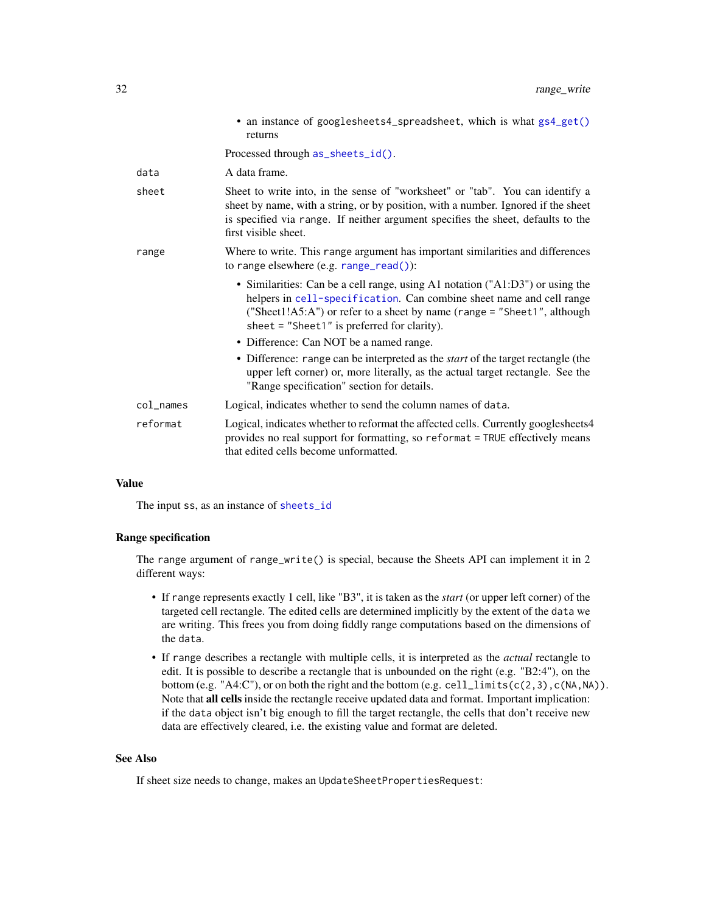- an instance of `googlesheets4_spreadsheet`, which is what `gs4_get()` returns

  Processed through `as_sheets_id()`.

| | |
|---|---|
| `data` | A data frame. |
| `sheet` | Sheet to write into, in the sense of "worksheet" or "tab". You can identify a sheet by name, with a string, or by position, with a number. Ignored if the sheet is specified via `range`. If neither argument specifies the sheet, defaults to the first visible sheet. |
| `range` | Where to write. This `range` argument has important similarities and differences to `range` elsewhere (e.g. `range_read()`): <br>• Similarities: Can be a cell range, using A1 notation ("A1:D3") or using the helpers in `cell-specification`. Can combine sheet name and cell range ("Sheet1!A5:A") or refer to a sheet by name (`range = "Sheet1"`, although `sheet = "Sheet1"` is preferred for clarity). <br>• Difference: Can NOT be a named range. <br>• Difference: `range` can be interpreted as the *start* of the target rectangle (the upper left corner) or, more literally, as the actual target rectangle. See the "Range specification" section for details. |
| `col_names` | Logical, indicates whether to send the column names of `data`. |
| `reformat` | Logical, indicates whether to reformat the affected cells. Currently googlesheets4 provides no real support for formatting, so `reformat = TRUE` effectively means that edited cells become unformatted. |

## Value

The input `ss`, as an instance of `sheets_id`

## Range specification

The `range` argument of `range_write()` is special, because the Sheets API can implement it in 2 different ways:

- If `range` represents exactly 1 cell, like "B3", it is taken as the *start* (or upper left corner) of the targeted cell rectangle. The edited cells are determined implicitly by the extent of the `data` we are writing. This frees you from doing fiddly range computations based on the dimensions of the `data`.
- If `range` describes a rectangle with multiple cells, it is interpreted as the *actual* rectangle to edit. It is possible to describe a rectangle that is unbounded on the right (e.g. "B2:4"), on the bottom (e.g. "A4:C"), or on both the right and the bottom (e.g. `cell_limits(c(2,3),c(NA,NA))`. Note that **all cells** inside the rectangle receive updated data and format. Important implication: if the `data` object isn't big enough to fill the target rectangle, the cells that don't receive new data are effectively cleared, i.e. the existing value and format are deleted.

## See Also

If sheet size needs to change, makes an `UpdateSheetPropertiesRequest`: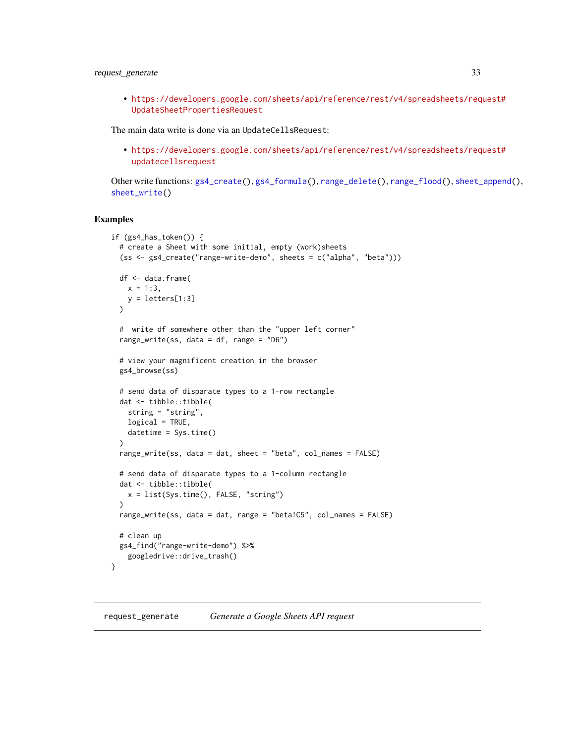- https://developers.google.com/sheets/api/reference/rest/v4/spreadsheets/request#UpdateSheetPropertiesRequest

The main data write is done via an `UpdateCellsRequest`:

- https://developers.google.com/sheets/api/reference/rest/v4/spreadsheets/request#updatecellsrequest

Other write functions: `gs4_create()`, `gs4_formula()`, `range_delete()`, `range_flood()`, `sheet_append()`, `sheet_write()`

## Examples

```
if (gs4_has_token()) {
  # create a Sheet with some initial, empty (work)sheets
  (ss <- gs4_create("range-write-demo", sheets = c("alpha", "beta")))

  df <- data.frame(
    x = 1:3,
    y = letters[1:3]
  )

  #  write df somewhere other than the "upper left corner"
  range_write(ss, data = df, range = "D6")

  # view your magnificent creation in the browser
  gs4_browse(ss)

  # send data of disparate types to a 1-row rectangle
  dat <- tibble::tibble(
    string = "string",
    logical = TRUE,
    datetime = Sys.time()
  )
  range_write(ss, data = dat, sheet = "beta", col_names = FALSE)

  # send data of disparate types to a 1-column rectangle
  dat <- tibble::tibble(
    x = list(Sys.time(), FALSE, "string")
  )
  range_write(ss, data = dat, range = "beta!C5", col_names = FALSE)

  # clean up
  gs4_find("range-write-demo") %>%
    googledrive::drive_trash()
}
```

---

# request_generate &nbsp;&nbsp;&nbsp; *Generate a Google Sheets API request*

---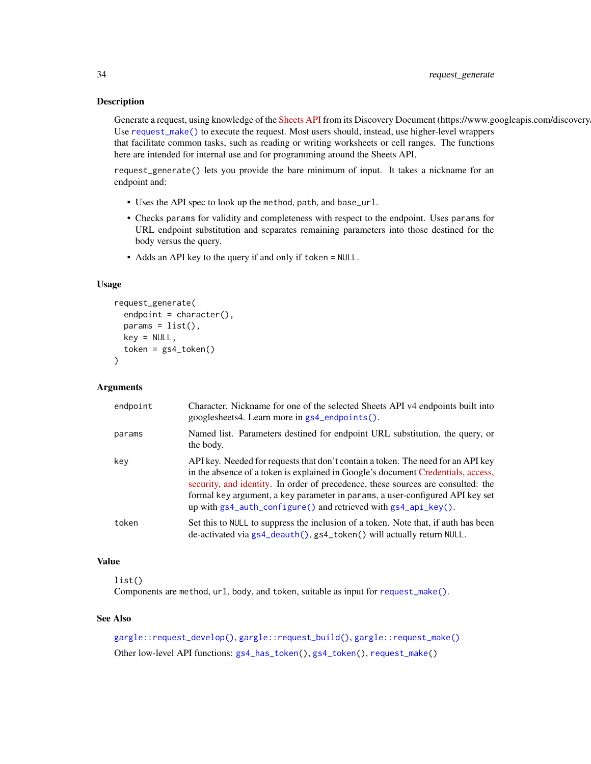## Description

Generate a request, using knowledge of the Sheets API from its Discovery Document (https://www.googleapis.com/discovery/ Use `request_make()` to execute the request. Most users should, instead, use higher-level wrappers that facilitate common tasks, such as reading or writing worksheets or cell ranges. The functions here are intended for internal use and for programming around the Sheets API.

`request_generate()` lets you provide the bare minimum of input. It takes a nickname for an endpoint and:

- Uses the API spec to look up the `method`, `path`, and `base_url`.
- Checks `params` for validity and completeness with respect to the endpoint. Uses `params` for URL endpoint substitution and separates remaining parameters into those destined for the body versus the query.
- Adds an API key to the query if and only if `token` = `NULL`.

## Usage

```
request_generate(
  endpoint = character(),
  params = list(),
  key = NULL,
  token = gs4_token()
)
```

## Arguments

| | |
|---|---|
| `endpoint` | Character. Nickname for one of the selected Sheets API v4 endpoints built into googlesheets4. Learn more in `gs4_endpoints()`. |
| `params` | Named list. Parameters destined for endpoint URL substitution, the query, or the body. |
| `key` | API key. Needed for requests that don't contain a token. The need for an API key in the absence of a token is explained in Google's document Credentials, access, security, and identity. In order of precedence, these sources are consulted: the formal `key` argument, a `key` parameter in `params`, a user-configured API key set up with `gs4_auth_configure()` and retrieved with `gs4_api_key()`. |
| `token` | Set this to `NULL` to suppress the inclusion of a token. Note that, if auth has been de-activated via `gs4_deauth()`, `gs4_token()` will actually return `NULL`. |

## Value

`list()`
Components are `method`, `url`, `body`, and `token`, suitable as input for `request_make()`.

## See Also

`gargle::request_develop()`, `gargle::request_build()`, `gargle::request_make()`

Other low-level API functions: `gs4_has_token()`, `gs4_token()`, `request_make()`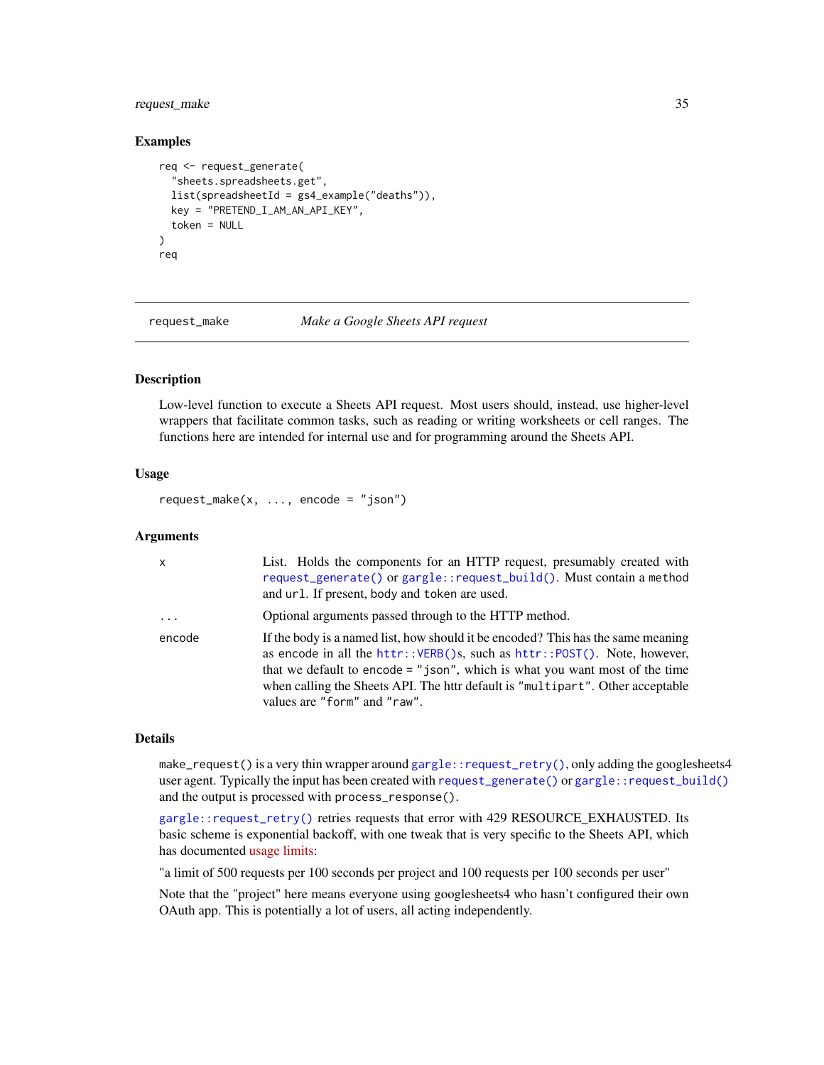### Examples

```
req <- request_generate(
  "sheets.spreadsheets.get",
  list(spreadsheetId = gs4_example("deaths")),
  key = "PRETEND_I_AM_AN_API_KEY",
  token = NULL
)
req
```

---

## request_make — *Make a Google Sheets API request*

---

### Description

Low-level function to execute a Sheets API request. Most users should, instead, use higher-level wrappers that facilitate common tasks, such as reading or writing worksheets or cell ranges. The functions here are intended for internal use and for programming around the Sheets API.

### Usage

```
request_make(x, ..., encode = "json")
```

### Arguments

| | |
|---|---|
| `x` | List. Holds the components for an HTTP request, presumably created with `request_generate()` or `gargle::request_build()`. Must contain a `method` and `url`. If present, `body` and `token` are used. |
| `...` | Optional arguments passed through to the HTTP method. |
| `encode` | If the body is a named list, how should it be encoded? This has the same meaning as `encode` in all the `httr::VERB()`s, such as `httr::POST()`. Note, however, that we default to `encode = "json"`, which is what you want most of the time when calling the Sheets API. The httr default is `"multipart"`. Other acceptable values are `"form"` and `"raw"`. |

### Details

`make_request()` is a very thin wrapper around `gargle::request_retry()`, only adding the googlesheets4 user agent. Typically the input has been created with `request_generate()` or `gargle::request_build()` and the output is processed with `process_response()`.

`gargle::request_retry()` retries requests that error with 429 RESOURCE_EXHAUSTED. Its basic scheme is exponential backoff, with one tweak that is very specific to the Sheets API, which has documented usage limits:

"a limit of 500 requests per 100 seconds per project and 100 requests per 100 seconds per user"

Note that the "project" here means everyone using googlesheets4 who hasn't configured their own OAuth app. This is potentially a lot of users, all acting independently.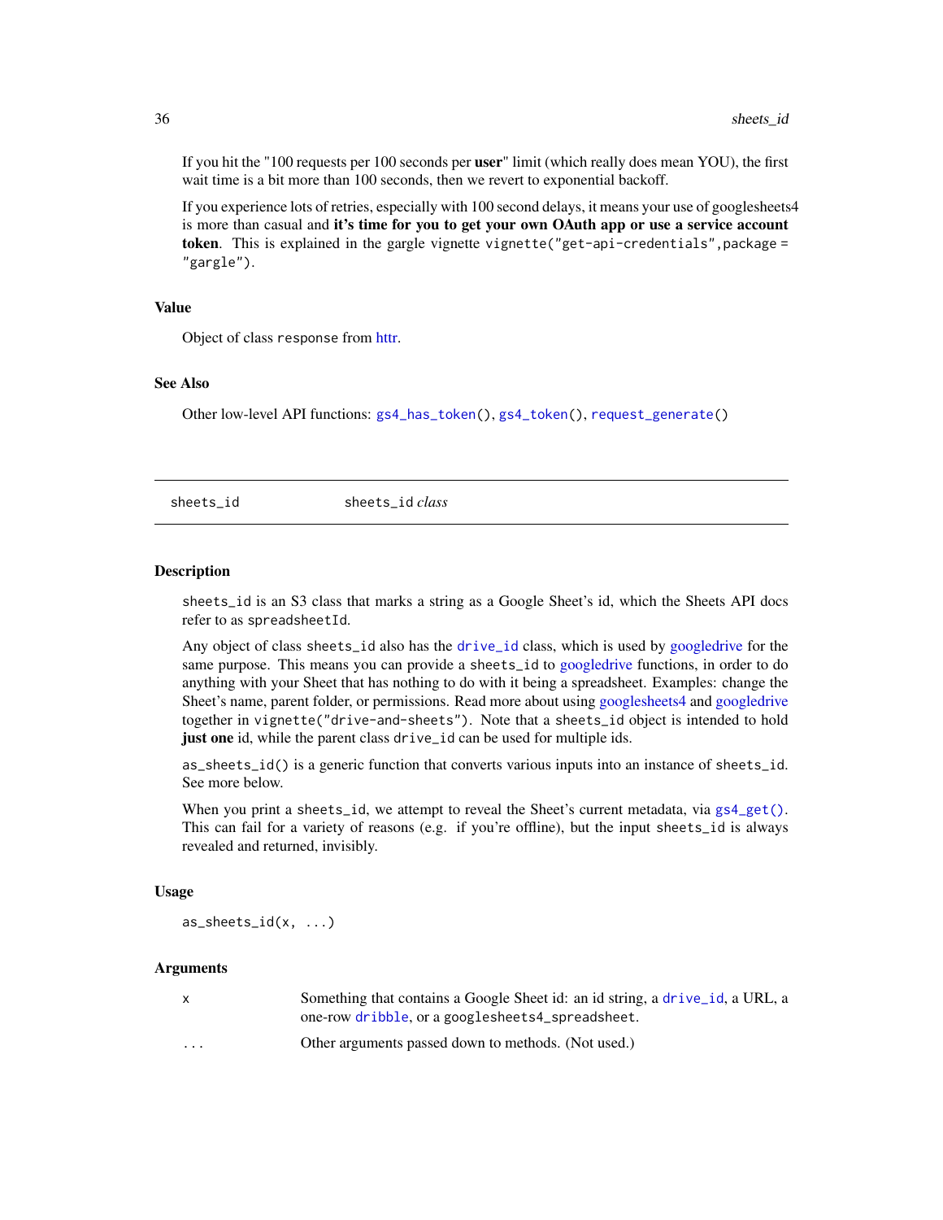If you hit the "100 requests per 100 seconds per **user**" limit (which really does mean YOU), the first wait time is a bit more than 100 seconds, then we revert to exponential backoff.

If you experience lots of retries, especially with 100 second delays, it means your use of googlesheets4 is more than casual and **it's time for you to get your own OAuth app or use a service account token**. This is explained in the gargle vignette `vignette("get-api-credentials",package = "gargle")`.

### Value

Object of class `response` from httr.

### See Also

Other low-level API functions: `gs4_has_token()`, `gs4_token()`, `request_generate()`

---

## sheets_id — `sheets_id` *class*

### Description

`sheets_id` is an S3 class that marks a string as a Google Sheet's id, which the Sheets API docs refer to as `spreadsheetId`.

Any object of class `sheets_id` also has the `drive_id` class, which is used by googledrive for the same purpose. This means you can provide a `sheets_id` to googledrive functions, in order to do anything with your Sheet that has nothing to do with it being a spreadsheet. Examples: change the Sheet's name, parent folder, or permissions. Read more about using googlesheets4 and googledrive together in `vignette("drive-and-sheets")`. Note that a `sheets_id` object is intended to hold **just one** id, while the parent class `drive_id` can be used for multiple ids.

`as_sheets_id()` is a generic function that converts various inputs into an instance of `sheets_id`. See more below.

When you print a `sheets_id`, we attempt to reveal the Sheet's current metadata, via `gs4_get()`. This can fail for a variety of reasons (e.g. if you're offline), but the input `sheets_id` is always revealed and returned, invisibly.

### Usage

```
as_sheets_id(x, ...)
```

### Arguments

| | |
|---|---|
| `x` | Something that contains a Google Sheet id: an id string, a `drive_id`, a URL, a one-row `dribble`, or a `googlesheets4_spreadsheet`. |
| `...` | Other arguments passed down to methods. (Not used.) |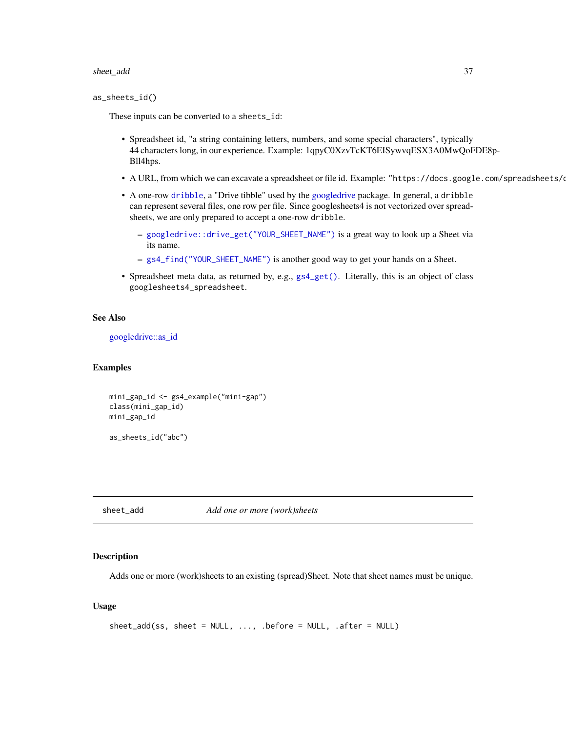as_sheets_id()

These inputs can be converted to a `sheets_id`:

- Spreadsheet id, "a string containing letters, numbers, and some special characters", typically 44 characters long, in our experience. Example: 1qpyC0XzvTcKT6EISywvqESX3A0MwQoFDE8p-Bll4hps.
- A URL, from which we can excavate a spreadsheet or file id. Example: `"https://docs.google.com/spreadsheets/d`
- A one-row `dribble`, a "Drive tibble" used by the googledrive package. In general, a `dribble` can represent several files, one row per file. Since googlesheets4 is not vectorized over spreadsheets, we are only prepared to accept a one-row `dribble`.
  - `googledrive::drive_get("YOUR_SHEET_NAME")` is a great way to look up a Sheet via its name.
  - `gs4_find("YOUR_SHEET_NAME")` is another good way to get your hands on a Sheet.
- Spreadsheet meta data, as returned by, e.g., `gs4_get()`. Literally, this is an object of class `googlesheets4_spreadsheet`.

### See Also

googledrive::as_id

### Examples

```
mini_gap_id <- gs4_example("mini-gap")
class(mini_gap_id)
mini_gap_id

as_sheets_id("abc")
```

---

## sheet_add — *Add one or more (work)sheets*

### Description

Adds one or more (work)sheets to an existing (spread)Sheet. Note that sheet names must be unique.

### Usage

```
sheet_add(ss, sheet = NULL, ..., .before = NULL, .after = NULL)
```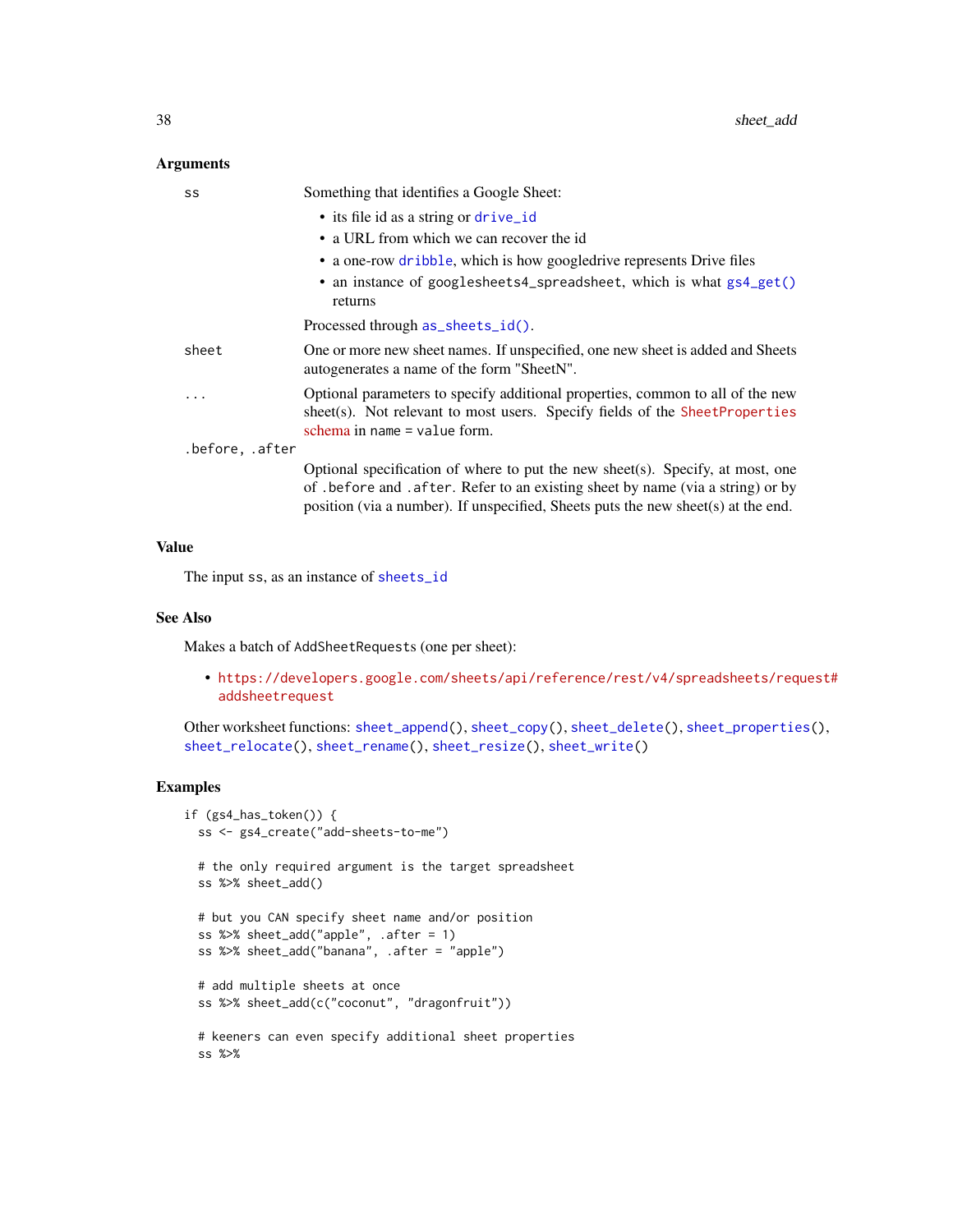## Arguments

| | |
|---|---|
| ss | Something that identifies a Google Sheet:<br>• its file id as a string or drive_id<br>• a URL from which we can recover the id<br>• a one-row dribble, which is how googledrive represents Drive files<br>• an instance of googlesheets4_spreadsheet, which is what gs4_get() returns<br><br>Processed through as_sheets_id(). |
| sheet | One or more new sheet names. If unspecified, one new sheet is added and Sheets autogenerates a name of the form "SheetN". |
| ... | Optional parameters to specify additional properties, common to all of the new sheet(s). Not relevant to most users. Specify fields of the SheetProperties schema in name = value form. |
| .before, .after | Optional specification of where to put the new sheet(s). Specify, at most, one of .before and .after. Refer to an existing sheet by name (via a string) or by position (via a number). If unspecified, Sheets puts the new sheet(s) at the end. |

## Value

The input ss, as an instance of sheets_id

## See Also

Makes a batch of AddSheetRequests (one per sheet):

- https://developers.google.com/sheets/api/reference/rest/v4/spreadsheets/request#addsheetrequest

Other worksheet functions: sheet_append(), sheet_copy(), sheet_delete(), sheet_properties(), sheet_relocate(), sheet_rename(), sheet_resize(), sheet_write()

## Examples

```
if (gs4_has_token()) {
  ss <- gs4_create("add-sheets-to-me")

  # the only required argument is the target spreadsheet
  ss %>% sheet_add()

  # but you CAN specify sheet name and/or position
  ss %>% sheet_add("apple", .after = 1)
  ss %>% sheet_add("banana", .after = "apple")

  # add multiple sheets at once
  ss %>% sheet_add(c("coconut", "dragonfruit"))

  # keeners can even specify additional sheet properties
  ss %>%
```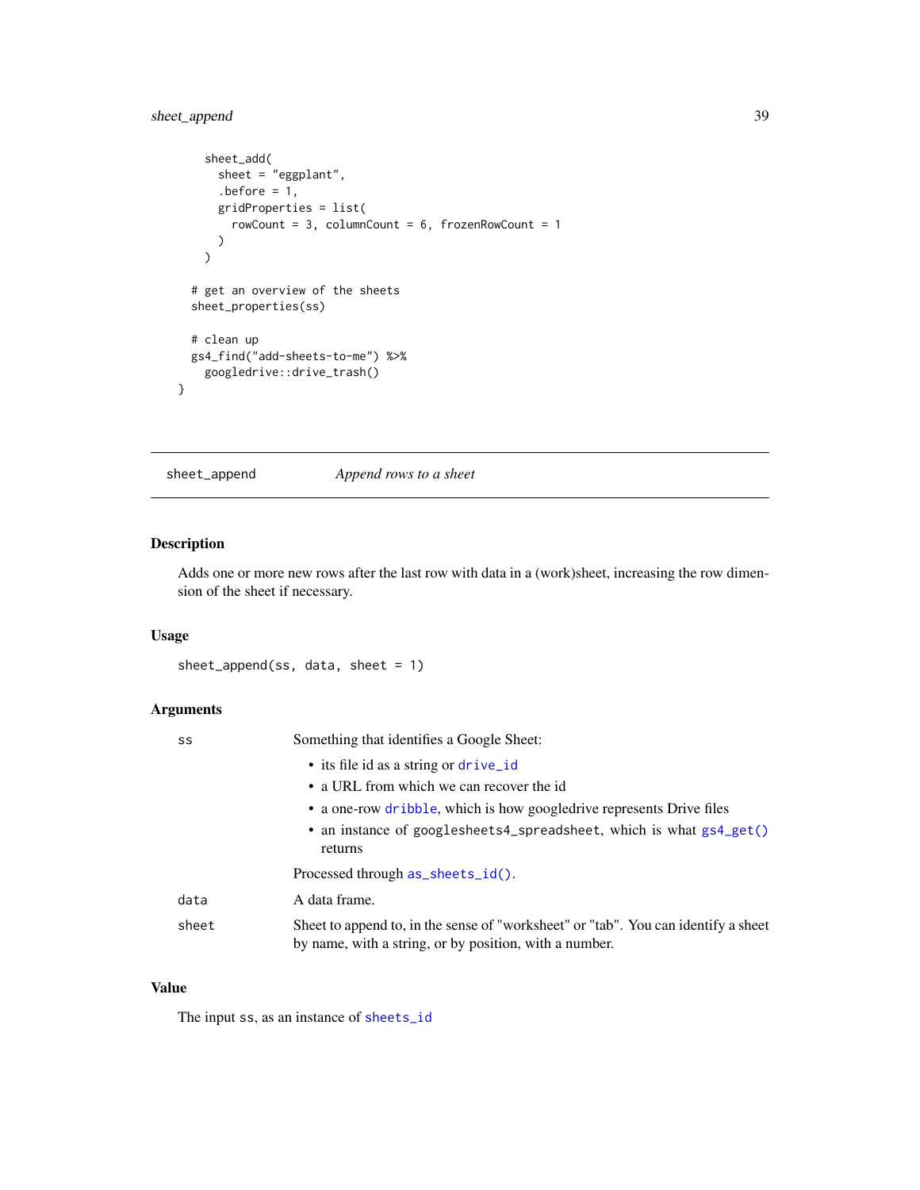```
    sheet_add(
      sheet = "eggplant",
      .before = 1,
      gridProperties = list(
        rowCount = 3, columnCount = 6, frozenRowCount = 1
      )
    )

  # get an overview of the sheets
  sheet_properties(ss)

  # clean up
  gs4_find("add-sheets-to-me") %>%
    googledrive::drive_trash()
}
```

---

## sheet_append &nbsp;&nbsp;&nbsp;&nbsp; *Append rows to a sheet*

---

### Description

Adds one or more new rows after the last row with data in a (work)sheet, increasing the row dimension of the sheet if necessary.

### Usage

```
sheet_append(ss, data, sheet = 1)
```

### Arguments

`ss` &nbsp;&nbsp; Something that identifies a Google Sheet:

- its file id as a string or `drive_id`
- a URL from which we can recover the id
- a one-row `dribble`, which is how googledrive represents Drive files
- an instance of `googlesheets4_spreadsheet`, which is what `gs4_get()` returns

Processed through `as_sheets_id()`.

`data` &nbsp;&nbsp; A data frame.

`sheet` &nbsp;&nbsp; Sheet to append to, in the sense of "worksheet" or "tab". You can identify a sheet by name, with a string, or by position, with a number.

### Value

The input `ss`, as an instance of `sheets_id`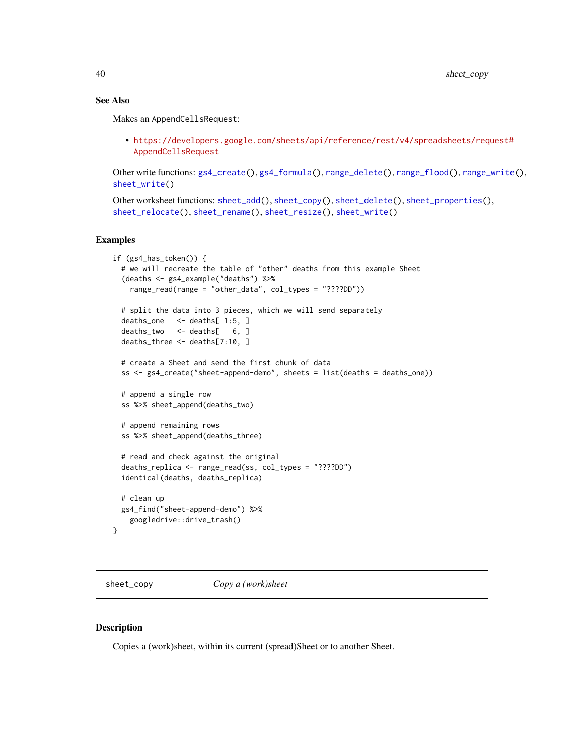### See Also

Makes an AppendCellsRequest:

- https://developers.google.com/sheets/api/reference/rest/v4/spreadsheets/request#AppendCellsRequest

Other write functions: gs4_create(), gs4_formula(), range_delete(), range_flood(), range_write(), sheet_write()

Other worksheet functions: sheet_add(), sheet_copy(), sheet_delete(), sheet_properties(), sheet_relocate(), sheet_rename(), sheet_resize(), sheet_write()

### Examples

```
if (gs4_has_token()) {
  # we will recreate the table of "other" deaths from this example Sheet
  (deaths <- gs4_example("deaths") %>%
    range_read(range = "other_data", col_types = "????DD"))

  # split the data into 3 pieces, which we will send separately
  deaths_one   <- deaths[ 1:5, ]
  deaths_two   <- deaths[   6, ]
  deaths_three <- deaths[7:10, ]

  # create a Sheet and send the first chunk of data
  ss <- gs4_create("sheet-append-demo", sheets = list(deaths = deaths_one))

  # append a single row
  ss %>% sheet_append(deaths_two)

  # append remaining rows
  ss %>% sheet_append(deaths_three)

  # read and check against the original
  deaths_replica <- range_read(ss, col_types = "????DD")
  identical(deaths, deaths_replica)

  # clean up
  gs4_find("sheet-append-demo") %>%
    googledrive::drive_trash()
}
```

---

## sheet_copy — *Copy a (work)sheet*

---

### Description

Copies a (work)sheet, within its current (spread)Sheet or to another Sheet.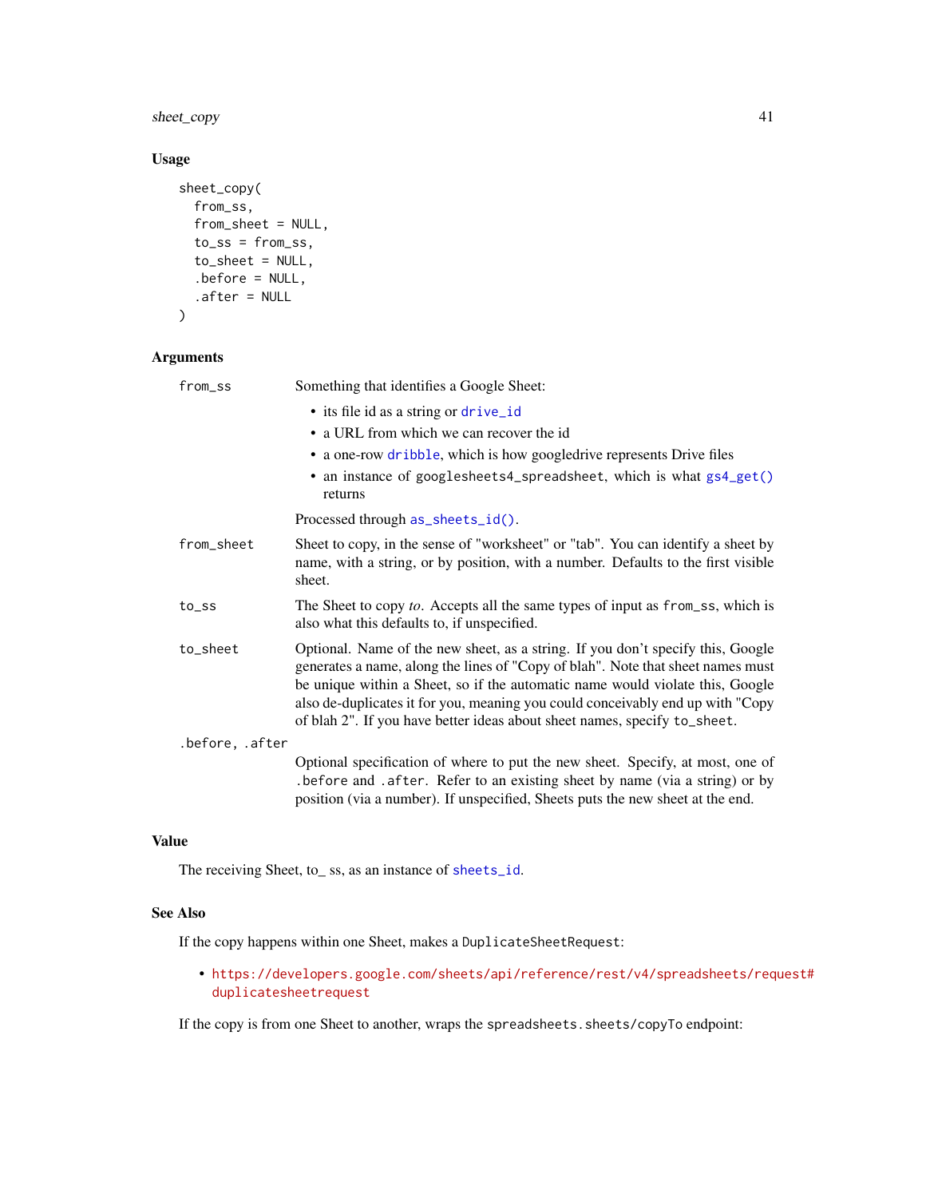### Usage

```
sheet_copy(
  from_ss,
  from_sheet = NULL,
  to_ss = from_ss,
  to_sheet = NULL,
  .before = NULL,
  .after = NULL
)
```

### Arguments

| | |
|---|---|
| `from_ss` | Something that identifies a Google Sheet:<br>• its file id as a string or `drive_id`<br>• a URL from which we can recover the id<br>• a one-row `dribble`, which is how googledrive represents Drive files<br>• an instance of `googlesheets4_spreadsheet`, which is what `gs4_get()` returns<br><br>Processed through `as_sheets_id()`. |
| `from_sheet` | Sheet to copy, in the sense of "worksheet" or "tab". You can identify a sheet by name, with a string, or by position, with a number. Defaults to the first visible sheet. |
| `to_ss` | The Sheet to copy *to*. Accepts all the same types of input as `from_ss`, which is also what this defaults to, if unspecified. |
| `to_sheet` | Optional. Name of the new sheet, as a string. If you don't specify this, Google generates a name, along the lines of "Copy of blah". Note that sheet names must be unique within a Sheet, so if the automatic name would violate this, Google also de-duplicates it for you, meaning you could conceivably end up with "Copy of blah 2". If you have better ideas about sheet names, specify `to_sheet`. |
| `.before, .after` | Optional specification of where to put the new sheet. Specify, at most, one of `.before` and `.after`. Refer to an existing sheet by name (via a string) or by position (via a number). If unspecified, Sheets puts the new sheet at the end. |

### Value

The receiving Sheet, to_ ss, as an instance of `sheets_id`.

### See Also

If the copy happens within one Sheet, makes a `DuplicateSheetRequest`:

- https://developers.google.com/sheets/api/reference/rest/v4/spreadsheets/request#duplicatesheetrequest

If the copy is from one Sheet to another, wraps the `spreadsheets.sheets/copyTo` endpoint: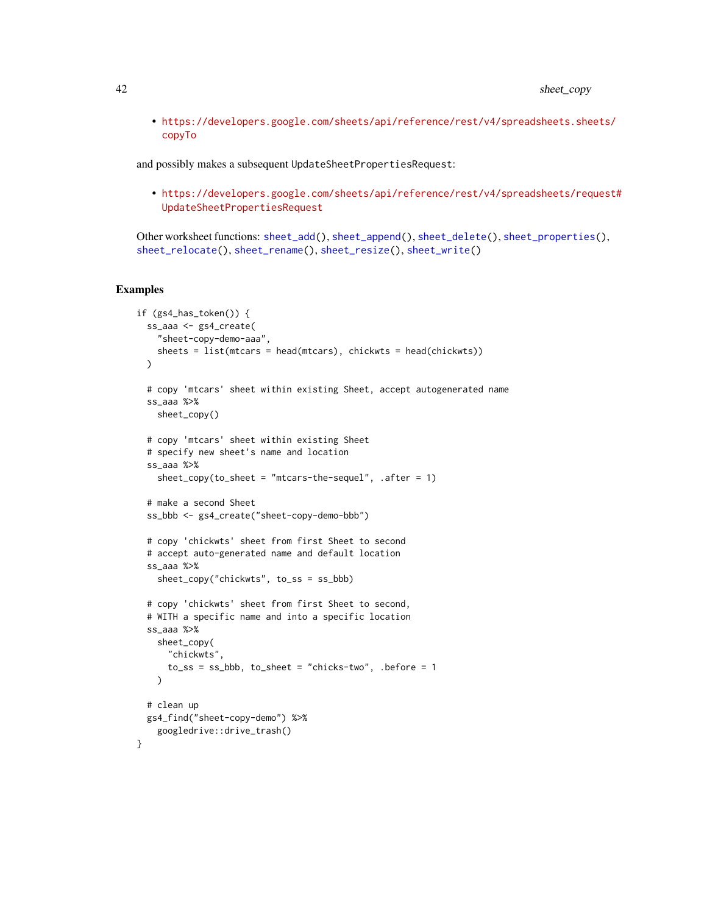- https://developers.google.com/sheets/api/reference/rest/v4/spreadsheets.sheets/copyTo

and possibly makes a subsequent UpdateSheetPropertiesRequest:

- https://developers.google.com/sheets/api/reference/rest/v4/spreadsheets/request#UpdateSheetPropertiesRequest

Other worksheet functions: sheet_add(), sheet_append(), sheet_delete(), sheet_properties(), sheet_relocate(), sheet_rename(), sheet_resize(), sheet_write()

## Examples

```
if (gs4_has_token()) {
  ss_aaa <- gs4_create(
    "sheet-copy-demo-aaa",
    sheets = list(mtcars = head(mtcars), chickwts = head(chickwts))
  )

  # copy 'mtcars' sheet within existing Sheet, accept autogenerated name
  ss_aaa %>%
    sheet_copy()

  # copy 'mtcars' sheet within existing Sheet
  # specify new sheet's name and location
  ss_aaa %>%
    sheet_copy(to_sheet = "mtcars-the-sequel", .after = 1)

  # make a second Sheet
  ss_bbb <- gs4_create("sheet-copy-demo-bbb")

  # copy 'chickwts' sheet from first Sheet to second
  # accept auto-generated name and default location
  ss_aaa %>%
    sheet_copy("chickwts", to_ss = ss_bbb)

  # copy 'chickwts' sheet from first Sheet to second,
  # WITH a specific name and into a specific location
  ss_aaa %>%
    sheet_copy(
      "chickwts",
      to_ss = ss_bbb, to_sheet = "chicks-two", .before = 1
    )

  # clean up
  gs4_find("sheet-copy-demo") %>%
    googledrive::drive_trash()
}
```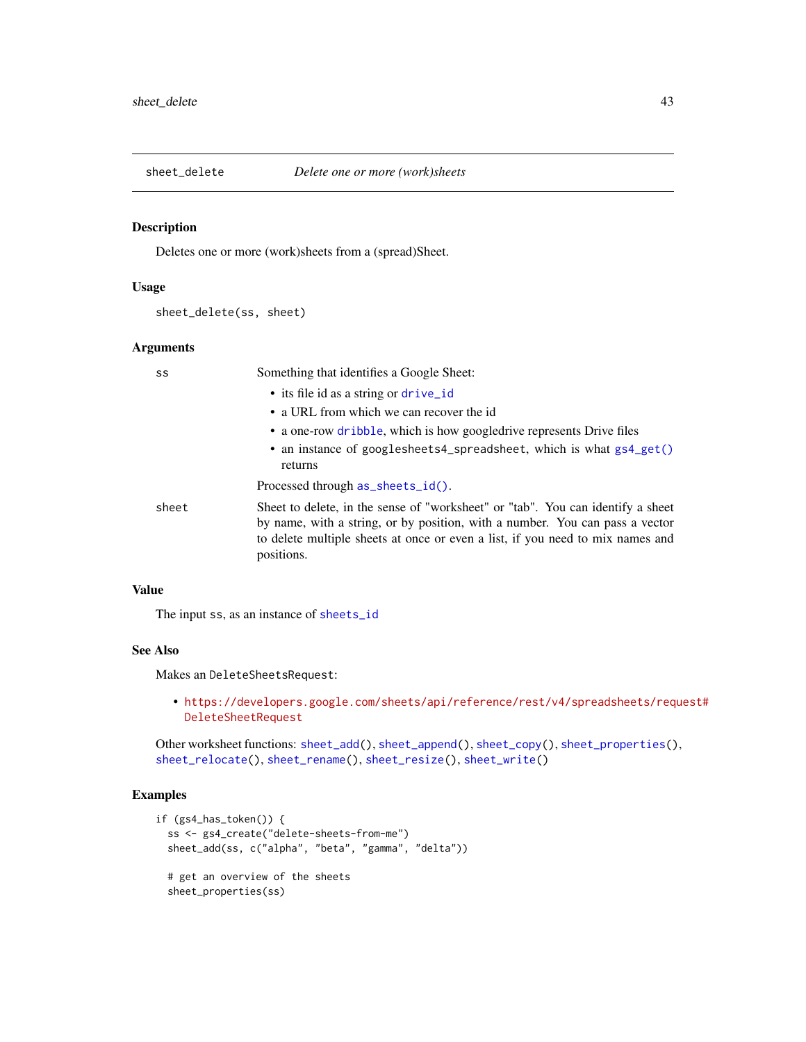## sheet_delete — *Delete one or more (work)sheets*

### Description

Deletes one or more (work)sheets from a (spread)Sheet.

### Usage

```
sheet_delete(ss, sheet)
```

### Arguments

| | |
|---|---|
| `ss` | Something that identifies a Google Sheet:<br>• its file id as a string or `drive_id`<br>• a URL from which we can recover the id<br>• a one-row `dribble`, which is how googledrive represents Drive files<br>• an instance of `googlesheets4_spreadsheet`, which is what `gs4_get()` returns<br><br>Processed through `as_sheets_id()`. |
| `sheet` | Sheet to delete, in the sense of "worksheet" or "tab". You can identify a sheet by name, with a string, or by position, with a number. You can pass a vector to delete multiple sheets at once or even a list, if you need to mix names and positions. |

### Value

The input `ss`, as an instance of `sheets_id`

### See Also

Makes an `DeleteSheetsRequest`:

- https://developers.google.com/sheets/api/reference/rest/v4/spreadsheets/request#DeleteSheetRequest

Other worksheet functions: `sheet_add()`, `sheet_append()`, `sheet_copy()`, `sheet_properties()`, `sheet_relocate()`, `sheet_rename()`, `sheet_resize()`, `sheet_write()`

### Examples

```
if (gs4_has_token()) {
  ss <- gs4_create("delete-sheets-from-me")
  sheet_add(ss, c("alpha", "beta", "gamma", "delta"))

  # get an overview of the sheets
  sheet_properties(ss)
```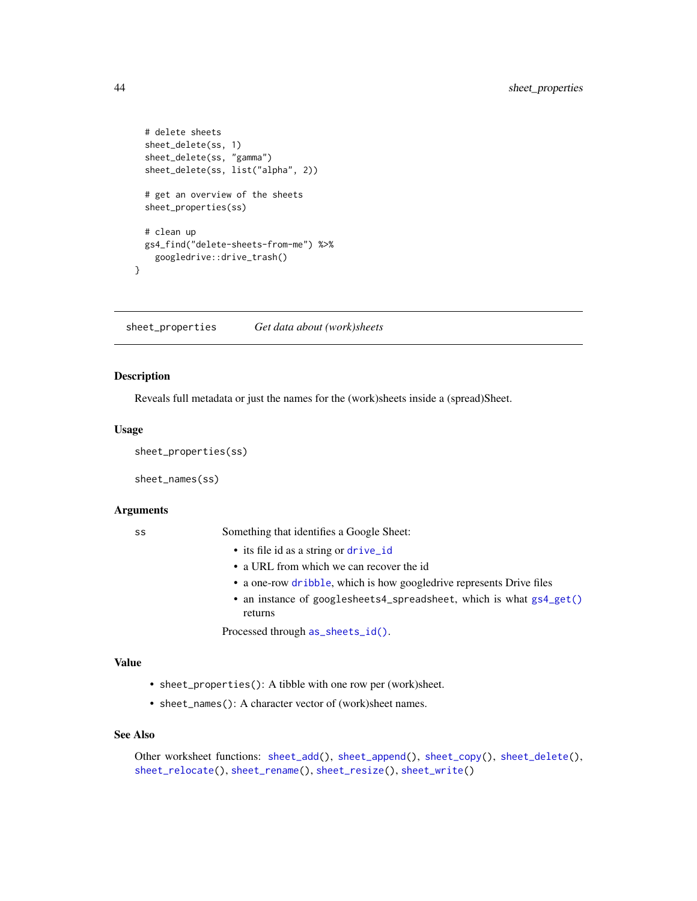```
  # delete sheets
  sheet_delete(ss, 1)
  sheet_delete(ss, "gamma")
  sheet_delete(ss, list("alpha", 2))

  # get an overview of the sheets
  sheet_properties(ss)

  # clean up
  gs4_find("delete-sheets-from-me") %>%
    googledrive::drive_trash()
}
```

## sheet_properties    *Get data about (work)sheets*

### Description

Reveals full metadata or just the names for the (work)sheets inside a (spread)Sheet.

### Usage

```
sheet_properties(ss)

sheet_names(ss)
```

### Arguments

| | |
|---|---|
| ss | Something that identifies a Google Sheet:<br>• its file id as a string or drive_id<br>• a URL from which we can recover the id<br>• a one-row dribble, which is how googledrive represents Drive files<br>• an instance of googlesheets4_spreadsheet, which is what gs4_get() returns<br><br>Processed through as_sheets_id(). |

### Value

- sheet_properties(): A tibble with one row per (work)sheet.
- sheet_names(): A character vector of (work)sheet names.

### See Also

Other worksheet functions: sheet_add(), sheet_append(), sheet_copy(), sheet_delete(), sheet_relocate(), sheet_rename(), sheet_resize(), sheet_write()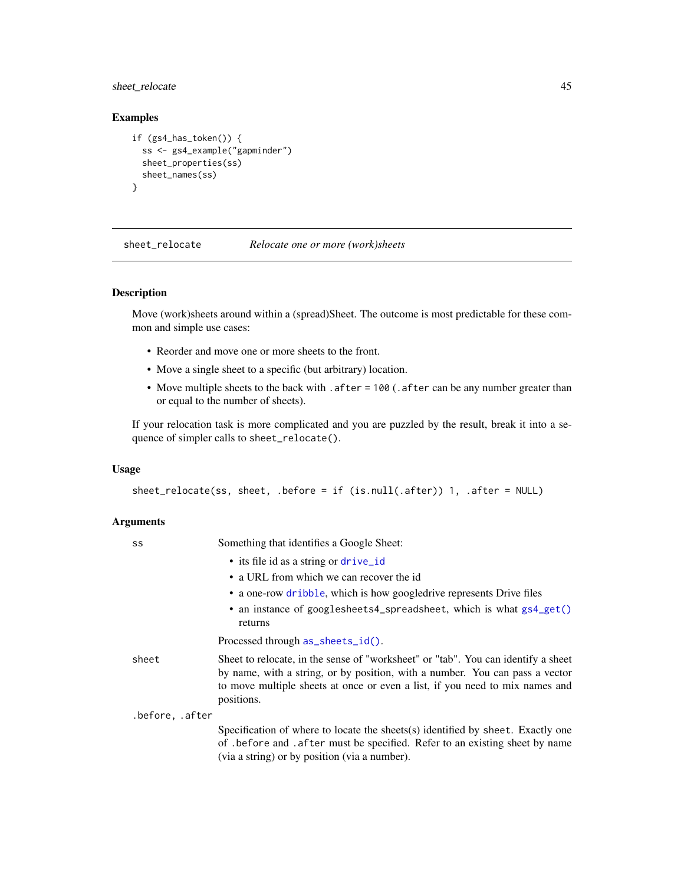## Examples

```
if (gs4_has_token()) {
  ss <- gs4_example("gapminder")
  sheet_properties(ss)
  sheet_names(ss)
}
```

---

# sheet_relocate    *Relocate one or more (work)sheets*

---

## Description

Move (work)sheets around within a (spread)Sheet. The outcome is most predictable for these common and simple use cases:

- Reorder and move one or more sheets to the front.
- Move a single sheet to a specific (but arbitrary) location.
- Move multiple sheets to the back with `.after = 100` (`.after` can be any number greater than or equal to the number of sheets).

If your relocation task is more complicated and you are puzzled by the result, break it into a sequence of simpler calls to `sheet_relocate()`.

## Usage

```
sheet_relocate(ss, sheet, .before = if (is.null(.after)) 1, .after = NULL)
```

## Arguments

`ss` Something that identifies a Google Sheet:

- its file id as a string or `drive_id`
- a URL from which we can recover the id
- a one-row `dribble`, which is how googledrive represents Drive files
- an instance of `googlesheets4_spreadsheet`, which is what `gs4_get()` returns

Processed through `as_sheets_id()`.

`sheet` Sheet to relocate, in the sense of "worksheet" or "tab". You can identify a sheet by name, with a string, or by position, with a number. You can pass a vector to move multiple sheets at once or even a list, if you need to mix names and positions.

`.before, .after` Specification of where to locate the sheets(s) identified by `sheet`. Exactly one of `.before` and `.after` must be specified. Refer to an existing sheet by name (via a string) or by position (via a number).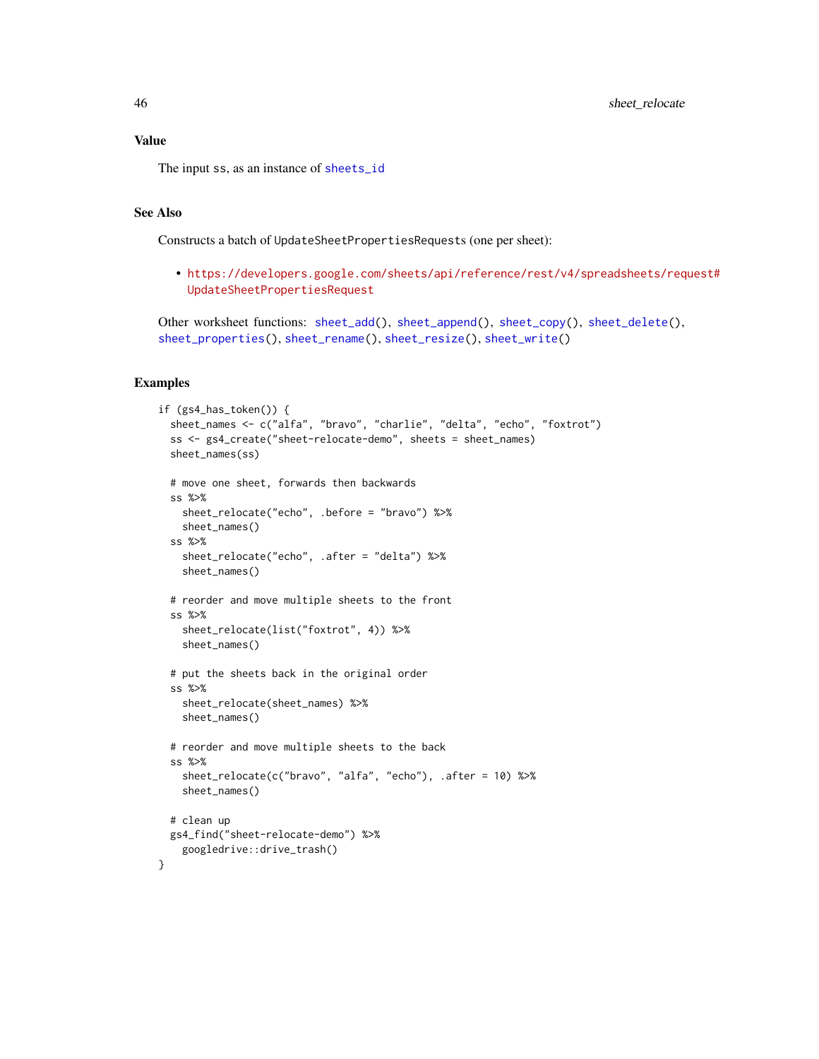## Value

The input `ss`, as an instance of `sheets_id`

## See Also

Constructs a batch of `UpdateSheetPropertiesRequests` (one per sheet):

- https://developers.google.com/sheets/api/reference/rest/v4/spreadsheets/request#UpdateSheetPropertiesRequest

Other worksheet functions: `sheet_add()`, `sheet_append()`, `sheet_copy()`, `sheet_delete()`, `sheet_properties()`, `sheet_rename()`, `sheet_resize()`, `sheet_write()`

## Examples

```
if (gs4_has_token()) {
  sheet_names <- c("alfa", "bravo", "charlie", "delta", "echo", "foxtrot")
  ss <- gs4_create("sheet-relocate-demo", sheets = sheet_names)
  sheet_names(ss)

  # move one sheet, forwards then backwards
  ss %>%
    sheet_relocate("echo", .before = "bravo") %>%
    sheet_names()
  ss %>%
    sheet_relocate("echo", .after = "delta") %>%
    sheet_names()

  # reorder and move multiple sheets to the front
  ss %>%
    sheet_relocate(list("foxtrot", 4)) %>%
    sheet_names()

  # put the sheets back in the original order
  ss %>%
    sheet_relocate(sheet_names) %>%
    sheet_names()

  # reorder and move multiple sheets to the back
  ss %>%
    sheet_relocate(c("bravo", "alfa", "echo"), .after = 10) %>%
    sheet_names()

  # clean up
  gs4_find("sheet-relocate-demo") %>%
    googledrive::drive_trash()
}
```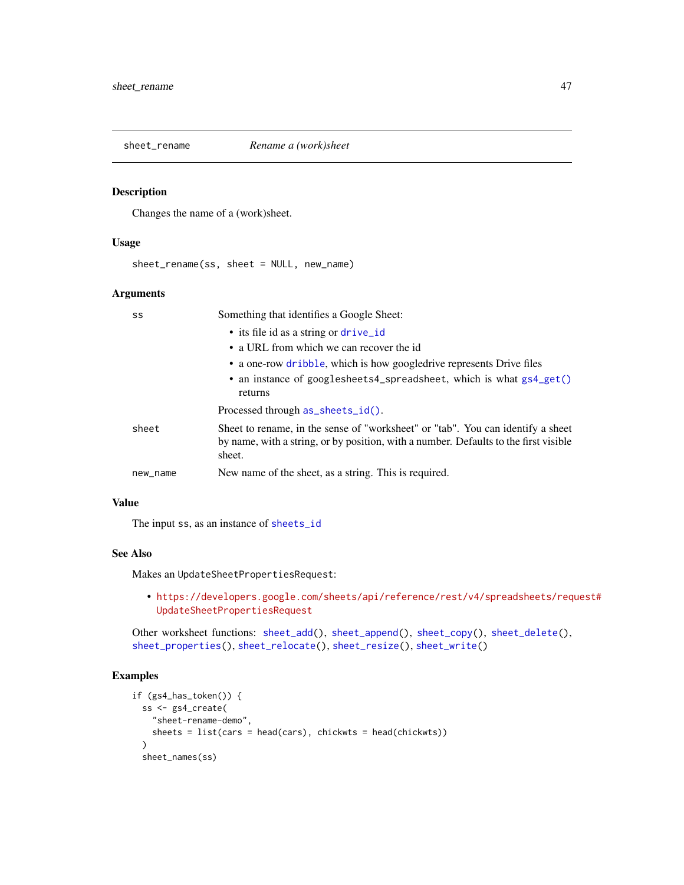## sheet_rename — *Rename a (work)sheet*

### Description

Changes the name of a (work)sheet.

### Usage

```
sheet_rename(ss, sheet = NULL, new_name)
```

### Arguments

| | |
|---|---|
| `ss` | Something that identifies a Google Sheet:<br>• its file id as a string or `drive_id`<br>• a URL from which we can recover the id<br>• a one-row `dribble`, which is how googledrive represents Drive files<br>• an instance of `googlesheets4_spreadsheet`, which is what `gs4_get()` returns<br><br>Processed through `as_sheets_id()`. |
| `sheet` | Sheet to rename, in the sense of "worksheet" or "tab". You can identify a sheet by name, with a string, or by position, with a number. Defaults to the first visible sheet. |
| `new_name` | New name of the sheet, as a string. This is required. |

### Value

The input `ss`, as an instance of `sheets_id`

### See Also

Makes an `UpdateSheetPropertiesRequest`:

- https://developers.google.com/sheets/api/reference/rest/v4/spreadsheets/request#UpdateSheetPropertiesRequest

Other worksheet functions: `sheet_add()`, `sheet_append()`, `sheet_copy()`, `sheet_delete()`, `sheet_properties()`, `sheet_relocate()`, `sheet_resize()`, `sheet_write()`

### Examples

```
if (gs4_has_token()) {
  ss <- gs4_create(
    "sheet-rename-demo",
    sheets = list(cars = head(cars), chickwts = head(chickwts))
  )
  sheet_names(ss)
```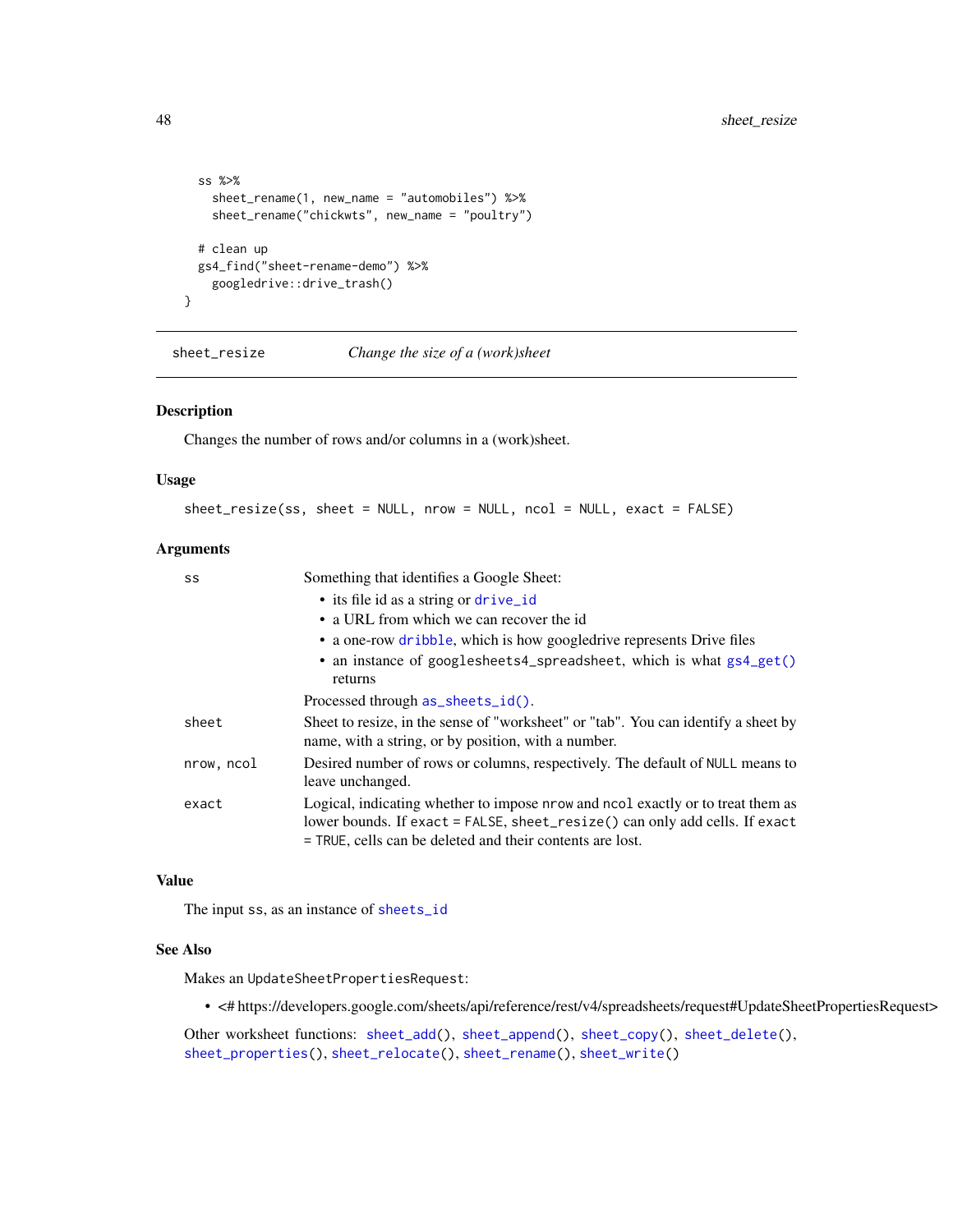```
  ss %>%
    sheet_rename(1, new_name = "automobiles") %>%
    sheet_rename("chickwts", new_name = "poultry")

  # clean up
  gs4_find("sheet-rename-demo") %>%
    googledrive::drive_trash()
}
```

---

## sheet_resize — *Change the size of a (work)sheet*

### Description

Changes the number of rows and/or columns in a (work)sheet.

### Usage

```
sheet_resize(ss, sheet = NULL, nrow = NULL, ncol = NULL, exact = FALSE)
```

### Arguments

| | |
|---|---|
| `ss` | Something that identifies a Google Sheet: <br>• its file id as a string or `drive_id` <br>• a URL from which we can recover the id <br>• a one-row `dribble`, which is how googledrive represents Drive files <br>• an instance of `googlesheets4_spreadsheet`, which is what `gs4_get()` returns <br><br>Processed through `as_sheets_id()`. |
| `sheet` | Sheet to resize, in the sense of "worksheet" or "tab". You can identify a sheet by name, with a string, or by position, with a number. |
| `nrow, ncol` | Desired number of rows or columns, respectively. The default of `NULL` means to leave unchanged. |
| `exact` | Logical, indicating whether to impose `nrow` and `ncol` exactly or to treat them as lower bounds. If `exact = FALSE`, `sheet_resize()` can only add cells. If `exact = TRUE`, cells can be deleted and their contents are lost. |

### Value

The input `ss`, as an instance of `sheets_id`

### See Also

Makes an `UpdateSheetPropertiesRequest`:

- <# https://developers.google.com/sheets/api/reference/rest/v4/spreadsheets/request#UpdateSheetPropertiesRequest>

Other worksheet functions: `sheet_add()`, `sheet_append()`, `sheet_copy()`, `sheet_delete()`, `sheet_properties()`, `sheet_relocate()`, `sheet_rename()`, `sheet_write()`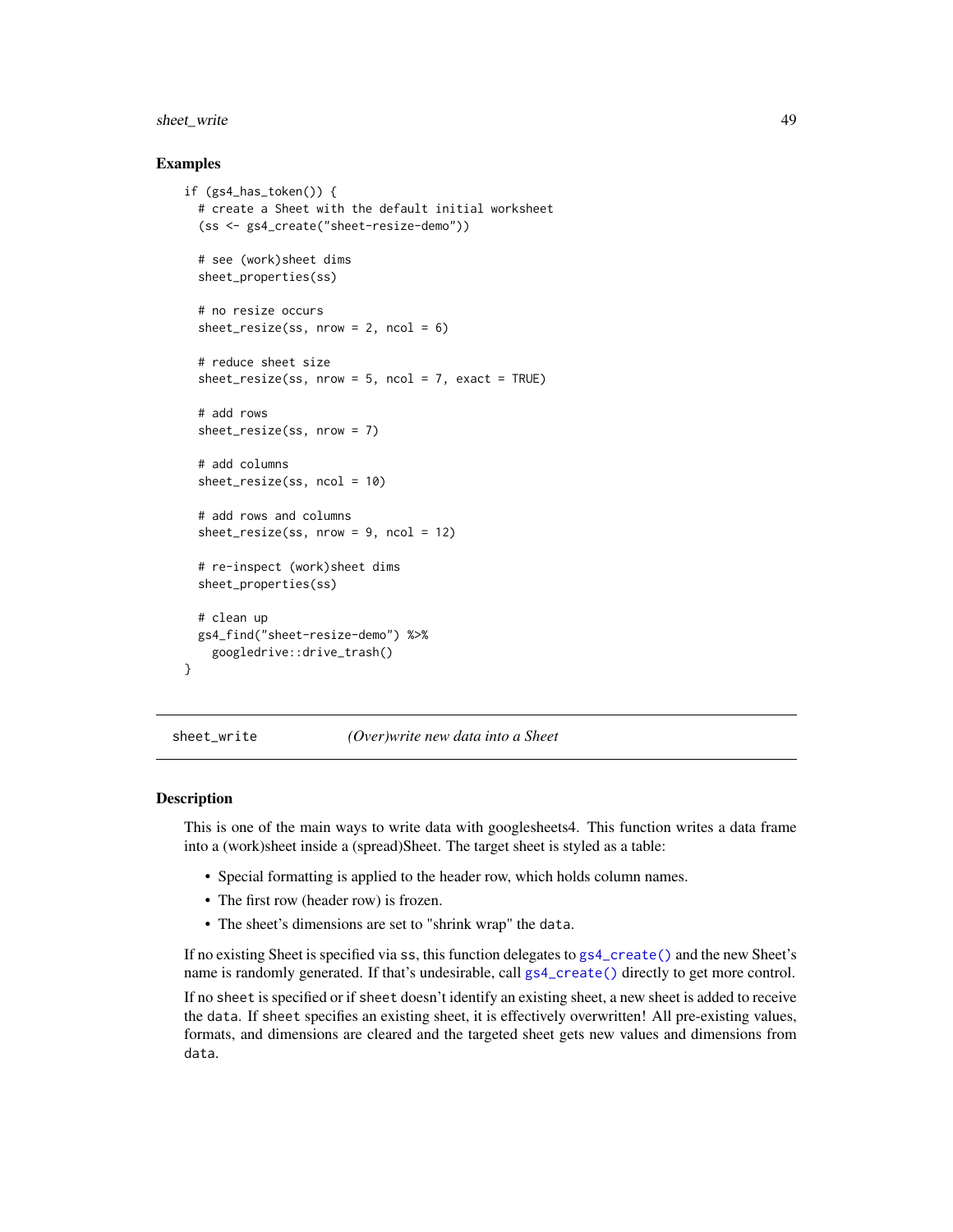### Examples

```
if (gs4_has_token()) {
  # create a Sheet with the default initial worksheet
  (ss <- gs4_create("sheet-resize-demo"))

  # see (work)sheet dims
  sheet_properties(ss)

  # no resize occurs
  sheet_resize(ss, nrow = 2, ncol = 6)

  # reduce sheet size
  sheet_resize(ss, nrow = 5, ncol = 7, exact = TRUE)

  # add rows
  sheet_resize(ss, nrow = 7)

  # add columns
  sheet_resize(ss, ncol = 10)

  # add rows and columns
  sheet_resize(ss, nrow = 9, ncol = 12)

  # re-inspect (work)sheet dims
  sheet_properties(ss)

  # clean up
  gs4_find("sheet-resize-demo") %>%
    googledrive::drive_trash()
}
```

## sheet_write *(Over)write new data into a Sheet*

### Description

This is one of the main ways to write data with googlesheets4. This function writes a data frame into a (work)sheet inside a (spread)Sheet. The target sheet is styled as a table:

- Special formatting is applied to the header row, which holds column names.
- The first row (header row) is frozen.
- The sheet's dimensions are set to "shrink wrap" the `data`.

If no existing Sheet is specified via `ss`, this function delegates to `gs4_create()` and the new Sheet's name is randomly generated. If that's undesirable, call `gs4_create()` directly to get more control.

If no `sheet` is specified or if `sheet` doesn't identify an existing sheet, a new sheet is added to receive the `data`. If `sheet` specifies an existing sheet, it is effectively overwritten! All pre-existing values, formats, and dimensions are cleared and the targeted sheet gets new values and dimensions from `data`.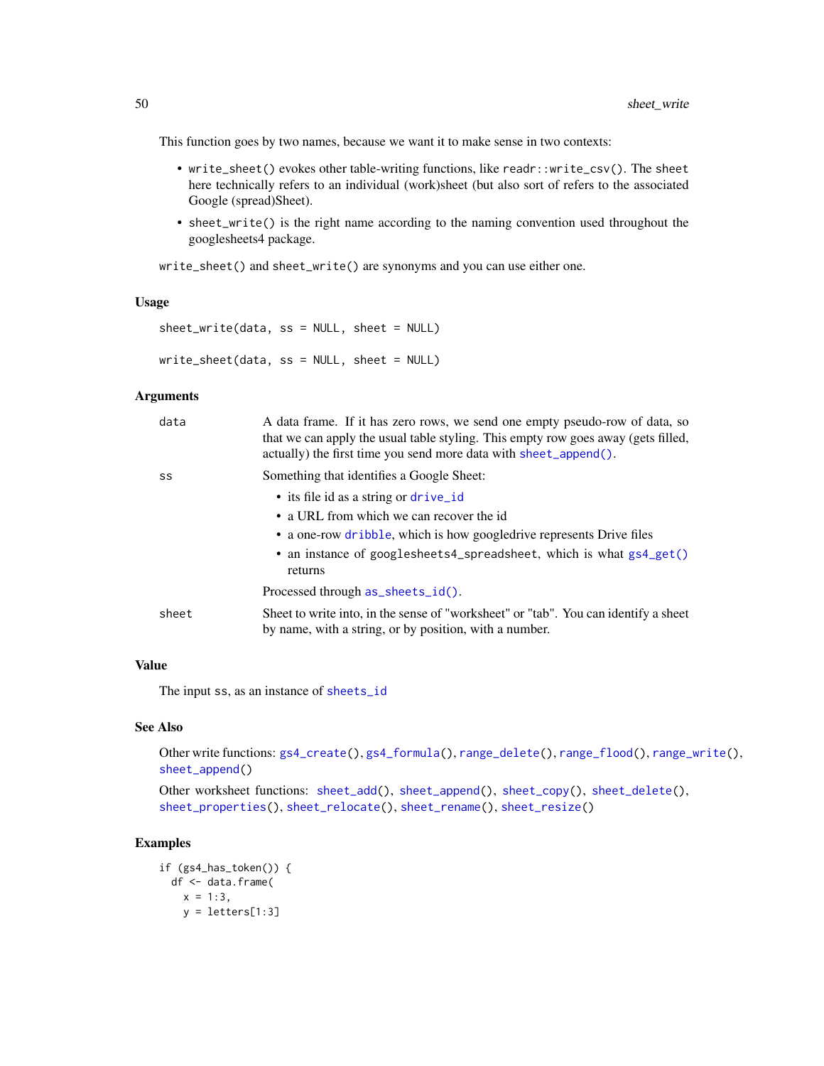This function goes by two names, because we want it to make sense in two contexts:

- `write_sheet()` evokes other table-writing functions, like `readr::write_csv()`. The `sheet` here technically refers to an individual (work)sheet (but also sort of refers to the associated Google (spread)Sheet).
- `sheet_write()` is the right name according to the naming convention used throughout the googlesheets4 package.

`write_sheet()` and `sheet_write()` are synonyms and you can use either one.

### Usage

```
sheet_write(data, ss = NULL, sheet = NULL)

write_sheet(data, ss = NULL, sheet = NULL)
```

### Arguments

`data` A data frame. If it has zero rows, we send one empty pseudo-row of data, so that we can apply the usual table styling. This empty row goes away (gets filled, actually) the first time you send more data with `sheet_append()`.

`ss` Something that identifies a Google Sheet:

- its file id as a string or `drive_id`
- a URL from which we can recover the id
- a one-row `dribble`, which is how googledrive represents Drive files
- an instance of `googlesheets4_spreadsheet`, which is what `gs4_get()` returns

Processed through `as_sheets_id()`.

`sheet` Sheet to write into, in the sense of "worksheet" or "tab". You can identify a sheet by name, with a string, or by position, with a number.

### Value

The input `ss`, as an instance of `sheets_id`

### See Also

Other write functions: `gs4_create()`, `gs4_formula()`, `range_delete()`, `range_flood()`, `range_write()`, `sheet_append()`

Other worksheet functions: `sheet_add()`, `sheet_append()`, `sheet_copy()`, `sheet_delete()`, `sheet_properties()`, `sheet_relocate()`, `sheet_rename()`, `sheet_resize()`

### Examples

```
if (gs4_has_token()) {
  df <- data.frame(
    x = 1:3,
    y = letters[1:3]
```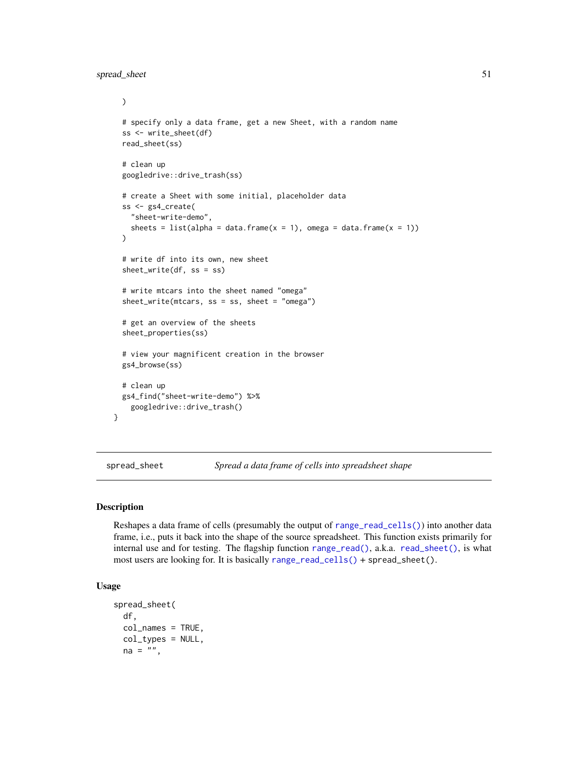```
  )

  # specify only a data frame, get a new Sheet, with a random name
  ss <- write_sheet(df)
  read_sheet(ss)

  # clean up
  googledrive::drive_trash(ss)

  # create a Sheet with some initial, placeholder data
  ss <- gs4_create(
    "sheet-write-demo",
    sheets = list(alpha = data.frame(x = 1), omega = data.frame(x = 1))
  )

  # write df into its own, new sheet
  sheet_write(df, ss = ss)

  # write mtcars into the sheet named "omega"
  sheet_write(mtcars, ss = ss, sheet = "omega")

  # get an overview of the sheets
  sheet_properties(ss)

  # view your magnificent creation in the browser
  gs4_browse(ss)

  # clean up
  gs4_find("sheet-write-demo") %>%
    googledrive::drive_trash()
}
```

## spread_sheet *Spread a data frame of cells into spreadsheet shape*

### Description

Reshapes a data frame of cells (presumably the output of range_read_cells()) into another data frame, i.e., puts it back into the shape of the source spreadsheet. This function exists primarily for internal use and for testing. The flagship function range_read(), a.k.a. read_sheet(), is what most users are looking for. It is basically range_read_cells() + spread_sheet().

### Usage

```
spread_sheet(
  df,
  col_names = TRUE,
  col_types = NULL,
  na = "",
```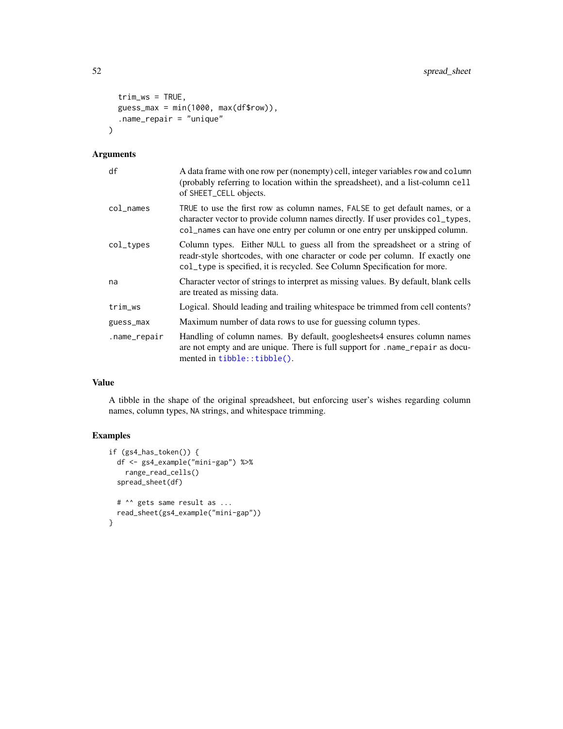```
  trim_ws = TRUE,
  guess_max = min(1000, max(df$row)),
  .name_repair = "unique"
)
```

### Arguments

| | |
|---|---|
| df | A data frame with one row per (nonempty) cell, integer variables row and column (probably referring to location within the spreadsheet), and a list-column cell of SHEET_CELL objects. |
| col_names | TRUE to use the first row as column names, FALSE to get default names, or a character vector to provide column names directly. If user provides col_types, col_names can have one entry per column or one entry per unskipped column. |
| col_types | Column types. Either NULL to guess all from the spreadsheet or a string of readr-style shortcodes, with one character or code per column. If exactly one col_type is specified, it is recycled. See Column Specification for more. |
| na | Character vector of strings to interpret as missing values. By default, blank cells are treated as missing data. |
| trim_ws | Logical. Should leading and trailing whitespace be trimmed from cell contents? |
| guess_max | Maximum number of data rows to use for guessing column types. |
| .name_repair | Handling of column names. By default, googlesheets4 ensures column names are not empty and are unique. There is full support for .name_repair as documented in tibble::tibble(). |

### Value

A tibble in the shape of the original spreadsheet, but enforcing user's wishes regarding column names, column types, NA strings, and whitespace trimming.

### Examples

```
if (gs4_has_token()) {
  df <- gs4_example("mini-gap") %>%
    range_read_cells()
  spread_sheet(df)

  # ^^ gets same result as ...
  read_sheet(gs4_example("mini-gap"))
}
```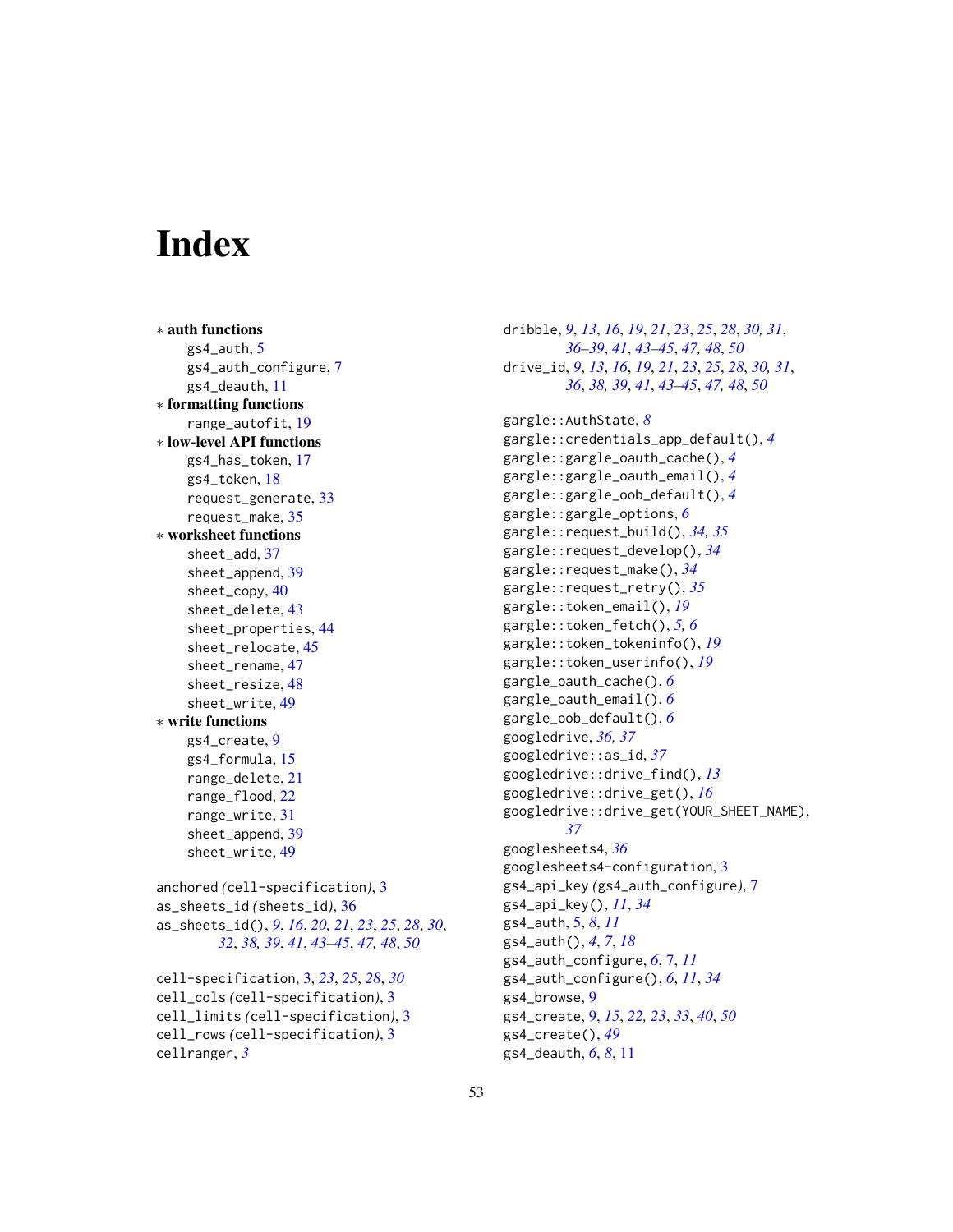# Index

∗ **auth functions**
  gs4_auth, 5
  gs4_auth_configure, 7
  gs4_deauth, 11
∗ **formatting functions**
  range_autofit, 19
∗ **low-level API functions**
  gs4_has_token, 17
  gs4_token, 18
  request_generate, 33
  request_make, 35
∗ **worksheet functions**
  sheet_add, 37
  sheet_append, 39
  sheet_copy, 40
  sheet_delete, 43
  sheet_properties, 44
  sheet_relocate, 45
  sheet_rename, 47
  sheet_resize, 48
  sheet_write, 49
∗ **write functions**
  gs4_create, 9
  gs4_formula, 15
  range_delete, 21
  range_flood, 22
  range_write, 31
  sheet_append, 39
  sheet_write, 49

anchored *(*cell-specification*)*, 3
as_sheets_id *(*sheets_id*)*, 36
as_sheets_id(), *9*, *16*, *20, 21*, *23*, *25*, *28*, *30*, *32*, *38*, *39*, *41*, *43–45*, *47, 48*, *50*

cell-specification, 3, *23*, *25*, *28*, *30*
cell_cols *(*cell-specification*)*, 3
cell_limits *(*cell-specification*)*, 3
cell_rows *(*cell-specification*)*, 3
cellranger, *3*

dribble, *9*, *13*, *16*, *19*, *21*, *23*, *25*, *28*, *30, 31*, *36–39*, *41*, *43–45*, *47, 48*, *50*
drive_id, *9*, *13*, *16*, *19*, *21*, *23*, *25*, *28*, *30, 31*, *36*, *38, 39*, *41*, *43–45*, *47*, *48*, *50*

gargle::AuthState, *8*
gargle::credentials_app_default(), *4*
gargle::gargle_oauth_cache(), *4*
gargle::gargle_oauth_email(), *4*
gargle::gargle_oob_default(), *4*
gargle::gargle_options, *6*
gargle::request_build(), *34, 35*
gargle::request_develop(), *34*
gargle::request_make(), *34*
gargle::request_retry(), *35*
gargle::token_email(), *19*
gargle::token_fetch(), *5, 6*
gargle::token_tokeninfo(), *19*
gargle::token_userinfo(), *19*
gargle_oauth_cache(), *6*
gargle_oauth_email(), *6*
gargle_oob_default(), *6*
googledrive, *36, 37*
googledrive::as_id, *37*
googledrive::drive_find(), *13*
googledrive::drive_get(), *16*
googledrive::drive_get(YOUR_SHEET_NAME), *37*
googlesheets4, *36*
googlesheets4-configuration, 3
gs4_api_key *(*gs4_auth_configure*)*, 7
gs4_api_key(), *11*, *34*
gs4_auth, 5, *8*, *11*
gs4_auth(), *4*, *7*, *18*
gs4_auth_configure, *6*, 7, *11*
gs4_auth_configure(), *6*, *11*, *34*
gs4_browse, 9
gs4_create, 9, *15*, *22, 23*, *33*, *40*, *50*
gs4_create(), *49*
gs4_deauth, *6*, *8*, 11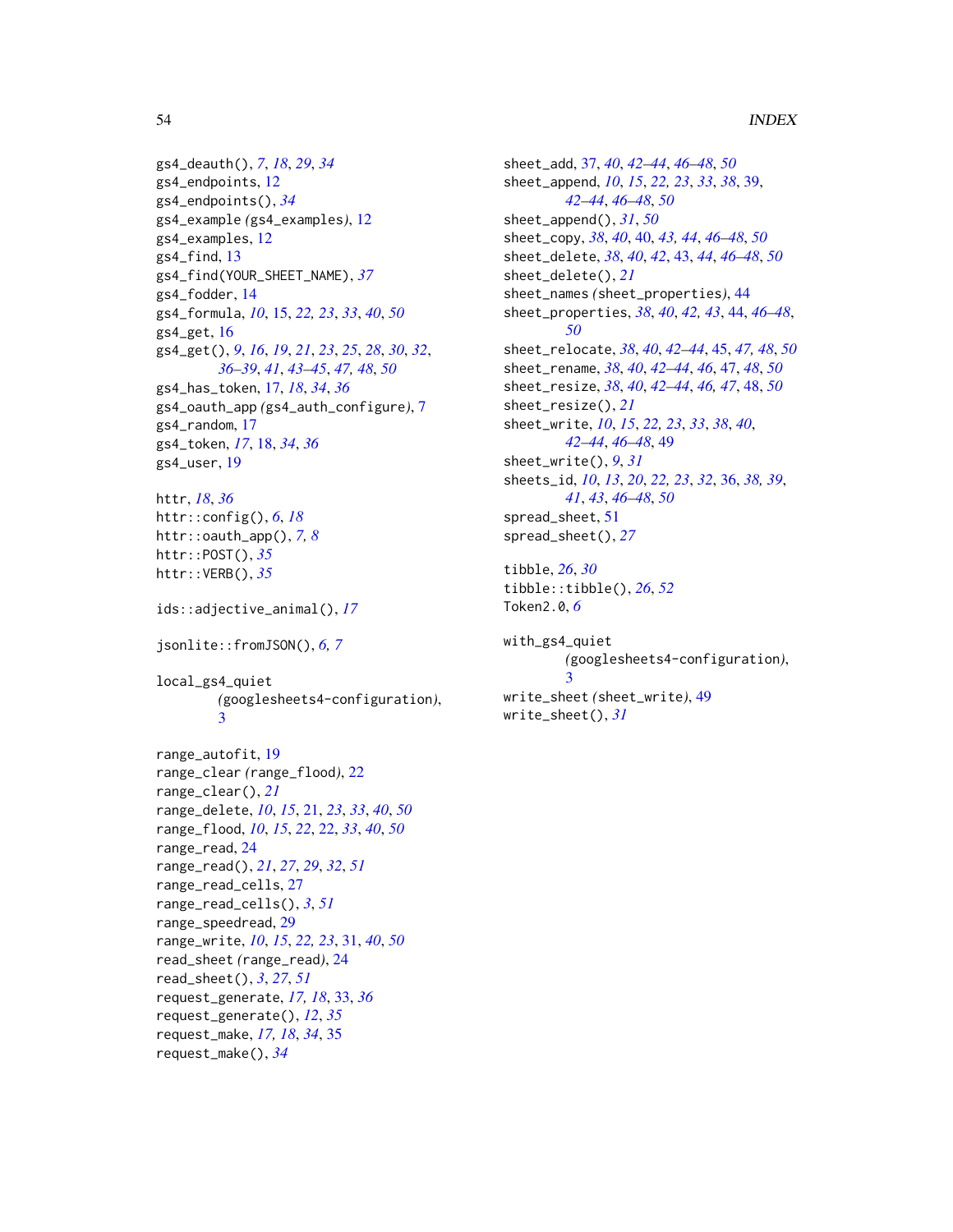gs4_deauth(), *7*, *18*, *29*, *34*
gs4_endpoints, 12
gs4_endpoints(), *34*
gs4_example *(*gs4_examples*)*, 12
gs4_examples, 12
gs4_find, 13
gs4_find(YOUR_SHEET_NAME), *37*
gs4_fodder, 14
gs4_formula, *10*, 15, *22, 23*, *33*, *40*, *50*
gs4_get, 16
gs4_get(), *9*, *16*, *19*, *21*, *23*, *25*, *28*, *30*, *32*, *36–39*, *41*, *43–45*, *47, 48*, *50*
gs4_has_token, 17, *18*, *34*, *36*
gs4_oauth_app *(*gs4_auth_configure*)*, 7
gs4_random, 17
gs4_token, *17*, 18, *34*, *36*
gs4_user, 19

httr, *18*, *36*
httr::config(), *6*, *18*
httr::oauth_app(), *7, 8*
httr::POST(), *35*
httr::VERB(), *35*

ids::adjective_animal(), *17*

jsonlite::fromJSON(), *6, 7*

local_gs4_quiet *(*googlesheets4-configuration*)*, 3

range_autofit, 19
range_clear *(*range_flood*)*, 22
range_clear(), *21*
range_delete, *10*, *15*, 21, *23*, *33*, *40*, *50*
range_flood, *10*, *15*, *22*, 22, *33*, *40*, *50*
range_read, 24
range_read(), *21*, *27*, *29*, *32*, *51*
range_read_cells, 27
range_read_cells(), *3*, *51*
range_speedread, 29
range_write, *10*, *15*, *22, 23*, 31, *40*, *50*
read_sheet *(*range_read*)*, 24
read_sheet(), *3*, *27*, *51*
request_generate, *17, 18*, 33, *36*
request_generate(), *12*, *35*
request_make, *17, 18*, *34*, 35
request_make(), *34*

sheet_add, 37, *40*, *42–44*, *46–48*, *50*
sheet_append, *10*, *15*, *22, 23*, *33*, *38*, 39, *42–44*, *46–48*, *50*
sheet_append(), *31*, *50*
sheet_copy, *38*, *40*, 40, *43, 44*, *46–48*, *50*
sheet_delete, *38*, *40*, *42*, 43, *44*, *46–48*, *50*
sheet_delete(), *21*
sheet_names *(*sheet_properties*)*, 44
sheet_properties, *38*, *40*, *42, 43*, 44, *46–48*, *50*
sheet_relocate, *38*, *40*, *42–44*, 45, *47, 48*, *50*
sheet_rename, *38*, *40*, *42–44*, *46*, 47, *48*, *50*
sheet_resize, *38*, *40*, *42–44*, *46, 47*, 48, *50*
sheet_resize(), *21*
sheet_write, *10*, *15*, *22, 23*, *33*, *38*, *40*, *42–44*, *46–48*, 49
sheet_write(), *9*, *31*
sheets_id, *10*, *13*, *20*, *22, 23*, *32*, 36, *38, 39*, *41*, *43*, *46–48*, *50*
spread_sheet, 51
spread_sheet(), *27*

tibble, *26*, *30*
tibble::tibble(), *26*, *52*
Token2.0, *6*

with_gs4_quiet *(*googlesheets4-configuration*)*, 3
write_sheet *(*sheet_write*)*, 49
write_sheet(), *31*